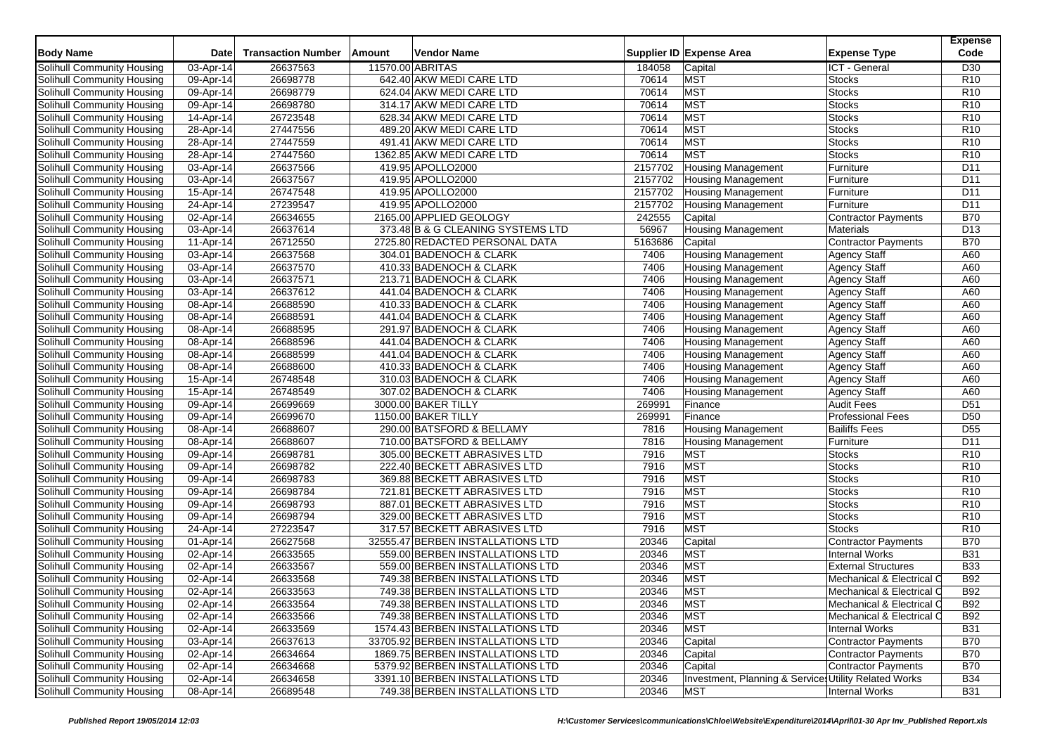| Body Name | Date | Transaction Number | Amount | Vendor Name | Supplier ID | Expense Area | Expense Type | Expense Code |
|---|---|---|---|---|---|---|---|---|
| Solihull Community Housing | 03-Apr-14 | 26637563 | 11570.00 | ABRITAS | 184058 | Capital | ICT - General | D30 |
| Solihull Community Housing | 09-Apr-14 | 26698778 | 642.40 | AKW MEDI CARE LTD | 70614 | MST | Stocks | R10 |
| Solihull Community Housing | 09-Apr-14 | 26698779 | 624.04 | AKW MEDI CARE LTD | 70614 | MST | Stocks | R10 |
| Solihull Community Housing | 09-Apr-14 | 26698780 | 314.17 | AKW MEDI CARE LTD | 70614 | MST | Stocks | R10 |
| Solihull Community Housing | 14-Apr-14 | 26723548 | 628.34 | AKW MEDI CARE LTD | 70614 | MST | Stocks | R10 |
| Solihull Community Housing | 28-Apr-14 | 27447556 | 489.20 | AKW MEDI CARE LTD | 70614 | MST | Stocks | R10 |
| Solihull Community Housing | 28-Apr-14 | 27447559 | 491.41 | AKW MEDI CARE LTD | 70614 | MST | Stocks | R10 |
| Solihull Community Housing | 28-Apr-14 | 27447560 | 1362.85 | AKW MEDI CARE LTD | 70614 | MST | Stocks | R10 |
| Solihull Community Housing | 03-Apr-14 | 26637566 | 419.95 | APOLLO2000 | 2157702 | Housing Management | Furniture | D11 |
| Solihull Community Housing | 03-Apr-14 | 26637567 | 419.95 | APOLLO2000 | 2157702 | Housing Management | Furniture | D11 |
| Solihull Community Housing | 15-Apr-14 | 26747548 | 419.95 | APOLLO2000 | 2157702 | Housing Management | Furniture | D11 |
| Solihull Community Housing | 24-Apr-14 | 27239547 | 419.95 | APOLLO2000 | 2157702 | Housing Management | Furniture | D11 |
| Solihull Community Housing | 02-Apr-14 | 26634655 | 2165.00 | APPLIED GEOLOGY | 242555 | Capital | Contractor Payments | B70 |
| Solihull Community Housing | 03-Apr-14 | 26637614 | 373.48 | B & G CLEANING SYSTEMS LTD | 56967 | Housing Management | Materials | D13 |
| Solihull Community Housing | 11-Apr-14 | 26712550 | 2725.80 | REDACTED PERSONAL DATA | 5163686 | Capital | Contractor Payments | B70 |
| Solihull Community Housing | 03-Apr-14 | 26637568 | 304.01 | BADENOCH & CLARK | 7406 | Housing Management | Agency Staff | A60 |
| Solihull Community Housing | 03-Apr-14 | 26637570 | 410.33 | BADENOCH & CLARK | 7406 | Housing Management | Agency Staff | A60 |
| Solihull Community Housing | 03-Apr-14 | 26637571 | 213.71 | BADENOCH & CLARK | 7406 | Housing Management | Agency Staff | A60 |
| Solihull Community Housing | 03-Apr-14 | 26637612 | 441.04 | BADENOCH & CLARK | 7406 | Housing Management | Agency Staff | A60 |
| Solihull Community Housing | 08-Apr-14 | 26688590 | 410.33 | BADENOCH & CLARK | 7406 | Housing Management | Agency Staff | A60 |
| Solihull Community Housing | 08-Apr-14 | 26688591 | 441.04 | BADENOCH & CLARK | 7406 | Housing Management | Agency Staff | A60 |
| Solihull Community Housing | 08-Apr-14 | 26688595 | 291.97 | BADENOCH & CLARK | 7406 | Housing Management | Agency Staff | A60 |
| Solihull Community Housing | 08-Apr-14 | 26688596 | 441.04 | BADENOCH & CLARK | 7406 | Housing Management | Agency Staff | A60 |
| Solihull Community Housing | 08-Apr-14 | 26688599 | 441.04 | BADENOCH & CLARK | 7406 | Housing Management | Agency Staff | A60 |
| Solihull Community Housing | 08-Apr-14 | 26688600 | 410.33 | BADENOCH & CLARK | 7406 | Housing Management | Agency Staff | A60 |
| Solihull Community Housing | 15-Apr-14 | 26748548 | 310.03 | BADENOCH & CLARK | 7406 | Housing Management | Agency Staff | A60 |
| Solihull Community Housing | 15-Apr-14 | 26748549 | 307.02 | BADENOCH & CLARK | 7406 | Housing Management | Agency Staff | A60 |
| Solihull Community Housing | 09-Apr-14 | 26699669 | 3000.00 | BAKER TILLY | 269991 | Finance | Audit Fees | D51 |
| Solihull Community Housing | 09-Apr-14 | 26699670 | 1150.00 | BAKER TILLY | 269991 | Finance | Professional Fees | D50 |
| Solihull Community Housing | 08-Apr-14 | 26688607 | 290.00 | BATSFORD & BELLAMY | 7816 | Housing Management | Bailiffs Fees | D55 |
| Solihull Community Housing | 08-Apr-14 | 26688607 | 710.00 | BATSFORD & BELLAMY | 7816 | Housing Management | Furniture | D11 |
| Solihull Community Housing | 09-Apr-14 | 26698781 | 305.00 | BECKETT ABRASIVES LTD | 7916 | MST | Stocks | R10 |
| Solihull Community Housing | 09-Apr-14 | 26698782 | 222.40 | BECKETT ABRASIVES LTD | 7916 | MST | Stocks | R10 |
| Solihull Community Housing | 09-Apr-14 | 26698783 | 369.88 | BECKETT ABRASIVES LTD | 7916 | MST | Stocks | R10 |
| Solihull Community Housing | 09-Apr-14 | 26698784 | 721.81 | BECKETT ABRASIVES LTD | 7916 | MST | Stocks | R10 |
| Solihull Community Housing | 09-Apr-14 | 26698793 | 887.01 | BECKETT ABRASIVES LTD | 7916 | MST | Stocks | R10 |
| Solihull Community Housing | 09-Apr-14 | 26698794 | 329.00 | BECKETT ABRASIVES LTD | 7916 | MST | Stocks | R10 |
| Solihull Community Housing | 24-Apr-14 | 27223547 | 317.57 | BECKETT ABRASIVES LTD | 7916 | MST | Stocks | R10 |
| Solihull Community Housing | 01-Apr-14 | 26627568 | 32555.47 | BERBEN INSTALLATIONS LTD | 20346 | Capital | Contractor Payments | B70 |
| Solihull Community Housing | 02-Apr-14 | 26633565 | 559.00 | BERBEN INSTALLATIONS LTD | 20346 | MST | Internal Works | B31 |
| Solihull Community Housing | 02-Apr-14 | 26633567 | 559.00 | BERBEN INSTALLATIONS LTD | 20346 | MST | External Structures | B33 |
| Solihull Community Housing | 02-Apr-14 | 26633568 | 749.38 | BERBEN INSTALLATIONS LTD | 20346 | MST | Mechanical & Electrical C | B92 |
| Solihull Community Housing | 02-Apr-14 | 26633563 | 749.38 | BERBEN INSTALLATIONS LTD | 20346 | MST | Mechanical & Electrical C | B92 |
| Solihull Community Housing | 02-Apr-14 | 26633564 | 749.38 | BERBEN INSTALLATIONS LTD | 20346 | MST | Mechanical & Electrical C | B92 |
| Solihull Community Housing | 02-Apr-14 | 26633566 | 749.38 | BERBEN INSTALLATIONS LTD | 20346 | MST | Mechanical & Electrical C | B92 |
| Solihull Community Housing | 02-Apr-14 | 26633569 | 1574.43 | BERBEN INSTALLATIONS LTD | 20346 | MST | Internal Works | B31 |
| Solihull Community Housing | 03-Apr-14 | 26637613 | 33705.92 | BERBEN INSTALLATIONS LTD | 20346 | Capital | Contractor Payments | B70 |
| Solihull Community Housing | 02-Apr-14 | 26634664 | 1869.75 | BERBEN INSTALLATIONS LTD | 20346 | Capital | Contractor Payments | B70 |
| Solihull Community Housing | 02-Apr-14 | 26634668 | 5379.92 | BERBEN INSTALLATIONS LTD | 20346 | Capital | Contractor Payments | B70 |
| Solihull Community Housing | 02-Apr-14 | 26634658 | 3391.10 | BERBEN INSTALLATIONS LTD | 20346 | Investment, Planning & Services | Utility Related Works | B34 |
| Solihull Community Housing | 08-Apr-14 | 26689548 | 749.38 | BERBEN INSTALLATIONS LTD | 20346 | MST | Internal Works | B31 |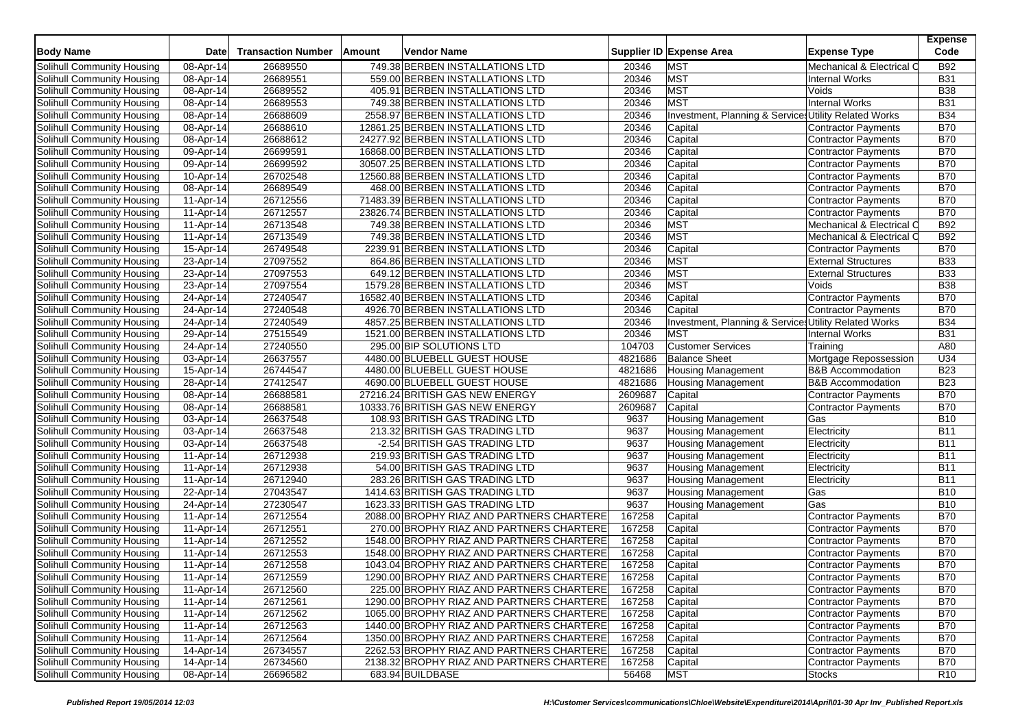| Body Name | Date | Transaction Number | Amount | Vendor Name | Supplier ID | Expense Area | Expense Type | Expense Code |
|---|---|---|---|---|---|---|---|---|
| Solihull Community Housing | 08-Apr-14 | 26689550 | 749.38 | BERBEN INSTALLATIONS LTD | 20346 | MST | Mechanical & Electrical C | B92 |
| Solihull Community Housing | 08-Apr-14 | 26689551 | 559.00 | BERBEN INSTALLATIONS LTD | 20346 | MST | Internal Works | B31 |
| Solihull Community Housing | 08-Apr-14 | 26689552 | 405.91 | BERBEN INSTALLATIONS LTD | 20346 | MST | Voids | B38 |
| Solihull Community Housing | 08-Apr-14 | 26689553 | 749.38 | BERBEN INSTALLATIONS LTD | 20346 | MST | Internal Works | B31 |
| Solihull Community Housing | 08-Apr-14 | 26688609 | 2558.97 | BERBEN INSTALLATIONS LTD | 20346 | Investment, Planning & Services | Utility Related Works | B34 |
| Solihull Community Housing | 08-Apr-14 | 26688610 | 12861.25 | BERBEN INSTALLATIONS LTD | 20346 | Capital | Contractor Payments | B70 |
| Solihull Community Housing | 08-Apr-14 | 26688612 | 24277.92 | BERBEN INSTALLATIONS LTD | 20346 | Capital | Contractor Payments | B70 |
| Solihull Community Housing | 09-Apr-14 | 26699591 | 16868.00 | BERBEN INSTALLATIONS LTD | 20346 | Capital | Contractor Payments | B70 |
| Solihull Community Housing | 09-Apr-14 | 26699592 | 30507.25 | BERBEN INSTALLATIONS LTD | 20346 | Capital | Contractor Payments | B70 |
| Solihull Community Housing | 10-Apr-14 | 26702548 | 12560.88 | BERBEN INSTALLATIONS LTD | 20346 | Capital | Contractor Payments | B70 |
| Solihull Community Housing | 08-Apr-14 | 26689549 | 468.00 | BERBEN INSTALLATIONS LTD | 20346 | Capital | Contractor Payments | B70 |
| Solihull Community Housing | 11-Apr-14 | 26712556 | 71483.39 | BERBEN INSTALLATIONS LTD | 20346 | Capital | Contractor Payments | B70 |
| Solihull Community Housing | 11-Apr-14 | 26712557 | 23826.74 | BERBEN INSTALLATIONS LTD | 20346 | Capital | Contractor Payments | B70 |
| Solihull Community Housing | 11-Apr-14 | 26713548 | 749.38 | BERBEN INSTALLATIONS LTD | 20346 | MST | Mechanical & Electrical C | B92 |
| Solihull Community Housing | 11-Apr-14 | 26713549 | 749.38 | BERBEN INSTALLATIONS LTD | 20346 | MST | Mechanical & Electrical C | B92 |
| Solihull Community Housing | 15-Apr-14 | 26749548 | 2239.91 | BERBEN INSTALLATIONS LTD | 20346 | Capital | Contractor Payments | B70 |
| Solihull Community Housing | 23-Apr-14 | 27097552 | 864.86 | BERBEN INSTALLATIONS LTD | 20346 | MST | External Structures | B33 |
| Solihull Community Housing | 23-Apr-14 | 27097553 | 649.12 | BERBEN INSTALLATIONS LTD | 20346 | MST | External Structures | B33 |
| Solihull Community Housing | 23-Apr-14 | 27097554 | 1579.28 | BERBEN INSTALLATIONS LTD | 20346 | MST | Voids | B38 |
| Solihull Community Housing | 24-Apr-14 | 27240547 | 16582.40 | BERBEN INSTALLATIONS LTD | 20346 | Capital | Contractor Payments | B70 |
| Solihull Community Housing | 24-Apr-14 | 27240548 | 4926.70 | BERBEN INSTALLATIONS LTD | 20346 | Capital | Contractor Payments | B70 |
| Solihull Community Housing | 24-Apr-14 | 27240549 | 4857.25 | BERBEN INSTALLATIONS LTD | 20346 | Investment, Planning & Services | Utility Related Works | B34 |
| Solihull Community Housing | 29-Apr-14 | 27515549 | 1521.00 | BERBEN INSTALLATIONS LTD | 20346 | MST | Internal Works | B31 |
| Solihull Community Housing | 24-Apr-14 | 27240550 | 295.00 | BIP SOLUTIONS LTD | 104703 | Customer Services | Training | A80 |
| Solihull Community Housing | 03-Apr-14 | 26637557 | 4480.00 | BLUEBELL GUEST HOUSE | 4821686 | Balance Sheet | Mortgage Repossession | U34 |
| Solihull Community Housing | 15-Apr-14 | 26744547 | 4480.00 | BLUEBELL GUEST HOUSE | 4821686 | Housing Management | B&B Accommodation | B23 |
| Solihull Community Housing | 28-Apr-14 | 27412547 | 4690.00 | BLUEBELL GUEST HOUSE | 4821686 | Housing Management | B&B Accommodation | B23 |
| Solihull Community Housing | 08-Apr-14 | 26688581 | 27216.24 | BRITISH GAS NEW ENERGY | 2609687 | Capital | Contractor Payments | B70 |
| Solihull Community Housing | 08-Apr-14 | 26688581 | 10333.76 | BRITISH GAS NEW ENERGY | 2609687 | Capital | Contractor Payments | B70 |
| Solihull Community Housing | 03-Apr-14 | 26637548 | 108.93 | BRITISH GAS TRADING LTD | 9637 | Housing Management | Gas | B10 |
| Solihull Community Housing | 03-Apr-14 | 26637548 | 213.32 | BRITISH GAS TRADING LTD | 9637 | Housing Management | Electricity | B11 |
| Solihull Community Housing | 03-Apr-14 | 26637548 | -2.54 | BRITISH GAS TRADING LTD | 9637 | Housing Management | Electricity | B11 |
| Solihull Community Housing | 11-Apr-14 | 26712938 | 219.93 | BRITISH GAS TRADING LTD | 9637 | Housing Management | Electricity | B11 |
| Solihull Community Housing | 11-Apr-14 | 26712938 | 54.00 | BRITISH GAS TRADING LTD | 9637 | Housing Management | Electricity | B11 |
| Solihull Community Housing | 11-Apr-14 | 26712940 | 283.26 | BRITISH GAS TRADING LTD | 9637 | Housing Management | Electricity | B11 |
| Solihull Community Housing | 22-Apr-14 | 27043547 | 1414.63 | BRITISH GAS TRADING LTD | 9637 | Housing Management | Gas | B10 |
| Solihull Community Housing | 24-Apr-14 | 27230547 | 1623.33 | BRITISH GAS TRADING LTD | 9637 | Housing Management | Gas | B10 |
| Solihull Community Housing | 11-Apr-14 | 26712554 | 2088.00 | BROPHY RIAZ AND PARTNERS CHARTERE | 167258 | Capital | Contractor Payments | B70 |
| Solihull Community Housing | 11-Apr-14 | 26712551 | 270.00 | BROPHY RIAZ AND PARTNERS CHARTERE | 167258 | Capital | Contractor Payments | B70 |
| Solihull Community Housing | 11-Apr-14 | 26712552 | 1548.00 | BROPHY RIAZ AND PARTNERS CHARTERE | 167258 | Capital | Contractor Payments | B70 |
| Solihull Community Housing | 11-Apr-14 | 26712553 | 1548.00 | BROPHY RIAZ AND PARTNERS CHARTERE | 167258 | Capital | Contractor Payments | B70 |
| Solihull Community Housing | 11-Apr-14 | 26712558 | 1043.04 | BROPHY RIAZ AND PARTNERS CHARTERE | 167258 | Capital | Contractor Payments | B70 |
| Solihull Community Housing | 11-Apr-14 | 26712559 | 1290.00 | BROPHY RIAZ AND PARTNERS CHARTERE | 167258 | Capital | Contractor Payments | B70 |
| Solihull Community Housing | 11-Apr-14 | 26712560 | 225.00 | BROPHY RIAZ AND PARTNERS CHARTERE | 167258 | Capital | Contractor Payments | B70 |
| Solihull Community Housing | 11-Apr-14 | 26712561 | 1290.00 | BROPHY RIAZ AND PARTNERS CHARTERE | 167258 | Capital | Contractor Payments | B70 |
| Solihull Community Housing | 11-Apr-14 | 26712562 | 1065.00 | BROPHY RIAZ AND PARTNERS CHARTERE | 167258 | Capital | Contractor Payments | B70 |
| Solihull Community Housing | 11-Apr-14 | 26712563 | 1440.00 | BROPHY RIAZ AND PARTNERS CHARTERE | 167258 | Capital | Contractor Payments | B70 |
| Solihull Community Housing | 11-Apr-14 | 26712564 | 1350.00 | BROPHY RIAZ AND PARTNERS CHARTERE | 167258 | Capital | Contractor Payments | B70 |
| Solihull Community Housing | 14-Apr-14 | 26734557 | 2262.53 | BROPHY RIAZ AND PARTNERS CHARTERE | 167258 | Capital | Contractor Payments | B70 |
| Solihull Community Housing | 14-Apr-14 | 26734560 | 2138.32 | BROPHY RIAZ AND PARTNERS CHARTERE | 167258 | Capital | Contractor Payments | B70 |
| Solihull Community Housing | 08-Apr-14 | 26696582 | 683.94 | BUILDBASE | 56468 | MST | Stocks | R10 |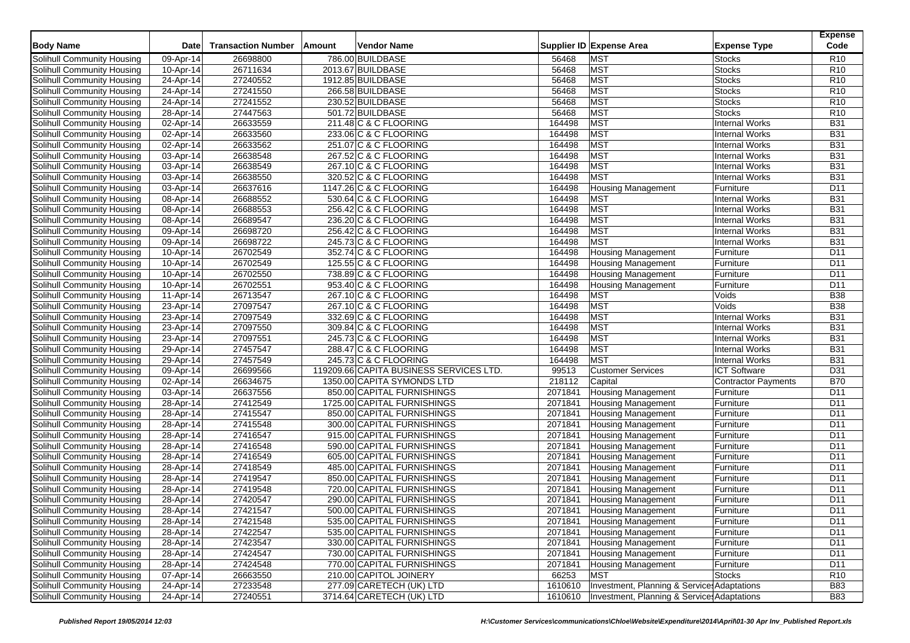| Body Name | Date | Transaction Number | Amount | Vendor Name | Supplier ID | Expense Area | Expense Type | Expense Code |
|---|---|---|---|---|---|---|---|---|
| Solihull Community Housing | 09-Apr-14 | 26698800 | 786.00 | BUILDBASE | 56468 | MST | Stocks | R10 |
| Solihull Community Housing | 10-Apr-14 | 26711634 | 2013.67 | BUILDBASE | 56468 | MST | Stocks | R10 |
| Solihull Community Housing | 24-Apr-14 | 27240552 | 1912.85 | BUILDBASE | 56468 | MST | Stocks | R10 |
| Solihull Community Housing | 24-Apr-14 | 27241550 | 266.58 | BUILDBASE | 56468 | MST | Stocks | R10 |
| Solihull Community Housing | 24-Apr-14 | 27241552 | 230.52 | BUILDBASE | 56468 | MST | Stocks | R10 |
| Solihull Community Housing | 28-Apr-14 | 27447563 | 501.72 | BUILDBASE | 56468 | MST | Stocks | R10 |
| Solihull Community Housing | 02-Apr-14 | 26633559 | 211.48 | C & C FLOORING | 164498 | MST | Internal Works | B31 |
| Solihull Community Housing | 02-Apr-14 | 26633560 | 233.06 | C & C FLOORING | 164498 | MST | Internal Works | B31 |
| Solihull Community Housing | 02-Apr-14 | 26633562 | 251.07 | C & C FLOORING | 164498 | MST | Internal Works | B31 |
| Solihull Community Housing | 03-Apr-14 | 26638548 | 267.52 | C & C FLOORING | 164498 | MST | Internal Works | B31 |
| Solihull Community Housing | 03-Apr-14 | 26638549 | 267.10 | C & C FLOORING | 164498 | MST | Internal Works | B31 |
| Solihull Community Housing | 03-Apr-14 | 26638550 | 320.52 | C & C FLOORING | 164498 | MST | Internal Works | B31 |
| Solihull Community Housing | 03-Apr-14 | 26637616 | 1147.26 | C & C FLOORING | 164498 | Housing Management | Furniture | D11 |
| Solihull Community Housing | 08-Apr-14 | 26688552 | 530.64 | C & C FLOORING | 164498 | MST | Internal Works | B31 |
| Solihull Community Housing | 08-Apr-14 | 26688553 | 256.42 | C & C FLOORING | 164498 | MST | Internal Works | B31 |
| Solihull Community Housing | 08-Apr-14 | 26689547 | 236.20 | C & C FLOORING | 164498 | MST | Internal Works | B31 |
| Solihull Community Housing | 09-Apr-14 | 26698720 | 256.42 | C & C FLOORING | 164498 | MST | Internal Works | B31 |
| Solihull Community Housing | 09-Apr-14 | 26698722 | 245.73 | C & C FLOORING | 164498 | MST | Internal Works | B31 |
| Solihull Community Housing | 10-Apr-14 | 26702549 | 352.74 | C & C FLOORING | 164498 | Housing Management | Furniture | D11 |
| Solihull Community Housing | 10-Apr-14 | 26702549 | 125.55 | C & C FLOORING | 164498 | Housing Management | Furniture | D11 |
| Solihull Community Housing | 10-Apr-14 | 26702550 | 738.89 | C & C FLOORING | 164498 | Housing Management | Furniture | D11 |
| Solihull Community Housing | 10-Apr-14 | 26702551 | 953.40 | C & C FLOORING | 164498 | Housing Management | Furniture | D11 |
| Solihull Community Housing | 11-Apr-14 | 26713547 | 267.10 | C & C FLOORING | 164498 | MST | Voids | B38 |
| Solihull Community Housing | 23-Apr-14 | 27097547 | 267.10 | C & C FLOORING | 164498 | MST | Voids | B38 |
| Solihull Community Housing | 23-Apr-14 | 27097549 | 332.69 | C & C FLOORING | 164498 | MST | Internal Works | B31 |
| Solihull Community Housing | 23-Apr-14 | 27097550 | 309.84 | C & C FLOORING | 164498 | MST | Internal Works | B31 |
| Solihull Community Housing | 23-Apr-14 | 27097551 | 245.73 | C & C FLOORING | 164498 | MST | Internal Works | B31 |
| Solihull Community Housing | 29-Apr-14 | 27457547 | 288.47 | C & C FLOORING | 164498 | MST | Internal Works | B31 |
| Solihull Community Housing | 29-Apr-14 | 27457549 | 245.73 | C & C FLOORING | 164498 | MST | Internal Works | B31 |
| Solihull Community Housing | 09-Apr-14 | 26699566 | 119209.66 | CAPITA BUSINESS SERVICES LTD. | 99513 | Customer Services | ICT Software | D31 |
| Solihull Community Housing | 02-Apr-14 | 26634675 | 1350.00 | CAPITA SYMONDS LTD | 218112 | Capital | Contractor Payments | B70 |
| Solihull Community Housing | 03-Apr-14 | 26637556 | 850.00 | CAPITAL FURNISHINGS | 2071841 | Housing Management | Furniture | D11 |
| Solihull Community Housing | 28-Apr-14 | 27412549 | 1725.00 | CAPITAL FURNISHINGS | 2071841 | Housing Management | Furniture | D11 |
| Solihull Community Housing | 28-Apr-14 | 27415547 | 850.00 | CAPITAL FURNISHINGS | 2071841 | Housing Management | Furniture | D11 |
| Solihull Community Housing | 28-Apr-14 | 27415548 | 300.00 | CAPITAL FURNISHINGS | 2071841 | Housing Management | Furniture | D11 |
| Solihull Community Housing | 28-Apr-14 | 27416547 | 915.00 | CAPITAL FURNISHINGS | 2071841 | Housing Management | Furniture | D11 |
| Solihull Community Housing | 28-Apr-14 | 27416548 | 590.00 | CAPITAL FURNISHINGS | 2071841 | Housing Management | Furniture | D11 |
| Solihull Community Housing | 28-Apr-14 | 27416549 | 605.00 | CAPITAL FURNISHINGS | 2071841 | Housing Management | Furniture | D11 |
| Solihull Community Housing | 28-Apr-14 | 27418549 | 485.00 | CAPITAL FURNISHINGS | 2071841 | Housing Management | Furniture | D11 |
| Solihull Community Housing | 28-Apr-14 | 27419547 | 850.00 | CAPITAL FURNISHINGS | 2071841 | Housing Management | Furniture | D11 |
| Solihull Community Housing | 28-Apr-14 | 27419548 | 720.00 | CAPITAL FURNISHINGS | 2071841 | Housing Management | Furniture | D11 |
| Solihull Community Housing | 28-Apr-14 | 27420547 | 290.00 | CAPITAL FURNISHINGS | 2071841 | Housing Management | Furniture | D11 |
| Solihull Community Housing | 28-Apr-14 | 27421547 | 500.00 | CAPITAL FURNISHINGS | 2071841 | Housing Management | Furniture | D11 |
| Solihull Community Housing | 28-Apr-14 | 27421548 | 535.00 | CAPITAL FURNISHINGS | 2071841 | Housing Management | Furniture | D11 |
| Solihull Community Housing | 28-Apr-14 | 27422547 | 535.00 | CAPITAL FURNISHINGS | 2071841 | Housing Management | Furniture | D11 |
| Solihull Community Housing | 28-Apr-14 | 27423547 | 330.00 | CAPITAL FURNISHINGS | 2071841 | Housing Management | Furniture | D11 |
| Solihull Community Housing | 28-Apr-14 | 27424547 | 730.00 | CAPITAL FURNISHINGS | 2071841 | Housing Management | Furniture | D11 |
| Solihull Community Housing | 28-Apr-14 | 27424548 | 770.00 | CAPITAL FURNISHINGS | 2071841 | Housing Management | Furniture | D11 |
| Solihull Community Housing | 07-Apr-14 | 26663550 | 210.00 | CAPITOL JOINERY | 66253 | MST | Stocks | R10 |
| Solihull Community Housing | 24-Apr-14 | 27233548 | 277.09 | CARETECH (UK) LTD | 1610610 | Investment, Planning & Services | Adaptations | B83 |
| Solihull Community Housing | 24-Apr-14 | 27240551 | 3714.64 | CARETECH (UK) LTD | 1610610 | Investment, Planning & Services | Adaptations | B83 |

*Published Report 19/05/2014 12:03*

*H:\Customer Services\communications\Chloe\Website\Expenditure\2014\April\01-30 Apr Inv_Published Report.xls*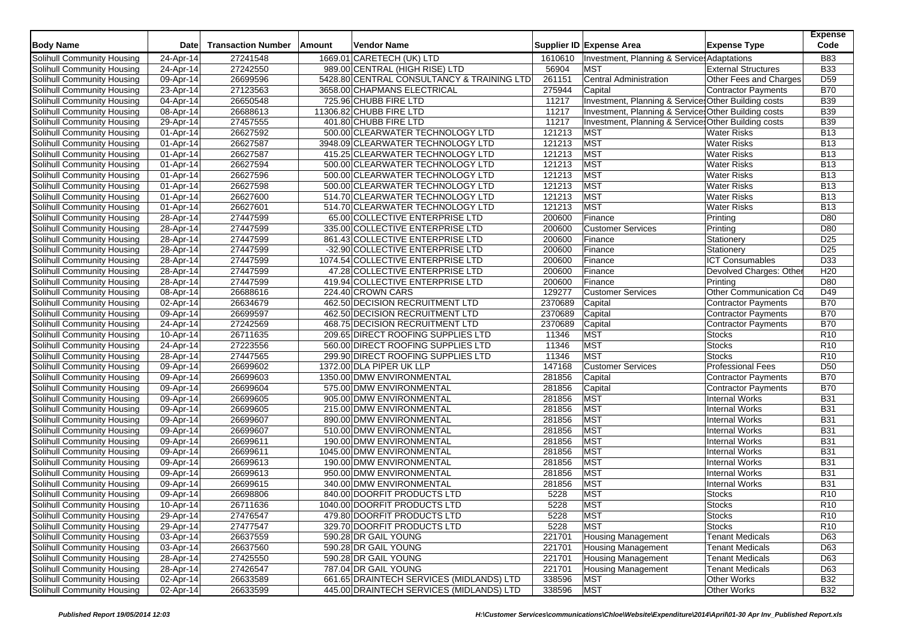| Body Name | Date | Transaction Number | Amount | Vendor Name | Supplier ID | Expense Area | Expense Type | Expense Code |
|---|---|---|---|---|---|---|---|---|
| Solihull Community Housing | 24-Apr-14 | 27241548 | 1669.01 | CARETECH (UK) LTD | 1610610 | Investment, Planning & Services | Adaptations | B83 |
| Solihull Community Housing | 24-Apr-14 | 27242550 | 989.00 | CENTRAL (HIGH RISE) LTD | 56904 | MST | External Structures | B33 |
| Solihull Community Housing | 09-Apr-14 | 26699596 | 5428.80 | CENTRAL CONSULTANCY & TRAINING LTD | 261151 | Central Administration | Other Fees and Charges | D59 |
| Solihull Community Housing | 23-Apr-14 | 27123563 | 3658.00 | CHAPMANS ELECTRICAL | 275944 | Capital | Contractor Payments | B70 |
| Solihull Community Housing | 04-Apr-14 | 26650548 | 725.96 | CHUBB FIRE LTD | 11217 | Investment, Planning & Services | Other Building costs | B39 |
| Solihull Community Housing | 08-Apr-14 | 26688613 | 11306.82 | CHUBB FIRE LTD | 11217 | Investment, Planning & Services | Other Building costs | B39 |
| Solihull Community Housing | 29-Apr-14 | 27457555 | 401.80 | CHUBB FIRE LTD | 11217 | Investment, Planning & Services | Other Building costs | B39 |
| Solihull Community Housing | 01-Apr-14 | 26627592 | 500.00 | CLEARWATER TECHNOLOGY LTD | 121213 | MST | Water Risks | B13 |
| Solihull Community Housing | 01-Apr-14 | 26627587 | 3948.09 | CLEARWATER TECHNOLOGY LTD | 121213 | MST | Water Risks | B13 |
| Solihull Community Housing | 01-Apr-14 | 26627587 | 415.25 | CLEARWATER TECHNOLOGY LTD | 121213 | MST | Water Risks | B13 |
| Solihull Community Housing | 01-Apr-14 | 26627594 | 500.00 | CLEARWATER TECHNOLOGY LTD | 121213 | MST | Water Risks | B13 |
| Solihull Community Housing | 01-Apr-14 | 26627596 | 500.00 | CLEARWATER TECHNOLOGY LTD | 121213 | MST | Water Risks | B13 |
| Solihull Community Housing | 01-Apr-14 | 26627598 | 500.00 | CLEARWATER TECHNOLOGY LTD | 121213 | MST | Water Risks | B13 |
| Solihull Community Housing | 01-Apr-14 | 26627600 | 514.70 | CLEARWATER TECHNOLOGY LTD | 121213 | MST | Water Risks | B13 |
| Solihull Community Housing | 01-Apr-14 | 26627601 | 514.70 | CLEARWATER TECHNOLOGY LTD | 121213 | MST | Water Risks | B13 |
| Solihull Community Housing | 28-Apr-14 | 27447599 | 65.00 | COLLECTIVE ENTERPRISE LTD | 200600 | Finance | Printing | D80 |
| Solihull Community Housing | 28-Apr-14 | 27447599 | 335.00 | COLLECTIVE ENTERPRISE LTD | 200600 | Customer Services | Printing | D80 |
| Solihull Community Housing | 28-Apr-14 | 27447599 | 861.43 | COLLECTIVE ENTERPRISE LTD | 200600 | Finance | Stationery | D25 |
| Solihull Community Housing | 28-Apr-14 | 27447599 | -32.90 | COLLECTIVE ENTERPRISE LTD | 200600 | Finance | Stationery | D25 |
| Solihull Community Housing | 28-Apr-14 | 27447599 | 1074.54 | COLLECTIVE ENTERPRISE LTD | 200600 | Finance | ICT Consumables | D33 |
| Solihull Community Housing | 28-Apr-14 | 27447599 | 47.28 | COLLECTIVE ENTERPRISE LTD | 200600 | Finance | Devolved Charges: Other | H20 |
| Solihull Community Housing | 28-Apr-14 | 27447599 | 419.94 | COLLECTIVE ENTERPRISE LTD | 200600 | Finance | Printing | D80 |
| Solihull Community Housing | 08-Apr-14 | 26688616 | 224.40 | CROWN CARS | 129277 | Customer Services | Other Communication Co | D49 |
| Solihull Community Housing | 02-Apr-14 | 26634679 | 462.50 | DECISION RECRUITMENT LTD | 2370689 | Capital | Contractor Payments | B70 |
| Solihull Community Housing | 09-Apr-14 | 26699597 | 462.50 | DECISION RECRUITMENT LTD | 2370689 | Capital | Contractor Payments | B70 |
| Solihull Community Housing | 24-Apr-14 | 27242569 | 468.75 | DECISION RECRUITMENT LTD | 2370689 | Capital | Contractor Payments | B70 |
| Solihull Community Housing | 10-Apr-14 | 26711635 | 209.65 | DIRECT ROOFING SUPPLIES LTD | 11346 | MST | Stocks | R10 |
| Solihull Community Housing | 24-Apr-14 | 27223556 | 560.00 | DIRECT ROOFING SUPPLIES LTD | 11346 | MST | Stocks | R10 |
| Solihull Community Housing | 28-Apr-14 | 27447565 | 299.90 | DIRECT ROOFING SUPPLIES LTD | 11346 | MST | Stocks | R10 |
| Solihull Community Housing | 09-Apr-14 | 26699602 | 1372.00 | DLA PIPER UK LLP | 147168 | Customer Services | Professional Fees | D50 |
| Solihull Community Housing | 09-Apr-14 | 26699603 | 1350.00 | DMW ENVIRONMENTAL | 281856 | Capital | Contractor Payments | B70 |
| Solihull Community Housing | 09-Apr-14 | 26699604 | 575.00 | DMW ENVIRONMENTAL | 281856 | Capital | Contractor Payments | B70 |
| Solihull Community Housing | 09-Apr-14 | 26699605 | 905.00 | DMW ENVIRONMENTAL | 281856 | MST | Internal Works | B31 |
| Solihull Community Housing | 09-Apr-14 | 26699605 | 215.00 | DMW ENVIRONMENTAL | 281856 | MST | Internal Works | B31 |
| Solihull Community Housing | 09-Apr-14 | 26699607 | 890.00 | DMW ENVIRONMENTAL | 281856 | MST | Internal Works | B31 |
| Solihull Community Housing | 09-Apr-14 | 26699607 | 510.00 | DMW ENVIRONMENTAL | 281856 | MST | Internal Works | B31 |
| Solihull Community Housing | 09-Apr-14 | 26699611 | 190.00 | DMW ENVIRONMENTAL | 281856 | MST | Internal Works | B31 |
| Solihull Community Housing | 09-Apr-14 | 26699611 | 1045.00 | DMW ENVIRONMENTAL | 281856 | MST | Internal Works | B31 |
| Solihull Community Housing | 09-Apr-14 | 26699613 | 190.00 | DMW ENVIRONMENTAL | 281856 | MST | Internal Works | B31 |
| Solihull Community Housing | 09-Apr-14 | 26699613 | 950.00 | DMW ENVIRONMENTAL | 281856 | MST | Internal Works | B31 |
| Solihull Community Housing | 09-Apr-14 | 26699615 | 340.00 | DMW ENVIRONMENTAL | 281856 | MST | Internal Works | B31 |
| Solihull Community Housing | 09-Apr-14 | 26698806 | 840.00 | DOORFIT PRODUCTS LTD | 5228 | MST | Stocks | R10 |
| Solihull Community Housing | 10-Apr-14 | 26711636 | 1040.00 | DOORFIT PRODUCTS LTD | 5228 | MST | Stocks | R10 |
| Solihull Community Housing | 29-Apr-14 | 27476547 | 479.80 | DOORFIT PRODUCTS LTD | 5228 | MST | Stocks | R10 |
| Solihull Community Housing | 29-Apr-14 | 27477547 | 329.70 | DOORFIT PRODUCTS LTD | 5228 | MST | Stocks | R10 |
| Solihull Community Housing | 03-Apr-14 | 26637559 | 590.28 | DR GAIL YOUNG | 221701 | Housing Management | Tenant Medicals | D63 |
| Solihull Community Housing | 03-Apr-14 | 26637560 | 590.28 | DR GAIL YOUNG | 221701 | Housing Management | Tenant Medicals | D63 |
| Solihull Community Housing | 28-Apr-14 | 27425550 | 590.28 | DR GAIL YOUNG | 221701 | Housing Management | Tenant Medicals | D63 |
| Solihull Community Housing | 28-Apr-14 | 27426547 | 787.04 | DR GAIL YOUNG | 221701 | Housing Management | Tenant Medicals | D63 |
| Solihull Community Housing | 02-Apr-14 | 26633589 | 661.65 | DRAINTECH SERVICES (MIDLANDS) LTD | 338596 | MST | Other Works | B32 |
| Solihull Community Housing | 02-Apr-14 | 26633599 | 445.00 | DRAINTECH SERVICES (MIDLANDS) LTD | 338596 | MST | Other Works | B32 |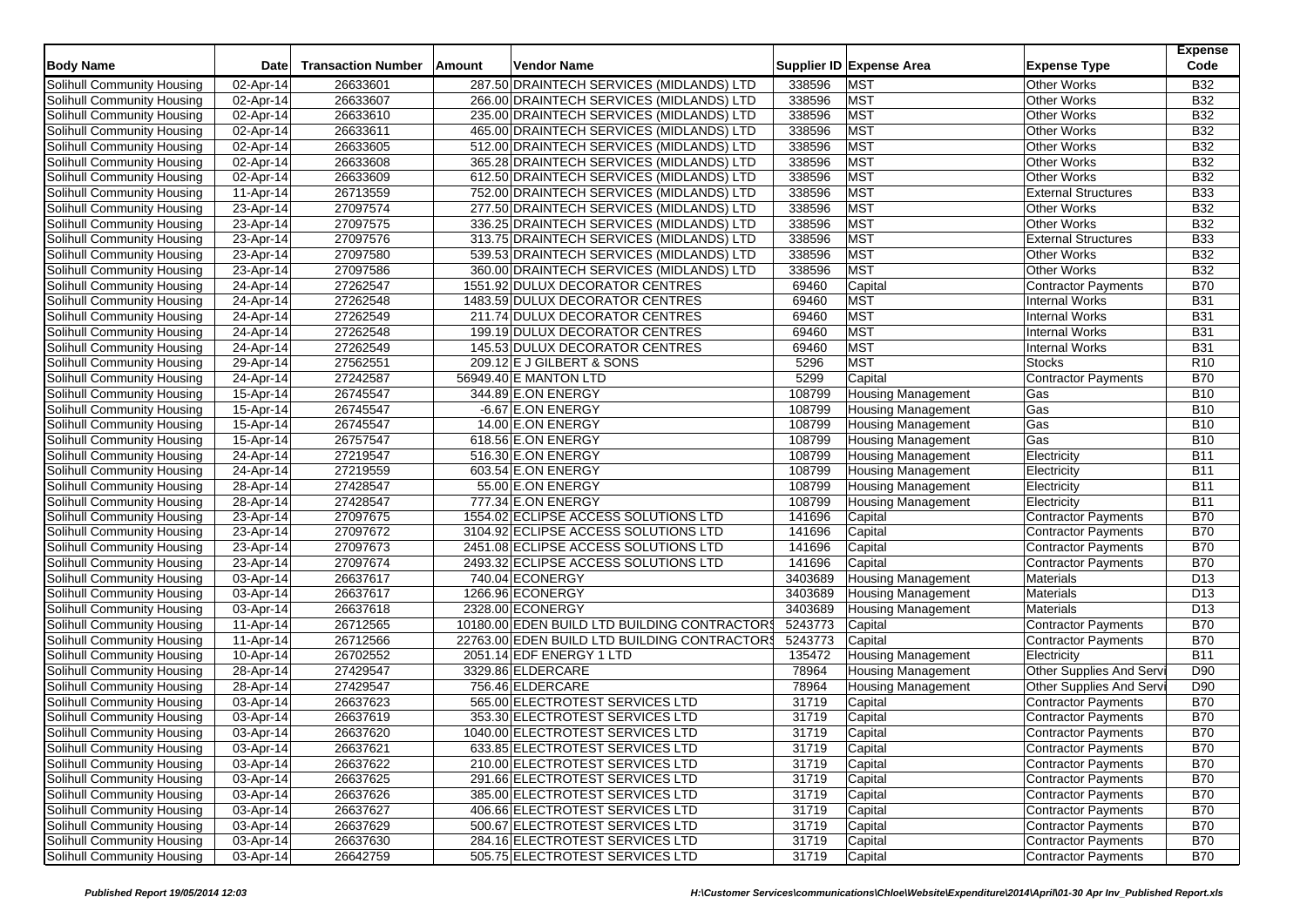| Body Name | Date | Transaction Number | Amount | Vendor Name | Supplier ID | Expense Area | Expense Type | Expense Code |
|---|---|---|---|---|---|---|---|---|
| Solihull Community Housing | 02-Apr-14 | 26633601 | 287.50 | DRAINTECH SERVICES (MIDLANDS) LTD | 338596 | MST | Other Works | B32 |
| Solihull Community Housing | 02-Apr-14 | 26633607 | 266.00 | DRAINTECH SERVICES (MIDLANDS) LTD | 338596 | MST | Other Works | B32 |
| Solihull Community Housing | 02-Apr-14 | 26633610 | 235.00 | DRAINTECH SERVICES (MIDLANDS) LTD | 338596 | MST | Other Works | B32 |
| Solihull Community Housing | 02-Apr-14 | 26633611 | 465.00 | DRAINTECH SERVICES (MIDLANDS) LTD | 338596 | MST | Other Works | B32 |
| Solihull Community Housing | 02-Apr-14 | 26633605 | 512.00 | DRAINTECH SERVICES (MIDLANDS) LTD | 338596 | MST | Other Works | B32 |
| Solihull Community Housing | 02-Apr-14 | 26633608 | 365.28 | DRAINTECH SERVICES (MIDLANDS) LTD | 338596 | MST | Other Works | B32 |
| Solihull Community Housing | 02-Apr-14 | 26633609 | 612.50 | DRAINTECH SERVICES (MIDLANDS) LTD | 338596 | MST | Other Works | B32 |
| Solihull Community Housing | 11-Apr-14 | 26713559 | 752.00 | DRAINTECH SERVICES (MIDLANDS) LTD | 338596 | MST | External Structures | B33 |
| Solihull Community Housing | 23-Apr-14 | 27097574 | 277.50 | DRAINTECH SERVICES (MIDLANDS) LTD | 338596 | MST | Other Works | B32 |
| Solihull Community Housing | 23-Apr-14 | 27097575 | 336.25 | DRAINTECH SERVICES (MIDLANDS) LTD | 338596 | MST | Other Works | B32 |
| Solihull Community Housing | 23-Apr-14 | 27097576 | 313.75 | DRAINTECH SERVICES (MIDLANDS) LTD | 338596 | MST | External Structures | B33 |
| Solihull Community Housing | 23-Apr-14 | 27097580 | 539.53 | DRAINTECH SERVICES (MIDLANDS) LTD | 338596 | MST | Other Works | B32 |
| Solihull Community Housing | 23-Apr-14 | 27097586 | 360.00 | DRAINTECH SERVICES (MIDLANDS) LTD | 338596 | MST | Other Works | B32 |
| Solihull Community Housing | 24-Apr-14 | 27262547 | 1551.92 | DULUX DECORATOR CENTRES | 69460 | Capital | Contractor Payments | B70 |
| Solihull Community Housing | 24-Apr-14 | 27262548 | 1483.59 | DULUX DECORATOR CENTRES | 69460 | MST | Internal Works | B31 |
| Solihull Community Housing | 24-Apr-14 | 27262549 | 211.74 | DULUX DECORATOR CENTRES | 69460 | MST | Internal Works | B31 |
| Solihull Community Housing | 24-Apr-14 | 27262548 | 199.19 | DULUX DECORATOR CENTRES | 69460 | MST | Internal Works | B31 |
| Solihull Community Housing | 24-Apr-14 | 27262549 | 145.53 | DULUX DECORATOR CENTRES | 69460 | MST | Internal Works | B31 |
| Solihull Community Housing | 29-Apr-14 | 27562551 | 209.12 | E J GILBERT & SONS | 5296 | MST | Stocks | R10 |
| Solihull Community Housing | 24-Apr-14 | 27242587 | 56949.40 | E MANTON LTD | 5299 | Capital | Contractor Payments | B70 |
| Solihull Community Housing | 15-Apr-14 | 26745547 | 344.89 | E.ON ENERGY | 108799 | Housing Management | Gas | B10 |
| Solihull Community Housing | 15-Apr-14 | 26745547 | -6.67 | E.ON ENERGY | 108799 | Housing Management | Gas | B10 |
| Solihull Community Housing | 15-Apr-14 | 26745547 | 14.00 | E.ON ENERGY | 108799 | Housing Management | Gas | B10 |
| Solihull Community Housing | 15-Apr-14 | 26757547 | 618.56 | E.ON ENERGY | 108799 | Housing Management | Gas | B10 |
| Solihull Community Housing | 24-Apr-14 | 27219547 | 516.30 | E.ON ENERGY | 108799 | Housing Management | Electricity | B11 |
| Solihull Community Housing | 24-Apr-14 | 27219559 | 603.54 | E.ON ENERGY | 108799 | Housing Management | Electricity | B11 |
| Solihull Community Housing | 28-Apr-14 | 27428547 | 55.00 | E.ON ENERGY | 108799 | Housing Management | Electricity | B11 |
| Solihull Community Housing | 28-Apr-14 | 27428547 | 777.34 | E.ON ENERGY | 108799 | Housing Management | Electricity | B11 |
| Solihull Community Housing | 23-Apr-14 | 27097675 | 1554.02 | ECLIPSE ACCESS SOLUTIONS LTD | 141696 | Capital | Contractor Payments | B70 |
| Solihull Community Housing | 23-Apr-14 | 27097672 | 3104.92 | ECLIPSE ACCESS SOLUTIONS LTD | 141696 | Capital | Contractor Payments | B70 |
| Solihull Community Housing | 23-Apr-14 | 27097673 | 2451.08 | ECLIPSE ACCESS SOLUTIONS LTD | 141696 | Capital | Contractor Payments | B70 |
| Solihull Community Housing | 23-Apr-14 | 27097674 | 2493.32 | ECLIPSE ACCESS SOLUTIONS LTD | 141696 | Capital | Contractor Payments | B70 |
| Solihull Community Housing | 03-Apr-14 | 26637617 | 740.04 | ECONERGY | 3403689 | Housing Management | Materials | D13 |
| Solihull Community Housing | 03-Apr-14 | 26637617 | 1266.96 | ECONERGY | 3403689 | Housing Management | Materials | D13 |
| Solihull Community Housing | 03-Apr-14 | 26637618 | 2328.00 | ECONERGY | 3403689 | Housing Management | Materials | D13 |
| Solihull Community Housing | 11-Apr-14 | 26712565 | 10180.00 | EDEN BUILD LTD BUILDING CONTRACTORS | 5243773 | Capital | Contractor Payments | B70 |
| Solihull Community Housing | 11-Apr-14 | 26712566 | 22763.00 | EDEN BUILD LTD BUILDING CONTRACTORS | 5243773 | Capital | Contractor Payments | B70 |
| Solihull Community Housing | 10-Apr-14 | 26702552 | 2051.14 | EDF ENERGY 1 LTD | 135472 | Housing Management | Electricity | B11 |
| Solihull Community Housing | 28-Apr-14 | 27429547 | 3329.86 | ELDERCARE | 78964 | Housing Management | Other Supplies And Servi | D90 |
| Solihull Community Housing | 28-Apr-14 | 27429547 | 756.46 | ELDERCARE | 78964 | Housing Management | Other Supplies And Servi | D90 |
| Solihull Community Housing | 03-Apr-14 | 26637623 | 565.00 | ELECTROTEST SERVICES LTD | 31719 | Capital | Contractor Payments | B70 |
| Solihull Community Housing | 03-Apr-14 | 26637619 | 353.30 | ELECTROTEST SERVICES LTD | 31719 | Capital | Contractor Payments | B70 |
| Solihull Community Housing | 03-Apr-14 | 26637620 | 1040.00 | ELECTROTEST SERVICES LTD | 31719 | Capital | Contractor Payments | B70 |
| Solihull Community Housing | 03-Apr-14 | 26637621 | 633.85 | ELECTROTEST SERVICES LTD | 31719 | Capital | Contractor Payments | B70 |
| Solihull Community Housing | 03-Apr-14 | 26637622 | 210.00 | ELECTROTEST SERVICES LTD | 31719 | Capital | Contractor Payments | B70 |
| Solihull Community Housing | 03-Apr-14 | 26637625 | 291.66 | ELECTROTEST SERVICES LTD | 31719 | Capital | Contractor Payments | B70 |
| Solihull Community Housing | 03-Apr-14 | 26637626 | 385.00 | ELECTROTEST SERVICES LTD | 31719 | Capital | Contractor Payments | B70 |
| Solihull Community Housing | 03-Apr-14 | 26637627 | 406.66 | ELECTROTEST SERVICES LTD | 31719 | Capital | Contractor Payments | B70 |
| Solihull Community Housing | 03-Apr-14 | 26637629 | 500.67 | ELECTROTEST SERVICES LTD | 31719 | Capital | Contractor Payments | B70 |
| Solihull Community Housing | 03-Apr-14 | 26637630 | 284.16 | ELECTROTEST SERVICES LTD | 31719 | Capital | Contractor Payments | B70 |
| Solihull Community Housing | 03-Apr-14 | 26642759 | 505.75 | ELECTROTEST SERVICES LTD | 31719 | Capital | Contractor Payments | B70 |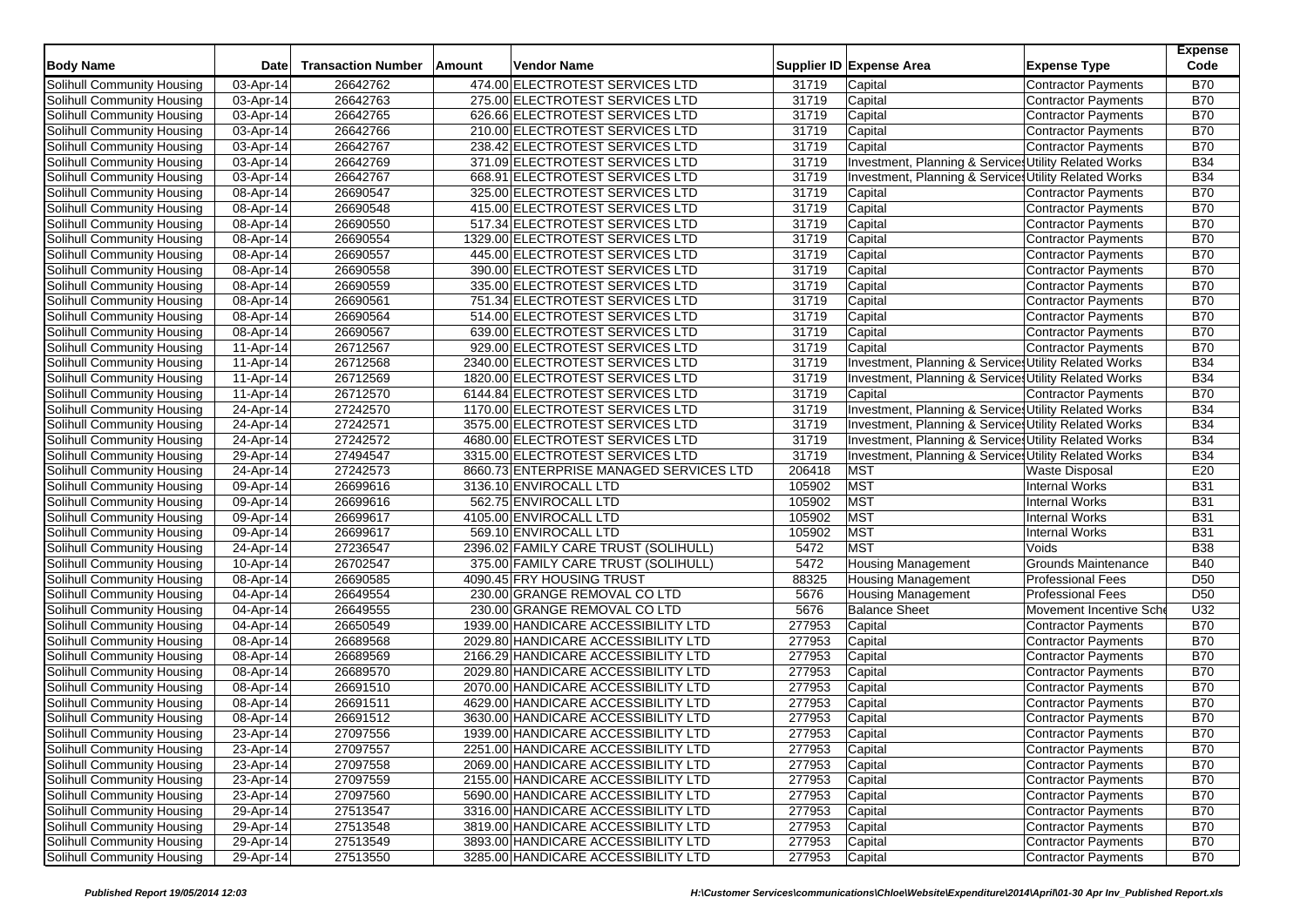| Body Name | Date | Transaction Number | Amount | Vendor Name | Supplier ID | Expense Area | Expense Type | Expense Code |
|---|---|---|---|---|---|---|---|---|
| Solihull Community Housing | 03-Apr-14 | 26642762 | 474.00 | ELECTROTEST SERVICES LTD | 31719 | Capital | Contractor Payments | B70 |
| Solihull Community Housing | 03-Apr-14 | 26642763 | 275.00 | ELECTROTEST SERVICES LTD | 31719 | Capital | Contractor Payments | B70 |
| Solihull Community Housing | 03-Apr-14 | 26642765 | 626.66 | ELECTROTEST SERVICES LTD | 31719 | Capital | Contractor Payments | B70 |
| Solihull Community Housing | 03-Apr-14 | 26642766 | 210.00 | ELECTROTEST SERVICES LTD | 31719 | Capital | Contractor Payments | B70 |
| Solihull Community Housing | 03-Apr-14 | 26642767 | 238.42 | ELECTROTEST SERVICES LTD | 31719 | Capital | Contractor Payments | B70 |
| Solihull Community Housing | 03-Apr-14 | 26642769 | 371.09 | ELECTROTEST SERVICES LTD | 31719 | Investment, Planning & Services | Utility Related Works | B34 |
| Solihull Community Housing | 03-Apr-14 | 26642767 | 668.91 | ELECTROTEST SERVICES LTD | 31719 | Investment, Planning & Services | Utility Related Works | B34 |
| Solihull Community Housing | 08-Apr-14 | 26690547 | 325.00 | ELECTROTEST SERVICES LTD | 31719 | Capital | Contractor Payments | B70 |
| Solihull Community Housing | 08-Apr-14 | 26690548 | 415.00 | ELECTROTEST SERVICES LTD | 31719 | Capital | Contractor Payments | B70 |
| Solihull Community Housing | 08-Apr-14 | 26690550 | 517.34 | ELECTROTEST SERVICES LTD | 31719 | Capital | Contractor Payments | B70 |
| Solihull Community Housing | 08-Apr-14 | 26690554 | 1329.00 | ELECTROTEST SERVICES LTD | 31719 | Capital | Contractor Payments | B70 |
| Solihull Community Housing | 08-Apr-14 | 26690557 | 445.00 | ELECTROTEST SERVICES LTD | 31719 | Capital | Contractor Payments | B70 |
| Solihull Community Housing | 08-Apr-14 | 26690558 | 390.00 | ELECTROTEST SERVICES LTD | 31719 | Capital | Contractor Payments | B70 |
| Solihull Community Housing | 08-Apr-14 | 26690559 | 335.00 | ELECTROTEST SERVICES LTD | 31719 | Capital | Contractor Payments | B70 |
| Solihull Community Housing | 08-Apr-14 | 26690561 | 751.34 | ELECTROTEST SERVICES LTD | 31719 | Capital | Contractor Payments | B70 |
| Solihull Community Housing | 08-Apr-14 | 26690564 | 514.00 | ELECTROTEST SERVICES LTD | 31719 | Capital | Contractor Payments | B70 |
| Solihull Community Housing | 08-Apr-14 | 26690567 | 639.00 | ELECTROTEST SERVICES LTD | 31719 | Capital | Contractor Payments | B70 |
| Solihull Community Housing | 11-Apr-14 | 26712567 | 929.00 | ELECTROTEST SERVICES LTD | 31719 | Capital | Contractor Payments | B70 |
| Solihull Community Housing | 11-Apr-14 | 26712568 | 2340.00 | ELECTROTEST SERVICES LTD | 31719 | Investment, Planning & Services | Utility Related Works | B34 |
| Solihull Community Housing | 11-Apr-14 | 26712569 | 1820.00 | ELECTROTEST SERVICES LTD | 31719 | Investment, Planning & Services | Utility Related Works | B34 |
| Solihull Community Housing | 11-Apr-14 | 26712570 | 6144.84 | ELECTROTEST SERVICES LTD | 31719 | Capital | Contractor Payments | B70 |
| Solihull Community Housing | 24-Apr-14 | 27242570 | 1170.00 | ELECTROTEST SERVICES LTD | 31719 | Investment, Planning & Services | Utility Related Works | B34 |
| Solihull Community Housing | 24-Apr-14 | 27242571 | 3575.00 | ELECTROTEST SERVICES LTD | 31719 | Investment, Planning & Services | Utility Related Works | B34 |
| Solihull Community Housing | 24-Apr-14 | 27242572 | 4680.00 | ELECTROTEST SERVICES LTD | 31719 | Investment, Planning & Services | Utility Related Works | B34 |
| Solihull Community Housing | 29-Apr-14 | 27494547 | 3315.00 | ELECTROTEST SERVICES LTD | 31719 | Investment, Planning & Services | Utility Related Works | B34 |
| Solihull Community Housing | 24-Apr-14 | 27242573 | 8660.73 | ENTERPRISE MANAGED SERVICES LTD | 206418 | MST | Waste Disposal | E20 |
| Solihull Community Housing | 09-Apr-14 | 26699616 | 3136.10 | ENVIROCALL LTD | 105902 | MST | Internal Works | B31 |
| Solihull Community Housing | 09-Apr-14 | 26699616 | 562.75 | ENVIROCALL LTD | 105902 | MST | Internal Works | B31 |
| Solihull Community Housing | 09-Apr-14 | 26699617 | 4105.00 | ENVIROCALL LTD | 105902 | MST | Internal Works | B31 |
| Solihull Community Housing | 09-Apr-14 | 26699617 | 569.10 | ENVIROCALL LTD | 105902 | MST | Internal Works | B31 |
| Solihull Community Housing | 24-Apr-14 | 27236547 | 2396.02 | FAMILY CARE TRUST (SOLIHULL) | 5472 | MST | Voids | B38 |
| Solihull Community Housing | 10-Apr-14 | 26702547 | 375.00 | FAMILY CARE TRUST (SOLIHULL) | 5472 | Housing Management | Grounds Maintenance | B40 |
| Solihull Community Housing | 08-Apr-14 | 26690585 | 4090.45 | FRY HOUSING TRUST | 88325 | Housing Management | Professional Fees | D50 |
| Solihull Community Housing | 04-Apr-14 | 26649554 | 230.00 | GRANGE REMOVAL CO LTD | 5676 | Housing Management | Professional Fees | D50 |
| Solihull Community Housing | 04-Apr-14 | 26649555 | 230.00 | GRANGE REMOVAL CO LTD | 5676 | Balance Sheet | Movement Incentive Sche | U32 |
| Solihull Community Housing | 04-Apr-14 | 26650549 | 1939.00 | HANDICARE ACCESSIBILITY LTD | 277953 | Capital | Contractor Payments | B70 |
| Solihull Community Housing | 08-Apr-14 | 26689568 | 2029.80 | HANDICARE ACCESSIBILITY LTD | 277953 | Capital | Contractor Payments | B70 |
| Solihull Community Housing | 08-Apr-14 | 26689569 | 2166.29 | HANDICARE ACCESSIBILITY LTD | 277953 | Capital | Contractor Payments | B70 |
| Solihull Community Housing | 08-Apr-14 | 26689570 | 2029.80 | HANDICARE ACCESSIBILITY LTD | 277953 | Capital | Contractor Payments | B70 |
| Solihull Community Housing | 08-Apr-14 | 26691510 | 2070.00 | HANDICARE ACCESSIBILITY LTD | 277953 | Capital | Contractor Payments | B70 |
| Solihull Community Housing | 08-Apr-14 | 26691511 | 4629.00 | HANDICARE ACCESSIBILITY LTD | 277953 | Capital | Contractor Payments | B70 |
| Solihull Community Housing | 08-Apr-14 | 26691512 | 3630.00 | HANDICARE ACCESSIBILITY LTD | 277953 | Capital | Contractor Payments | B70 |
| Solihull Community Housing | 23-Apr-14 | 27097556 | 1939.00 | HANDICARE ACCESSIBILITY LTD | 277953 | Capital | Contractor Payments | B70 |
| Solihull Community Housing | 23-Apr-14 | 27097557 | 2251.00 | HANDICARE ACCESSIBILITY LTD | 277953 | Capital | Contractor Payments | B70 |
| Solihull Community Housing | 23-Apr-14 | 27097558 | 2069.00 | HANDICARE ACCESSIBILITY LTD | 277953 | Capital | Contractor Payments | B70 |
| Solihull Community Housing | 23-Apr-14 | 27097559 | 2155.00 | HANDICARE ACCESSIBILITY LTD | 277953 | Capital | Contractor Payments | B70 |
| Solihull Community Housing | 23-Apr-14 | 27097560 | 5690.00 | HANDICARE ACCESSIBILITY LTD | 277953 | Capital | Contractor Payments | B70 |
| Solihull Community Housing | 29-Apr-14 | 27513547 | 3316.00 | HANDICARE ACCESSIBILITY LTD | 277953 | Capital | Contractor Payments | B70 |
| Solihull Community Housing | 29-Apr-14 | 27513548 | 3819.00 | HANDICARE ACCESSIBILITY LTD | 277953 | Capital | Contractor Payments | B70 |
| Solihull Community Housing | 29-Apr-14 | 27513549 | 3893.00 | HANDICARE ACCESSIBILITY LTD | 277953 | Capital | Contractor Payments | B70 |
| Solihull Community Housing | 29-Apr-14 | 27513550 | 3285.00 | HANDICARE ACCESSIBILITY LTD | 277953 | Capital | Contractor Payments | B70 |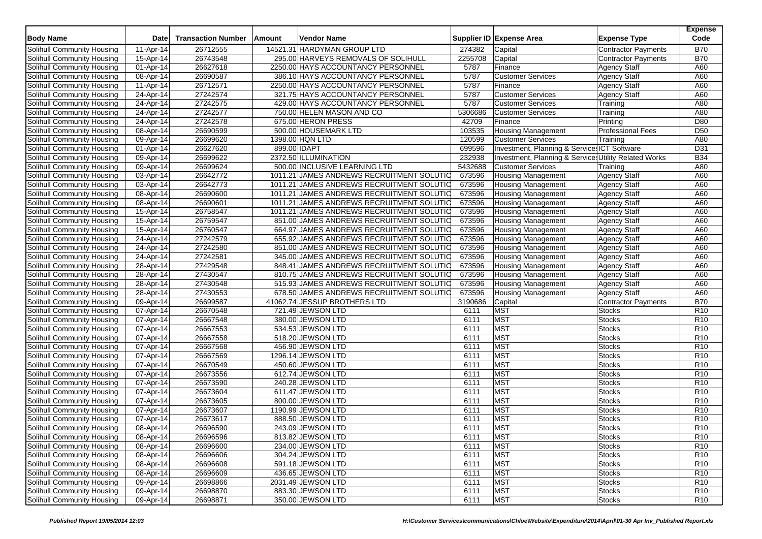| Body Name | Date | Transaction Number | Amount | Vendor Name | Supplier ID | Expense Area | Expense Type | Expense Code |
|---|---|---|---|---|---|---|---|---|
| Solihull Community Housing | 11-Apr-14 | 26712555 | 14521.31 | HARDYMAN GROUP LTD | 274382 | Capital | Contractor Payments | B70 |
| Solihull Community Housing | 15-Apr-14 | 26743548 | 295.00 | HARVEYS REMOVALS OF SOLIHULL | 2255708 | Capital | Contractor Payments | B70 |
| Solihull Community Housing | 01-Apr-14 | 26627618 | 2250.00 | HAYS ACCOUNTANCY PERSONNEL | 5787 | Finance | Agency Staff | A60 |
| Solihull Community Housing | 08-Apr-14 | 26690587 | 386.10 | HAYS ACCOUNTANCY PERSONNEL | 5787 | Customer Services | Agency Staff | A60 |
| Solihull Community Housing | 11-Apr-14 | 26712571 | 2250.00 | HAYS ACCOUNTANCY PERSONNEL | 5787 | Finance | Agency Staff | A60 |
| Solihull Community Housing | 24-Apr-14 | 27242574 | 321.75 | HAYS ACCOUNTANCY PERSONNEL | 5787 | Customer Services | Agency Staff | A60 |
| Solihull Community Housing | 24-Apr-14 | 27242575 | 429.00 | HAYS ACCOUNTANCY PERSONNEL | 5787 | Customer Services | Training | A80 |
| Solihull Community Housing | 24-Apr-14 | 27242577 | 750.00 | HELEN MASON AND CO | 5306686 | Customer Services | Training | A80 |
| Solihull Community Housing | 24-Apr-14 | 27242578 | 675.00 | HERON PRESS | 42709 | Finance | Printing | D80 |
| Solihull Community Housing | 08-Apr-14 | 26690599 | 500.00 | HOUSEMARK LTD | 103535 | Housing Management | Professional Fees | D50 |
| Solihull Community Housing | 09-Apr-14 | 26699620 | 1398.00 | HQN LTD | 120599 | Customer Services | Training | A80 |
| Solihull Community Housing | 01-Apr-14 | 26627620 | 899.00 | IDAPT | 699596 | Investment, Planning & Services | ICT Software | D31 |
| Solihull Community Housing | 09-Apr-14 | 26699622 | 2372.50 | ILLUMINATION | 232938 | Investment, Planning & Services | Utility Related Works | B34 |
| Solihull Community Housing | 09-Apr-14 | 26699624 | 500.00 | INCLUSIVE LEARNING LTD | 5432688 | Customer Services | Training | A80 |
| Solihull Community Housing | 03-Apr-14 | 26642772 | 1011.21 | JAMES ANDREWS RECRUITMENT SOLUTIO | 673596 | Housing Management | Agency Staff | A60 |
| Solihull Community Housing | 03-Apr-14 | 26642773 | 1011.21 | JAMES ANDREWS RECRUITMENT SOLUTIO | 673596 | Housing Management | Agency Staff | A60 |
| Solihull Community Housing | 08-Apr-14 | 26690600 | 1011.21 | JAMES ANDREWS RECRUITMENT SOLUTIO | 673596 | Housing Management | Agency Staff | A60 |
| Solihull Community Housing | 08-Apr-14 | 26690601 | 1011.21 | JAMES ANDREWS RECRUITMENT SOLUTIO | 673596 | Housing Management | Agency Staff | A60 |
| Solihull Community Housing | 15-Apr-14 | 26758547 | 1011.21 | JAMES ANDREWS RECRUITMENT SOLUTIO | 673596 | Housing Management | Agency Staff | A60 |
| Solihull Community Housing | 15-Apr-14 | 26759547 | 851.00 | JAMES ANDREWS RECRUITMENT SOLUTIO | 673596 | Housing Management | Agency Staff | A60 |
| Solihull Community Housing | 15-Apr-14 | 26760547 | 664.97 | JAMES ANDREWS RECRUITMENT SOLUTIO | 673596 | Housing Management | Agency Staff | A60 |
| Solihull Community Housing | 24-Apr-14 | 27242579 | 655.92 | JAMES ANDREWS RECRUITMENT SOLUTIO | 673596 | Housing Management | Agency Staff | A60 |
| Solihull Community Housing | 24-Apr-14 | 27242580 | 851.00 | JAMES ANDREWS RECRUITMENT SOLUTIO | 673596 | Housing Management | Agency Staff | A60 |
| Solihull Community Housing | 24-Apr-14 | 27242581 | 345.00 | JAMES ANDREWS RECRUITMENT SOLUTIO | 673596 | Housing Management | Agency Staff | A60 |
| Solihull Community Housing | 28-Apr-14 | 27429548 | 848.41 | JAMES ANDREWS RECRUITMENT SOLUTIO | 673596 | Housing Management | Agency Staff | A60 |
| Solihull Community Housing | 28-Apr-14 | 27430547 | 810.75 | JAMES ANDREWS RECRUITMENT SOLUTIO | 673596 | Housing Management | Agency Staff | A60 |
| Solihull Community Housing | 28-Apr-14 | 27430548 | 515.93 | JAMES ANDREWS RECRUITMENT SOLUTIO | 673596 | Housing Management | Agency Staff | A60 |
| Solihull Community Housing | 28-Apr-14 | 27430553 | 678.50 | JAMES ANDREWS RECRUITMENT SOLUTIO | 673596 | Housing Management | Agency Staff | A60 |
| Solihull Community Housing | 09-Apr-14 | 26699587 | 41062.74 | JESSUP BROTHERS LTD | 3190686 | Capital | Contractor Payments | B70 |
| Solihull Community Housing | 07-Apr-14 | 26670548 | 721.49 | JEWSON LTD | 6111 | MST | Stocks | R10 |
| Solihull Community Housing | 07-Apr-14 | 26667548 | 380.00 | JEWSON LTD | 6111 | MST | Stocks | R10 |
| Solihull Community Housing | 07-Apr-14 | 26667553 | 534.53 | JEWSON LTD | 6111 | MST | Stocks | R10 |
| Solihull Community Housing | 07-Apr-14 | 26667558 | 518.20 | JEWSON LTD | 6111 | MST | Stocks | R10 |
| Solihull Community Housing | 07-Apr-14 | 26667568 | 456.90 | JEWSON LTD | 6111 | MST | Stocks | R10 |
| Solihull Community Housing | 07-Apr-14 | 26667569 | 1296.14 | JEWSON LTD | 6111 | MST | Stocks | R10 |
| Solihull Community Housing | 07-Apr-14 | 26670549 | 450.60 | JEWSON LTD | 6111 | MST | Stocks | R10 |
| Solihull Community Housing | 07-Apr-14 | 26673556 | 612.74 | JEWSON LTD | 6111 | MST | Stocks | R10 |
| Solihull Community Housing | 07-Apr-14 | 26673590 | 240.28 | JEWSON LTD | 6111 | MST | Stocks | R10 |
| Solihull Community Housing | 07-Apr-14 | 26673604 | 611.47 | JEWSON LTD | 6111 | MST | Stocks | R10 |
| Solihull Community Housing | 07-Apr-14 | 26673605 | 800.00 | JEWSON LTD | 6111 | MST | Stocks | R10 |
| Solihull Community Housing | 07-Apr-14 | 26673607 | 1190.99 | JEWSON LTD | 6111 | MST | Stocks | R10 |
| Solihull Community Housing | 07-Apr-14 | 26673617 | 888.50 | JEWSON LTD | 6111 | MST | Stocks | R10 |
| Solihull Community Housing | 08-Apr-14 | 26696590 | 243.09 | JEWSON LTD | 6111 | MST | Stocks | R10 |
| Solihull Community Housing | 08-Apr-14 | 26696596 | 813.82 | JEWSON LTD | 6111 | MST | Stocks | R10 |
| Solihull Community Housing | 08-Apr-14 | 26696600 | 234.00 | JEWSON LTD | 6111 | MST | Stocks | R10 |
| Solihull Community Housing | 08-Apr-14 | 26696606 | 304.24 | JEWSON LTD | 6111 | MST | Stocks | R10 |
| Solihull Community Housing | 08-Apr-14 | 26696608 | 591.18 | JEWSON LTD | 6111 | MST | Stocks | R10 |
| Solihull Community Housing | 08-Apr-14 | 26696609 | 436.65 | JEWSON LTD | 6111 | MST | Stocks | R10 |
| Solihull Community Housing | 09-Apr-14 | 26698866 | 2031.49 | JEWSON LTD | 6111 | MST | Stocks | R10 |
| Solihull Community Housing | 09-Apr-14 | 26698870 | 883.30 | JEWSON LTD | 6111 | MST | Stocks | R10 |
| Solihull Community Housing | 09-Apr-14 | 26698871 | 350.00 | JEWSON LTD | 6111 | MST | Stocks | R10 |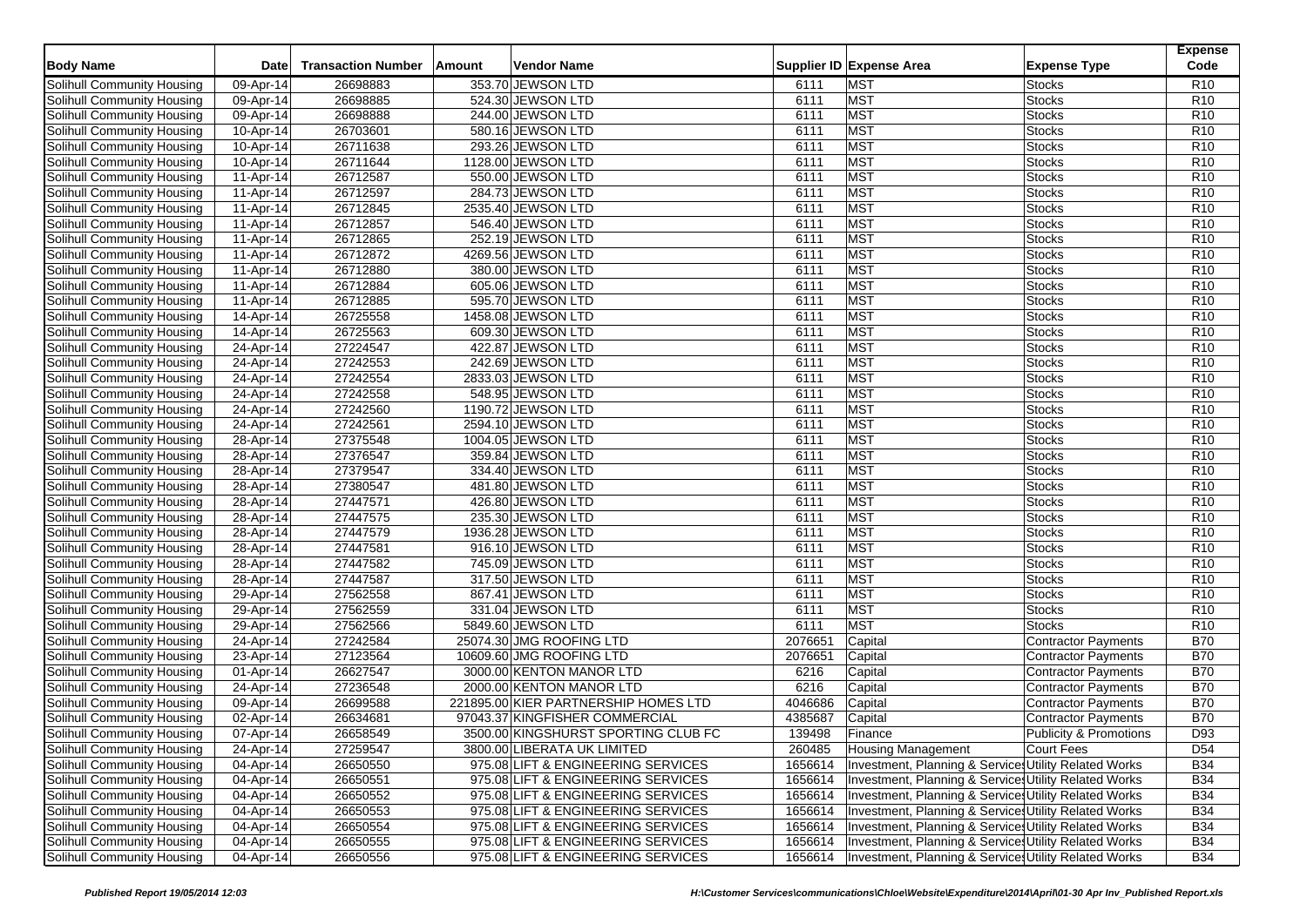| Body Name | Date | Transaction Number | Amount | Vendor Name | Supplier ID | Expense Area | Expense Type | Expense Code |
|---|---|---|---|---|---|---|---|---|
| Solihull Community Housing | 09-Apr-14 | 26698883 | 353.70 | JEWSON LTD | 6111 | MST | Stocks | R10 |
| Solihull Community Housing | 09-Apr-14 | 26698885 | 524.30 | JEWSON LTD | 6111 | MST | Stocks | R10 |
| Solihull Community Housing | 09-Apr-14 | 26698888 | 244.00 | JEWSON LTD | 6111 | MST | Stocks | R10 |
| Solihull Community Housing | 10-Apr-14 | 26703601 | 580.16 | JEWSON LTD | 6111 | MST | Stocks | R10 |
| Solihull Community Housing | 10-Apr-14 | 26711638 | 293.26 | JEWSON LTD | 6111 | MST | Stocks | R10 |
| Solihull Community Housing | 10-Apr-14 | 26711644 | 1128.00 | JEWSON LTD | 6111 | MST | Stocks | R10 |
| Solihull Community Housing | 11-Apr-14 | 26712587 | 550.00 | JEWSON LTD | 6111 | MST | Stocks | R10 |
| Solihull Community Housing | 11-Apr-14 | 26712597 | 284.73 | JEWSON LTD | 6111 | MST | Stocks | R10 |
| Solihull Community Housing | 11-Apr-14 | 26712845 | 2535.40 | JEWSON LTD | 6111 | MST | Stocks | R10 |
| Solihull Community Housing | 11-Apr-14 | 26712857 | 546.40 | JEWSON LTD | 6111 | MST | Stocks | R10 |
| Solihull Community Housing | 11-Apr-14 | 26712865 | 252.19 | JEWSON LTD | 6111 | MST | Stocks | R10 |
| Solihull Community Housing | 11-Apr-14 | 26712872 | 4269.56 | JEWSON LTD | 6111 | MST | Stocks | R10 |
| Solihull Community Housing | 11-Apr-14 | 26712880 | 380.00 | JEWSON LTD | 6111 | MST | Stocks | R10 |
| Solihull Community Housing | 11-Apr-14 | 26712884 | 605.06 | JEWSON LTD | 6111 | MST | Stocks | R10 |
| Solihull Community Housing | 11-Apr-14 | 26712885 | 595.70 | JEWSON LTD | 6111 | MST | Stocks | R10 |
| Solihull Community Housing | 14-Apr-14 | 26725558 | 1458.08 | JEWSON LTD | 6111 | MST | Stocks | R10 |
| Solihull Community Housing | 14-Apr-14 | 26725563 | 609.30 | JEWSON LTD | 6111 | MST | Stocks | R10 |
| Solihull Community Housing | 24-Apr-14 | 27224547 | 422.87 | JEWSON LTD | 6111 | MST | Stocks | R10 |
| Solihull Community Housing | 24-Apr-14 | 27242553 | 242.69 | JEWSON LTD | 6111 | MST | Stocks | R10 |
| Solihull Community Housing | 24-Apr-14 | 27242554 | 2833.03 | JEWSON LTD | 6111 | MST | Stocks | R10 |
| Solihull Community Housing | 24-Apr-14 | 27242558 | 548.95 | JEWSON LTD | 6111 | MST | Stocks | R10 |
| Solihull Community Housing | 24-Apr-14 | 27242560 | 1190.72 | JEWSON LTD | 6111 | MST | Stocks | R10 |
| Solihull Community Housing | 24-Apr-14 | 27242561 | 2594.10 | JEWSON LTD | 6111 | MST | Stocks | R10 |
| Solihull Community Housing | 28-Apr-14 | 27375548 | 1004.05 | JEWSON LTD | 6111 | MST | Stocks | R10 |
| Solihull Community Housing | 28-Apr-14 | 27376547 | 359.84 | JEWSON LTD | 6111 | MST | Stocks | R10 |
| Solihull Community Housing | 28-Apr-14 | 27379547 | 334.40 | JEWSON LTD | 6111 | MST | Stocks | R10 |
| Solihull Community Housing | 28-Apr-14 | 27380547 | 481.80 | JEWSON LTD | 6111 | MST | Stocks | R10 |
| Solihull Community Housing | 28-Apr-14 | 27447571 | 426.80 | JEWSON LTD | 6111 | MST | Stocks | R10 |
| Solihull Community Housing | 28-Apr-14 | 27447575 | 235.30 | JEWSON LTD | 6111 | MST | Stocks | R10 |
| Solihull Community Housing | 28-Apr-14 | 27447579 | 1936.28 | JEWSON LTD | 6111 | MST | Stocks | R10 |
| Solihull Community Housing | 28-Apr-14 | 27447581 | 916.10 | JEWSON LTD | 6111 | MST | Stocks | R10 |
| Solihull Community Housing | 28-Apr-14 | 27447582 | 745.09 | JEWSON LTD | 6111 | MST | Stocks | R10 |
| Solihull Community Housing | 28-Apr-14 | 27447587 | 317.50 | JEWSON LTD | 6111 | MST | Stocks | R10 |
| Solihull Community Housing | 29-Apr-14 | 27562558 | 867.41 | JEWSON LTD | 6111 | MST | Stocks | R10 |
| Solihull Community Housing | 29-Apr-14 | 27562559 | 331.04 | JEWSON LTD | 6111 | MST | Stocks | R10 |
| Solihull Community Housing | 29-Apr-14 | 27562566 | 5849.60 | JEWSON LTD | 6111 | MST | Stocks | R10 |
| Solihull Community Housing | 24-Apr-14 | 27242584 | 25074.30 | JMG ROOFING LTD | 2076651 | Capital | Contractor Payments | B70 |
| Solihull Community Housing | 23-Apr-14 | 27123564 | 10609.60 | JMG ROOFING LTD | 2076651 | Capital | Contractor Payments | B70 |
| Solihull Community Housing | 01-Apr-14 | 26627547 | 3000.00 | KENTON MANOR LTD | 6216 | Capital | Contractor Payments | B70 |
| Solihull Community Housing | 24-Apr-14 | 27236548 | 2000.00 | KENTON MANOR LTD | 6216 | Capital | Contractor Payments | B70 |
| Solihull Community Housing | 09-Apr-14 | 26699588 | 221895.00 | KIER PARTNERSHIP HOMES LTD | 4046686 | Capital | Contractor Payments | B70 |
| Solihull Community Housing | 02-Apr-14 | 26634681 | 97043.37 | KINGFISHER COMMERCIAL | 4385687 | Capital | Contractor Payments | B70 |
| Solihull Community Housing | 07-Apr-14 | 26658549 | 3500.00 | KINGSHURST SPORTING CLUB FC | 139498 | Finance | Publicity & Promotions | D93 |
| Solihull Community Housing | 24-Apr-14 | 27259547 | 3800.00 | LIBERATA UK LIMITED | 260485 | Housing Management | Court Fees | D54 |
| Solihull Community Housing | 04-Apr-14 | 26650550 | 975.08 | LIFT & ENGINEERING SERVICES | 1656614 | Investment, Planning & Services | Utility Related Works | B34 |
| Solihull Community Housing | 04-Apr-14 | 26650551 | 975.08 | LIFT & ENGINEERING SERVICES | 1656614 | Investment, Planning & Services | Utility Related Works | B34 |
| Solihull Community Housing | 04-Apr-14 | 26650552 | 975.08 | LIFT & ENGINEERING SERVICES | 1656614 | Investment, Planning & Services | Utility Related Works | B34 |
| Solihull Community Housing | 04-Apr-14 | 26650553 | 975.08 | LIFT & ENGINEERING SERVICES | 1656614 | Investment, Planning & Services | Utility Related Works | B34 |
| Solihull Community Housing | 04-Apr-14 | 26650554 | 975.08 | LIFT & ENGINEERING SERVICES | 1656614 | Investment, Planning & Services | Utility Related Works | B34 |
| Solihull Community Housing | 04-Apr-14 | 26650555 | 975.08 | LIFT & ENGINEERING SERVICES | 1656614 | Investment, Planning & Services | Utility Related Works | B34 |
| Solihull Community Housing | 04-Apr-14 | 26650556 | 975.08 | LIFT & ENGINEERING SERVICES | 1656614 | Investment, Planning & Services | Utility Related Works | B34 |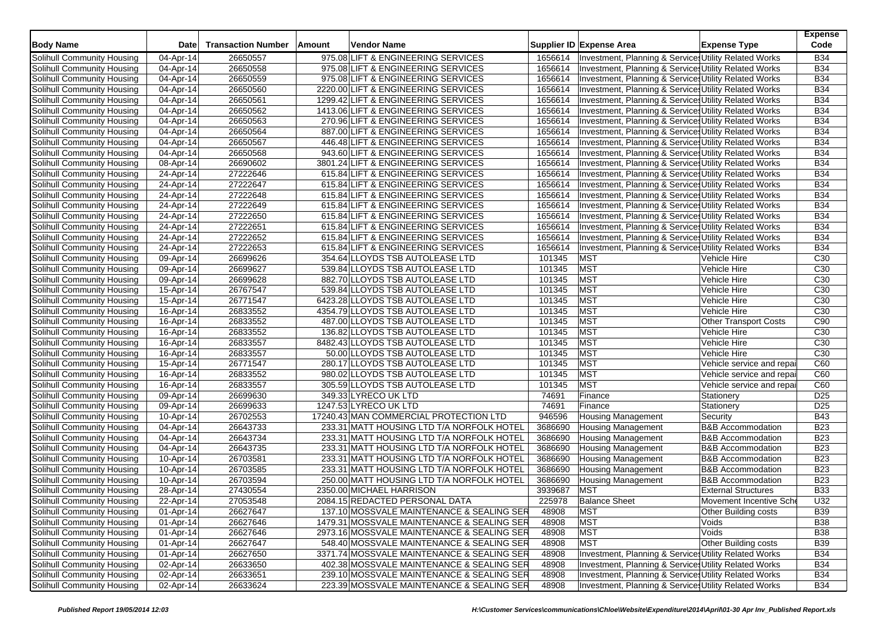| Body Name | Date | Transaction Number | Amount | Vendor Name | Supplier ID | Expense Area | Expense Type | Expense Code |
|---|---|---|---|---|---|---|---|---|
| Solihull Community Housing | 04-Apr-14 | 26650557 | 975.08 | LIFT & ENGINEERING SERVICES | 1656614 | Investment, Planning & Services | Utility Related Works | B34 |
| Solihull Community Housing | 04-Apr-14 | 26650558 | 975.08 | LIFT & ENGINEERING SERVICES | 1656614 | Investment, Planning & Services | Utility Related Works | B34 |
| Solihull Community Housing | 04-Apr-14 | 26650559 | 975.08 | LIFT & ENGINEERING SERVICES | 1656614 | Investment, Planning & Services | Utility Related Works | B34 |
| Solihull Community Housing | 04-Apr-14 | 26650560 | 2220.00 | LIFT & ENGINEERING SERVICES | 1656614 | Investment, Planning & Services | Utility Related Works | B34 |
| Solihull Community Housing | 04-Apr-14 | 26650561 | 1299.42 | LIFT & ENGINEERING SERVICES | 1656614 | Investment, Planning & Services | Utility Related Works | B34 |
| Solihull Community Housing | 04-Apr-14 | 26650562 | 1413.06 | LIFT & ENGINEERING SERVICES | 1656614 | Investment, Planning & Services | Utility Related Works | B34 |
| Solihull Community Housing | 04-Apr-14 | 26650563 | 270.96 | LIFT & ENGINEERING SERVICES | 1656614 | Investment, Planning & Services | Utility Related Works | B34 |
| Solihull Community Housing | 04-Apr-14 | 26650564 | 887.00 | LIFT & ENGINEERING SERVICES | 1656614 | Investment, Planning & Services | Utility Related Works | B34 |
| Solihull Community Housing | 04-Apr-14 | 26650567 | 446.48 | LIFT & ENGINEERING SERVICES | 1656614 | Investment, Planning & Services | Utility Related Works | B34 |
| Solihull Community Housing | 04-Apr-14 | 26650568 | 943.60 | LIFT & ENGINEERING SERVICES | 1656614 | Investment, Planning & Services | Utility Related Works | B34 |
| Solihull Community Housing | 08-Apr-14 | 26690602 | 3801.24 | LIFT & ENGINEERING SERVICES | 1656614 | Investment, Planning & Services | Utility Related Works | B34 |
| Solihull Community Housing | 24-Apr-14 | 27222646 | 615.84 | LIFT & ENGINEERING SERVICES | 1656614 | Investment, Planning & Services | Utility Related Works | B34 |
| Solihull Community Housing | 24-Apr-14 | 27222647 | 615.84 | LIFT & ENGINEERING SERVICES | 1656614 | Investment, Planning & Services | Utility Related Works | B34 |
| Solihull Community Housing | 24-Apr-14 | 27222648 | 615.84 | LIFT & ENGINEERING SERVICES | 1656614 | Investment, Planning & Services | Utility Related Works | B34 |
| Solihull Community Housing | 24-Apr-14 | 27222649 | 615.84 | LIFT & ENGINEERING SERVICES | 1656614 | Investment, Planning & Services | Utility Related Works | B34 |
| Solihull Community Housing | 24-Apr-14 | 27222650 | 615.84 | LIFT & ENGINEERING SERVICES | 1656614 | Investment, Planning & Services | Utility Related Works | B34 |
| Solihull Community Housing | 24-Apr-14 | 27222651 | 615.84 | LIFT & ENGINEERING SERVICES | 1656614 | Investment, Planning & Services | Utility Related Works | B34 |
| Solihull Community Housing | 24-Apr-14 | 27222652 | 615.84 | LIFT & ENGINEERING SERVICES | 1656614 | Investment, Planning & Services | Utility Related Works | B34 |
| Solihull Community Housing | 24-Apr-14 | 27222653 | 615.84 | LIFT & ENGINEERING SERVICES | 1656614 | Investment, Planning & Services | Utility Related Works | B34 |
| Solihull Community Housing | 09-Apr-14 | 26699626 | 354.64 | LLOYDS TSB AUTOLEASE LTD | 101345 | MST | Vehicle Hire | C30 |
| Solihull Community Housing | 09-Apr-14 | 26699627 | 539.84 | LLOYDS TSB AUTOLEASE LTD | 101345 | MST | Vehicle Hire | C30 |
| Solihull Community Housing | 09-Apr-14 | 26699628 | 882.70 | LLOYDS TSB AUTOLEASE LTD | 101345 | MST | Vehicle Hire | C30 |
| Solihull Community Housing | 15-Apr-14 | 26767547 | 539.84 | LLOYDS TSB AUTOLEASE LTD | 101345 | MST | Vehicle Hire | C30 |
| Solihull Community Housing | 15-Apr-14 | 26771547 | 6423.28 | LLOYDS TSB AUTOLEASE LTD | 101345 | MST | Vehicle Hire | C30 |
| Solihull Community Housing | 16-Apr-14 | 26833552 | 4354.79 | LLOYDS TSB AUTOLEASE LTD | 101345 | MST | Vehicle Hire | C30 |
| Solihull Community Housing | 16-Apr-14 | 26833552 | 487.00 | LLOYDS TSB AUTOLEASE LTD | 101345 | MST | Other Transport Costs | C90 |
| Solihull Community Housing | 16-Apr-14 | 26833552 | 136.82 | LLOYDS TSB AUTOLEASE LTD | 101345 | MST | Vehicle Hire | C30 |
| Solihull Community Housing | 16-Apr-14 | 26833557 | 8482.43 | LLOYDS TSB AUTOLEASE LTD | 101345 | MST | Vehicle Hire | C30 |
| Solihull Community Housing | 16-Apr-14 | 26833557 | 50.00 | LLOYDS TSB AUTOLEASE LTD | 101345 | MST | Vehicle Hire | C30 |
| Solihull Community Housing | 15-Apr-14 | 26771547 | 280.17 | LLOYDS TSB AUTOLEASE LTD | 101345 | MST | Vehicle service and repai | C60 |
| Solihull Community Housing | 16-Apr-14 | 26833552 | 980.02 | LLOYDS TSB AUTOLEASE LTD | 101345 | MST | Vehicle service and repai | C60 |
| Solihull Community Housing | 16-Apr-14 | 26833557 | 305.59 | LLOYDS TSB AUTOLEASE LTD | 101345 | MST | Vehicle service and repai | C60 |
| Solihull Community Housing | 09-Apr-14 | 26699630 | 349.33 | LYRECO UK LTD | 74691 | Finance | Stationery | D25 |
| Solihull Community Housing | 09-Apr-14 | 26699633 | 1247.53 | LYRECO UK LTD | 74691 | Finance | Stationery | D25 |
| Solihull Community Housing | 10-Apr-14 | 26702553 | 17240.43 | MAN COMMERCIAL PROTECTION LTD | 946596 | Housing Management | Security | B43 |
| Solihull Community Housing | 04-Apr-14 | 26643733 | 233.31 | MATT HOUSING LTD T/A NORFOLK HOTEL | 3686690 | Housing Management | B&B Accommodation | B23 |
| Solihull Community Housing | 04-Apr-14 | 26643734 | 233.31 | MATT HOUSING LTD T/A NORFOLK HOTEL | 3686690 | Housing Management | B&B Accommodation | B23 |
| Solihull Community Housing | 04-Apr-14 | 26643735 | 233.31 | MATT HOUSING LTD T/A NORFOLK HOTEL | 3686690 | Housing Management | B&B Accommodation | B23 |
| Solihull Community Housing | 10-Apr-14 | 26703581 | 233.31 | MATT HOUSING LTD T/A NORFOLK HOTEL | 3686690 | Housing Management | B&B Accommodation | B23 |
| Solihull Community Housing | 10-Apr-14 | 26703585 | 233.31 | MATT HOUSING LTD T/A NORFOLK HOTEL | 3686690 | Housing Management | B&B Accommodation | B23 |
| Solihull Community Housing | 10-Apr-14 | 26703594 | 250.00 | MATT HOUSING LTD T/A NORFOLK HOTEL | 3686690 | Housing Management | B&B Accommodation | B23 |
| Solihull Community Housing | 28-Apr-14 | 27430554 | 2350.00 | MICHAEL HARRISON | 3939687 | MST | External Structures | B33 |
| Solihull Community Housing | 22-Apr-14 | 27053548 | 2084.15 | REDACTED PERSONAL DATA | 225978 | Balance Sheet | Movement Incentive Sche | U32 |
| Solihull Community Housing | 01-Apr-14 | 26627647 | 137.10 | MOSSVALE MAINTENANCE & SEALING SER | 48908 | MST | Other Building costs | B39 |
| Solihull Community Housing | 01-Apr-14 | 26627646 | 1479.31 | MOSSVALE MAINTENANCE & SEALING SER | 48908 | MST | Voids | B38 |
| Solihull Community Housing | 01-Apr-14 | 26627646 | 2973.16 | MOSSVALE MAINTENANCE & SEALING SER | 48908 | MST | Voids | B38 |
| Solihull Community Housing | 01-Apr-14 | 26627647 | 548.40 | MOSSVALE MAINTENANCE & SEALING SER | 48908 | MST | Other Building costs | B39 |
| Solihull Community Housing | 01-Apr-14 | 26627650 | 3371.74 | MOSSVALE MAINTENANCE & SEALING SER | 48908 | Investment, Planning & Services | Utility Related Works | B34 |
| Solihull Community Housing | 02-Apr-14 | 26633650 | 402.38 | MOSSVALE MAINTENANCE & SEALING SER | 48908 | Investment, Planning & Services | Utility Related Works | B34 |
| Solihull Community Housing | 02-Apr-14 | 26633651 | 239.10 | MOSSVALE MAINTENANCE & SEALING SER | 48908 | Investment, Planning & Services | Utility Related Works | B34 |
| Solihull Community Housing | 02-Apr-14 | 26633624 | 223.39 | MOSSVALE MAINTENANCE & SEALING SER | 48908 | Investment, Planning & Services | Utility Related Works | B34 |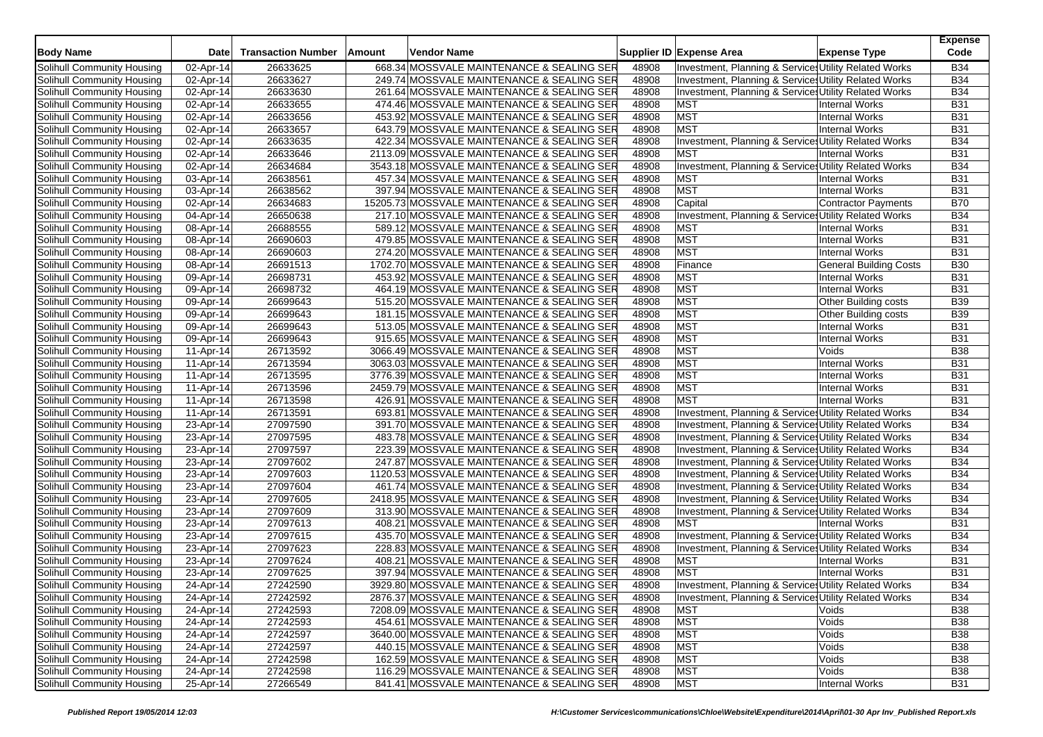| Body Name | Date | Transaction Number | Amount | Vendor Name | Supplier ID | Expense Area | Expense Type | Expense Code |
|---|---|---|---|---|---|---|---|---|
| Solihull Community Housing | 02-Apr-14 | 26633625 | 668.34 | MOSSVALE MAINTENANCE & SEALING SER | 48908 | Investment, Planning & Services | Utility Related Works | B34 |
| Solihull Community Housing | 02-Apr-14 | 26633627 | 249.74 | MOSSVALE MAINTENANCE & SEALING SER | 48908 | Investment, Planning & Services | Utility Related Works | B34 |
| Solihull Community Housing | 02-Apr-14 | 26633630 | 261.64 | MOSSVALE MAINTENANCE & SEALING SER | 48908 | Investment, Planning & Services | Utility Related Works | B34 |
| Solihull Community Housing | 02-Apr-14 | 26633655 | 474.46 | MOSSVALE MAINTENANCE & SEALING SER | 48908 | MST | Internal Works | B31 |
| Solihull Community Housing | 02-Apr-14 | 26633656 | 453.92 | MOSSVALE MAINTENANCE & SEALING SER | 48908 | MST | Internal Works | B31 |
| Solihull Community Housing | 02-Apr-14 | 26633657 | 643.79 | MOSSVALE MAINTENANCE & SEALING SER | 48908 | MST | Internal Works | B31 |
| Solihull Community Housing | 02-Apr-14 | 26633635 | 422.34 | MOSSVALE MAINTENANCE & SEALING SER | 48908 | Investment, Planning & Services | Utility Related Works | B34 |
| Solihull Community Housing | 02-Apr-14 | 26633646 | 2113.09 | MOSSVALE MAINTENANCE & SEALING SER | 48908 | MST | Internal Works | B31 |
| Solihull Community Housing | 02-Apr-14 | 26634684 | 3543.18 | MOSSVALE MAINTENANCE & SEALING SER | 48908 | Investment, Planning & Services | Utility Related Works | B34 |
| Solihull Community Housing | 03-Apr-14 | 26638561 | 457.34 | MOSSVALE MAINTENANCE & SEALING SER | 48908 | MST | Internal Works | B31 |
| Solihull Community Housing | 03-Apr-14 | 26638562 | 397.94 | MOSSVALE MAINTENANCE & SEALING SER | 48908 | MST | Internal Works | B31 |
| Solihull Community Housing | 02-Apr-14 | 26634683 | 15205.73 | MOSSVALE MAINTENANCE & SEALING SER | 48908 | Capital | Contractor Payments | B70 |
| Solihull Community Housing | 04-Apr-14 | 26650638 | 217.10 | MOSSVALE MAINTENANCE & SEALING SER | 48908 | Investment, Planning & Services | Utility Related Works | B34 |
| Solihull Community Housing | 08-Apr-14 | 26688555 | 589.12 | MOSSVALE MAINTENANCE & SEALING SER | 48908 | MST | Internal Works | B31 |
| Solihull Community Housing | 08-Apr-14 | 26690603 | 479.85 | MOSSVALE MAINTENANCE & SEALING SER | 48908 | MST | Internal Works | B31 |
| Solihull Community Housing | 08-Apr-14 | 26690603 | 274.20 | MOSSVALE MAINTENANCE & SEALING SER | 48908 | MST | Internal Works | B31 |
| Solihull Community Housing | 08-Apr-14 | 26691513 | 1702.70 | MOSSVALE MAINTENANCE & SEALING SER | 48908 | Finance | General Building Costs | B30 |
| Solihull Community Housing | 09-Apr-14 | 26698731 | 453.92 | MOSSVALE MAINTENANCE & SEALING SER | 48908 | MST | Internal Works | B31 |
| Solihull Community Housing | 09-Apr-14 | 26698732 | 464.19 | MOSSVALE MAINTENANCE & SEALING SER | 48908 | MST | Internal Works | B31 |
| Solihull Community Housing | 09-Apr-14 | 26699643 | 515.20 | MOSSVALE MAINTENANCE & SEALING SER | 48908 | MST | Other Building costs | B39 |
| Solihull Community Housing | 09-Apr-14 | 26699643 | 181.15 | MOSSVALE MAINTENANCE & SEALING SER | 48908 | MST | Other Building costs | B39 |
| Solihull Community Housing | 09-Apr-14 | 26699643 | 513.05 | MOSSVALE MAINTENANCE & SEALING SER | 48908 | MST | Internal Works | B31 |
| Solihull Community Housing | 09-Apr-14 | 26699643 | 915.65 | MOSSVALE MAINTENANCE & SEALING SER | 48908 | MST | Internal Works | B31 |
| Solihull Community Housing | 11-Apr-14 | 26713592 | 3066.49 | MOSSVALE MAINTENANCE & SEALING SER | 48908 | MST | Voids | B38 |
| Solihull Community Housing | 11-Apr-14 | 26713594 | 3063.03 | MOSSVALE MAINTENANCE & SEALING SER | 48908 | MST | Internal Works | B31 |
| Solihull Community Housing | 11-Apr-14 | 26713595 | 3776.39 | MOSSVALE MAINTENANCE & SEALING SER | 48908 | MST | Internal Works | B31 |
| Solihull Community Housing | 11-Apr-14 | 26713596 | 2459.79 | MOSSVALE MAINTENANCE & SEALING SER | 48908 | MST | Internal Works | B31 |
| Solihull Community Housing | 11-Apr-14 | 26713598 | 426.91 | MOSSVALE MAINTENANCE & SEALING SER | 48908 | MST | Internal Works | B31 |
| Solihull Community Housing | 11-Apr-14 | 26713591 | 693.81 | MOSSVALE MAINTENANCE & SEALING SER | 48908 | Investment, Planning & Services | Utility Related Works | B34 |
| Solihull Community Housing | 23-Apr-14 | 27097590 | 391.70 | MOSSVALE MAINTENANCE & SEALING SER | 48908 | Investment, Planning & Services | Utility Related Works | B34 |
| Solihull Community Housing | 23-Apr-14 | 27097595 | 483.78 | MOSSVALE MAINTENANCE & SEALING SER | 48908 | Investment, Planning & Services | Utility Related Works | B34 |
| Solihull Community Housing | 23-Apr-14 | 27097597 | 223.39 | MOSSVALE MAINTENANCE & SEALING SER | 48908 | Investment, Planning & Services | Utility Related Works | B34 |
| Solihull Community Housing | 23-Apr-14 | 27097602 | 247.87 | MOSSVALE MAINTENANCE & SEALING SER | 48908 | Investment, Planning & Services | Utility Related Works | B34 |
| Solihull Community Housing | 23-Apr-14 | 27097603 | 1120.53 | MOSSVALE MAINTENANCE & SEALING SER | 48908 | Investment, Planning & Services | Utility Related Works | B34 |
| Solihull Community Housing | 23-Apr-14 | 27097604 | 461.74 | MOSSVALE MAINTENANCE & SEALING SER | 48908 | Investment, Planning & Services | Utility Related Works | B34 |
| Solihull Community Housing | 23-Apr-14 | 27097605 | 2418.95 | MOSSVALE MAINTENANCE & SEALING SER | 48908 | Investment, Planning & Services | Utility Related Works | B34 |
| Solihull Community Housing | 23-Apr-14 | 27097609 | 313.90 | MOSSVALE MAINTENANCE & SEALING SER | 48908 | Investment, Planning & Services | Utility Related Works | B34 |
| Solihull Community Housing | 23-Apr-14 | 27097613 | 408.21 | MOSSVALE MAINTENANCE & SEALING SER | 48908 | MST | Internal Works | B31 |
| Solihull Community Housing | 23-Apr-14 | 27097615 | 435.70 | MOSSVALE MAINTENANCE & SEALING SER | 48908 | Investment, Planning & Services | Utility Related Works | B34 |
| Solihull Community Housing | 23-Apr-14 | 27097623 | 228.83 | MOSSVALE MAINTENANCE & SEALING SER | 48908 | Investment, Planning & Services | Utility Related Works | B34 |
| Solihull Community Housing | 23-Apr-14 | 27097624 | 408.21 | MOSSVALE MAINTENANCE & SEALING SER | 48908 | MST | Internal Works | B31 |
| Solihull Community Housing | 23-Apr-14 | 27097625 | 397.94 | MOSSVALE MAINTENANCE & SEALING SER | 48908 | MST | Internal Works | B31 |
| Solihull Community Housing | 24-Apr-14 | 27242590 | 3929.80 | MOSSVALE MAINTENANCE & SEALING SER | 48908 | Investment, Planning & Services | Utility Related Works | B34 |
| Solihull Community Housing | 24-Apr-14 | 27242592 | 2876.37 | MOSSVALE MAINTENANCE & SEALING SER | 48908 | Investment, Planning & Services | Utility Related Works | B34 |
| Solihull Community Housing | 24-Apr-14 | 27242593 | 7208.09 | MOSSVALE MAINTENANCE & SEALING SER | 48908 | MST | Voids | B38 |
| Solihull Community Housing | 24-Apr-14 | 27242593 | 454.61 | MOSSVALE MAINTENANCE & SEALING SER | 48908 | MST | Voids | B38 |
| Solihull Community Housing | 24-Apr-14 | 27242597 | 3640.00 | MOSSVALE MAINTENANCE & SEALING SER | 48908 | MST | Voids | B38 |
| Solihull Community Housing | 24-Apr-14 | 27242597 | 440.15 | MOSSVALE MAINTENANCE & SEALING SER | 48908 | MST | Voids | B38 |
| Solihull Community Housing | 24-Apr-14 | 27242598 | 162.59 | MOSSVALE MAINTENANCE & SEALING SER | 48908 | MST | Voids | B38 |
| Solihull Community Housing | 24-Apr-14 | 27242598 | 116.29 | MOSSVALE MAINTENANCE & SEALING SER | 48908 | MST | Voids | B38 |
| Solihull Community Housing | 25-Apr-14 | 27266549 | 841.41 | MOSSVALE MAINTENANCE & SEALING SER | 48908 | MST | Internal Works | B31 |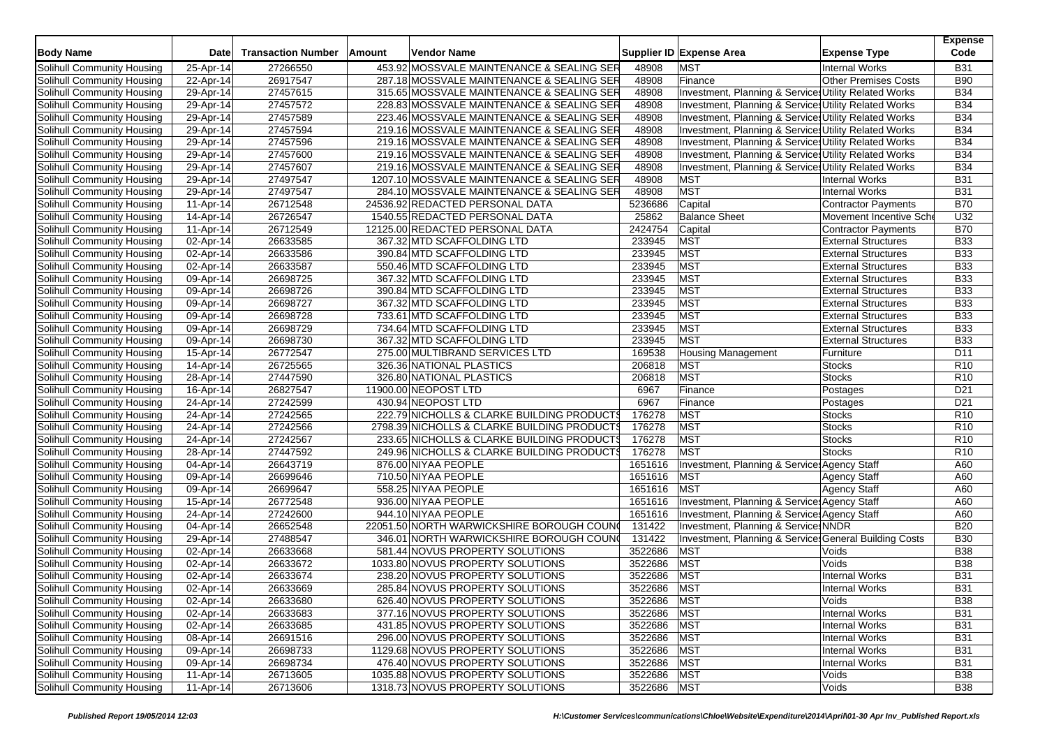| Body Name | Date | Transaction Number | Amount | Vendor Name | Supplier ID | Expense Area | Expense Type | Expense Code |
|---|---|---|---|---|---|---|---|---|
| Solihull Community Housing | 25-Apr-14 | 27266550 | 453.92 | MOSSVALE MAINTENANCE & SEALING SER | 48908 | MST | Internal Works | B31 |
| Solihull Community Housing | 22-Apr-14 | 26917547 | 287.18 | MOSSVALE MAINTENANCE & SEALING SER | 48908 | Finance | Other Premises Costs | B90 |
| Solihull Community Housing | 29-Apr-14 | 27457615 | 315.65 | MOSSVALE MAINTENANCE & SEALING SER | 48908 | Investment, Planning & Service | Utility Related Works | B34 |
| Solihull Community Housing | 29-Apr-14 | 27457572 | 228.83 | MOSSVALE MAINTENANCE & SEALING SER | 48908 | Investment, Planning & Service | Utility Related Works | B34 |
| Solihull Community Housing | 29-Apr-14 | 27457589 | 223.46 | MOSSVALE MAINTENANCE & SEALING SER | 48908 | Investment, Planning & Service | Utility Related Works | B34 |
| Solihull Community Housing | 29-Apr-14 | 27457594 | 219.16 | MOSSVALE MAINTENANCE & SEALING SER | 48908 | Investment, Planning & Service | Utility Related Works | B34 |
| Solihull Community Housing | 29-Apr-14 | 27457596 | 219.16 | MOSSVALE MAINTENANCE & SEALING SER | 48908 | Investment, Planning & Service | Utility Related Works | B34 |
| Solihull Community Housing | 29-Apr-14 | 27457600 | 219.16 | MOSSVALE MAINTENANCE & SEALING SER | 48908 | Investment, Planning & Service | Utility Related Works | B34 |
| Solihull Community Housing | 29-Apr-14 | 27457607 | 219.16 | MOSSVALE MAINTENANCE & SEALING SER | 48908 | Investment, Planning & Service | Utility Related Works | B34 |
| Solihull Community Housing | 29-Apr-14 | 27497547 | 1207.10 | MOSSVALE MAINTENANCE & SEALING SER | 48908 | MST | Internal Works | B31 |
| Solihull Community Housing | 29-Apr-14 | 27497547 | 284.10 | MOSSVALE MAINTENANCE & SEALING SER | 48908 | MST | Internal Works | B31 |
| Solihull Community Housing | 11-Apr-14 | 26712548 | 24536.92 | REDACTED PERSONAL DATA | 5236686 | Capital | Contractor Payments | B70 |
| Solihull Community Housing | 14-Apr-14 | 26726547 | 1540.55 | REDACTED PERSONAL DATA | 25862 | Balance Sheet | Movement Incentive Sche | U32 |
| Solihull Community Housing | 11-Apr-14 | 26712549 | 12125.00 | REDACTED PERSONAL DATA | 2424754 | Capital | Contractor Payments | B70 |
| Solihull Community Housing | 02-Apr-14 | 26633585 | 367.32 | MTD SCAFFOLDING LTD | 233945 | MST | External Structures | B33 |
| Solihull Community Housing | 02-Apr-14 | 26633586 | 390.84 | MTD SCAFFOLDING LTD | 233945 | MST | External Structures | B33 |
| Solihull Community Housing | 02-Apr-14 | 26633587 | 550.46 | MTD SCAFFOLDING LTD | 233945 | MST | External Structures | B33 |
| Solihull Community Housing | 09-Apr-14 | 26698725 | 367.32 | MTD SCAFFOLDING LTD | 233945 | MST | External Structures | B33 |
| Solihull Community Housing | 09-Apr-14 | 26698726 | 390.84 | MTD SCAFFOLDING LTD | 233945 | MST | External Structures | B33 |
| Solihull Community Housing | 09-Apr-14 | 26698727 | 367.32 | MTD SCAFFOLDING LTD | 233945 | MST | External Structures | B33 |
| Solihull Community Housing | 09-Apr-14 | 26698728 | 733.61 | MTD SCAFFOLDING LTD | 233945 | MST | External Structures | B33 |
| Solihull Community Housing | 09-Apr-14 | 26698729 | 734.64 | MTD SCAFFOLDING LTD | 233945 | MST | External Structures | B33 |
| Solihull Community Housing | 09-Apr-14 | 26698730 | 367.32 | MTD SCAFFOLDING LTD | 233945 | MST | External Structures | B33 |
| Solihull Community Housing | 15-Apr-14 | 26772547 | 275.00 | MULTIBRAND SERVICES LTD | 169538 | Housing Management | Furniture | D11 |
| Solihull Community Housing | 14-Apr-14 | 26725565 | 326.36 | NATIONAL PLASTICS | 206818 | MST | Stocks | R10 |
| Solihull Community Housing | 28-Apr-14 | 27447590 | 326.80 | NATIONAL PLASTICS | 206818 | MST | Stocks | R10 |
| Solihull Community Housing | 16-Apr-14 | 26827547 | 11900.00 | NEOPOST LTD | 6967 | Finance | Postages | D21 |
| Solihull Community Housing | 24-Apr-14 | 27242599 | 430.94 | NEOPOST LTD | 6967 | Finance | Postages | D21 |
| Solihull Community Housing | 24-Apr-14 | 27242565 | 222.79 | NICHOLLS & CLARKE BUILDING PRODUCTS | 176278 | MST | Stocks | R10 |
| Solihull Community Housing | 24-Apr-14 | 27242566 | 2798.39 | NICHOLLS & CLARKE BUILDING PRODUCTS | 176278 | MST | Stocks | R10 |
| Solihull Community Housing | 24-Apr-14 | 27242567 | 233.65 | NICHOLLS & CLARKE BUILDING PRODUCTS | 176278 | MST | Stocks | R10 |
| Solihull Community Housing | 28-Apr-14 | 27447592 | 249.96 | NICHOLLS & CLARKE BUILDING PRODUCTS | 176278 | MST | Stocks | R10 |
| Solihull Community Housing | 04-Apr-14 | 26643719 | 876.00 | NIYAA PEOPLE | 1651616 | Investment, Planning & Service | Agency Staff | A60 |
| Solihull Community Housing | 09-Apr-14 | 26699646 | 710.50 | NIYAA PEOPLE | 1651616 | MST | Agency Staff | A60 |
| Solihull Community Housing | 09-Apr-14 | 26699647 | 558.25 | NIYAA PEOPLE | 1651616 | MST | Agency Staff | A60 |
| Solihull Community Housing | 15-Apr-14 | 26772548 | 936.00 | NIYAA PEOPLE | 1651616 | Investment, Planning & Service | Agency Staff | A60 |
| Solihull Community Housing | 24-Apr-14 | 27242600 | 944.10 | NIYAA PEOPLE | 1651616 | Investment, Planning & Service | Agency Staff | A60 |
| Solihull Community Housing | 04-Apr-14 | 26652548 | 22051.50 | NORTH WARWICKSHIRE BOROUGH COUN | 131422 | Investment, Planning & Service | NNDR | B20 |
| Solihull Community Housing | 29-Apr-14 | 27488547 | 346.01 | NORTH WARWICKSHIRE BOROUGH COUN | 131422 | Investment, Planning & Service | General Building Costs | B30 |
| Solihull Community Housing | 02-Apr-14 | 26633668 | 581.44 | NOVUS PROPERTY SOLUTIONS | 3522686 | MST | Voids | B38 |
| Solihull Community Housing | 02-Apr-14 | 26633672 | 1033.80 | NOVUS PROPERTY SOLUTIONS | 3522686 | MST | Voids | B38 |
| Solihull Community Housing | 02-Apr-14 | 26633674 | 238.20 | NOVUS PROPERTY SOLUTIONS | 3522686 | MST | Internal Works | B31 |
| Solihull Community Housing | 02-Apr-14 | 26633669 | 285.84 | NOVUS PROPERTY SOLUTIONS | 3522686 | MST | Internal Works | B31 |
| Solihull Community Housing | 02-Apr-14 | 26633680 | 626.40 | NOVUS PROPERTY SOLUTIONS | 3522686 | MST | Voids | B38 |
| Solihull Community Housing | 02-Apr-14 | 26633683 | 377.16 | NOVUS PROPERTY SOLUTIONS | 3522686 | MST | Internal Works | B31 |
| Solihull Community Housing | 02-Apr-14 | 26633685 | 431.85 | NOVUS PROPERTY SOLUTIONS | 3522686 | MST | Internal Works | B31 |
| Solihull Community Housing | 08-Apr-14 | 26691516 | 296.00 | NOVUS PROPERTY SOLUTIONS | 3522686 | MST | Internal Works | B31 |
| Solihull Community Housing | 09-Apr-14 | 26698733 | 1129.68 | NOVUS PROPERTY SOLUTIONS | 3522686 | MST | Internal Works | B31 |
| Solihull Community Housing | 09-Apr-14 | 26698734 | 476.40 | NOVUS PROPERTY SOLUTIONS | 3522686 | MST | Internal Works | B31 |
| Solihull Community Housing | 11-Apr-14 | 26713605 | 1035.88 | NOVUS PROPERTY SOLUTIONS | 3522686 | MST | Voids | B38 |
| Solihull Community Housing | 11-Apr-14 | 26713606 | 1318.73 | NOVUS PROPERTY SOLUTIONS | 3522686 | MST | Voids | B38 |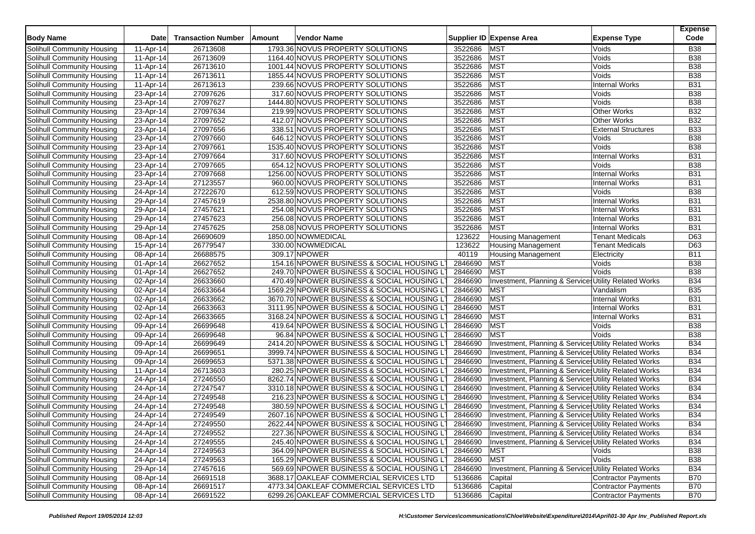| Body Name | Date | Transaction Number | Amount | Vendor Name | Supplier ID | Expense Area | Expense Type | Expense Code |
|---|---|---|---|---|---|---|---|---|
| Solihull Community Housing | 11-Apr-14 | 26713608 | 1793.36 | NOVUS PROPERTY SOLUTIONS | 3522686 | MST | Voids | B38 |
| Solihull Community Housing | 11-Apr-14 | 26713609 | 1164.40 | NOVUS PROPERTY SOLUTIONS | 3522686 | MST | Voids | B38 |
| Solihull Community Housing | 11-Apr-14 | 26713610 | 1001.44 | NOVUS PROPERTY SOLUTIONS | 3522686 | MST | Voids | B38 |
| Solihull Community Housing | 11-Apr-14 | 26713611 | 1855.44 | NOVUS PROPERTY SOLUTIONS | 3522686 | MST | Voids | B38 |
| Solihull Community Housing | 11-Apr-14 | 26713613 | 239.66 | NOVUS PROPERTY SOLUTIONS | 3522686 | MST | Internal Works | B31 |
| Solihull Community Housing | 23-Apr-14 | 27097626 | 317.60 | NOVUS PROPERTY SOLUTIONS | 3522686 | MST | Voids | B38 |
| Solihull Community Housing | 23-Apr-14 | 27097627 | 1444.80 | NOVUS PROPERTY SOLUTIONS | 3522686 | MST | Voids | B38 |
| Solihull Community Housing | 23-Apr-14 | 27097634 | 219.99 | NOVUS PROPERTY SOLUTIONS | 3522686 | MST | Other Works | B32 |
| Solihull Community Housing | 23-Apr-14 | 27097652 | 412.07 | NOVUS PROPERTY SOLUTIONS | 3522686 | MST | Other Works | B32 |
| Solihull Community Housing | 23-Apr-14 | 27097656 | 338.51 | NOVUS PROPERTY SOLUTIONS | 3522686 | MST | External Structures | B33 |
| Solihull Community Housing | 23-Apr-14 | 27097660 | 646.12 | NOVUS PROPERTY SOLUTIONS | 3522686 | MST | Voids | B38 |
| Solihull Community Housing | 23-Apr-14 | 27097661 | 1535.40 | NOVUS PROPERTY SOLUTIONS | 3522686 | MST | Voids | B38 |
| Solihull Community Housing | 23-Apr-14 | 27097664 | 317.60 | NOVUS PROPERTY SOLUTIONS | 3522686 | MST | Internal Works | B31 |
| Solihull Community Housing | 23-Apr-14 | 27097665 | 654.12 | NOVUS PROPERTY SOLUTIONS | 3522686 | MST | Voids | B38 |
| Solihull Community Housing | 23-Apr-14 | 27097668 | 1256.00 | NOVUS PROPERTY SOLUTIONS | 3522686 | MST | Internal Works | B31 |
| Solihull Community Housing | 23-Apr-14 | 27123557 | 960.00 | NOVUS PROPERTY SOLUTIONS | 3522686 | MST | Internal Works | B31 |
| Solihull Community Housing | 24-Apr-14 | 27222670 | 612.59 | NOVUS PROPERTY SOLUTIONS | 3522686 | MST | Voids | B38 |
| Solihull Community Housing | 29-Apr-14 | 27457619 | 2538.80 | NOVUS PROPERTY SOLUTIONS | 3522686 | MST | Internal Works | B31 |
| Solihull Community Housing | 29-Apr-14 | 27457621 | 254.08 | NOVUS PROPERTY SOLUTIONS | 3522686 | MST | Internal Works | B31 |
| Solihull Community Housing | 29-Apr-14 | 27457623 | 256.08 | NOVUS PROPERTY SOLUTIONS | 3522686 | MST | Internal Works | B31 |
| Solihull Community Housing | 29-Apr-14 | 27457625 | 258.08 | NOVUS PROPERTY SOLUTIONS | 3522686 | MST | Internal Works | B31 |
| Solihull Community Housing | 08-Apr-14 | 26690609 | 1850.00 | NOWMEDICAL | 123622 | Housing Management | Tenant Medicals | D63 |
| Solihull Community Housing | 15-Apr-14 | 26779547 | 330.00 | NOWMEDICAL | 123622 | Housing Management | Tenant Medicals | D63 |
| Solihull Community Housing | 08-Apr-14 | 26688575 | 309.17 | NPOWER | 40119 | Housing Management | Electricity | B11 |
| Solihull Community Housing | 01-Apr-14 | 26627652 | 154.16 | NPOWER BUSINESS & SOCIAL HOUSING LT | 2846690 | MST | Voids | B38 |
| Solihull Community Housing | 01-Apr-14 | 26627652 | 249.70 | NPOWER BUSINESS & SOCIAL HOUSING LT | 2846690 | MST | Voids | B38 |
| Solihull Community Housing | 02-Apr-14 | 26633660 | 470.49 | NPOWER BUSINESS & SOCIAL HOUSING LT | 2846690 | Investment, Planning & Services | Utility Related Works | B34 |
| Solihull Community Housing | 02-Apr-14 | 26633664 | 1569.29 | NPOWER BUSINESS & SOCIAL HOUSING LT | 2846690 | MST | Vandalism | B35 |
| Solihull Community Housing | 02-Apr-14 | 26633662 | 3670.70 | NPOWER BUSINESS & SOCIAL HOUSING LT | 2846690 | MST | Internal Works | B31 |
| Solihull Community Housing | 02-Apr-14 | 26633663 | 3111.95 | NPOWER BUSINESS & SOCIAL HOUSING LT | 2846690 | MST | Internal Works | B31 |
| Solihull Community Housing | 02-Apr-14 | 26633665 | 3168.24 | NPOWER BUSINESS & SOCIAL HOUSING LT | 2846690 | MST | Internal Works | B31 |
| Solihull Community Housing | 09-Apr-14 | 26699648 | 419.64 | NPOWER BUSINESS & SOCIAL HOUSING LT | 2846690 | MST | Voids | B38 |
| Solihull Community Housing | 09-Apr-14 | 26699648 | 96.84 | NPOWER BUSINESS & SOCIAL HOUSING LT | 2846690 | MST | Voids | B38 |
| Solihull Community Housing | 09-Apr-14 | 26699649 | 2414.20 | NPOWER BUSINESS & SOCIAL HOUSING LT | 2846690 | Investment, Planning & Services | Utility Related Works | B34 |
| Solihull Community Housing | 09-Apr-14 | 26699651 | 3999.74 | NPOWER BUSINESS & SOCIAL HOUSING LT | 2846690 | Investment, Planning & Services | Utility Related Works | B34 |
| Solihull Community Housing | 09-Apr-14 | 26699653 | 5371.38 | NPOWER BUSINESS & SOCIAL HOUSING LT | 2846690 | Investment, Planning & Services | Utility Related Works | B34 |
| Solihull Community Housing | 11-Apr-14 | 26713603 | 280.25 | NPOWER BUSINESS & SOCIAL HOUSING LT | 2846690 | Investment, Planning & Services | Utility Related Works | B34 |
| Solihull Community Housing | 24-Apr-14 | 27246550 | 8262.74 | NPOWER BUSINESS & SOCIAL HOUSING LT | 2846690 | Investment, Planning & Services | Utility Related Works | B34 |
| Solihull Community Housing | 24-Apr-14 | 27247547 | 3310.18 | NPOWER BUSINESS & SOCIAL HOUSING LT | 2846690 | Investment, Planning & Services | Utility Related Works | B34 |
| Solihull Community Housing | 24-Apr-14 | 27249548 | 216.23 | NPOWER BUSINESS & SOCIAL HOUSING LT | 2846690 | Investment, Planning & Services | Utility Related Works | B34 |
| Solihull Community Housing | 24-Apr-14 | 27249548 | 380.59 | NPOWER BUSINESS & SOCIAL HOUSING LT | 2846690 | Investment, Planning & Services | Utility Related Works | B34 |
| Solihull Community Housing | 24-Apr-14 | 27249549 | 2607.16 | NPOWER BUSINESS & SOCIAL HOUSING LT | 2846690 | Investment, Planning & Services | Utility Related Works | B34 |
| Solihull Community Housing | 24-Apr-14 | 27249550 | 2622.44 | NPOWER BUSINESS & SOCIAL HOUSING LT | 2846690 | Investment, Planning & Services | Utility Related Works | B34 |
| Solihull Community Housing | 24-Apr-14 | 27249552 | 227.36 | NPOWER BUSINESS & SOCIAL HOUSING LT | 2846690 | Investment, Planning & Services | Utility Related Works | B34 |
| Solihull Community Housing | 24-Apr-14 | 27249555 | 245.40 | NPOWER BUSINESS & SOCIAL HOUSING LT | 2846690 | Investment, Planning & Services | Utility Related Works | B34 |
| Solihull Community Housing | 24-Apr-14 | 27249563 | 364.09 | NPOWER BUSINESS & SOCIAL HOUSING LT | 2846690 | MST | Voids | B38 |
| Solihull Community Housing | 24-Apr-14 | 27249563 | 165.29 | NPOWER BUSINESS & SOCIAL HOUSING LT | 2846690 | MST | Voids | B38 |
| Solihull Community Housing | 29-Apr-14 | 27457616 | 569.69 | NPOWER BUSINESS & SOCIAL HOUSING LT | 2846690 | Investment, Planning & Services | Utility Related Works | B34 |
| Solihull Community Housing | 08-Apr-14 | 26691518 | 3688.17 | OAKLEAF COMMERCIAL SERVICES LTD | 5136686 | Capital | Contractor Payments | B70 |
| Solihull Community Housing | 08-Apr-14 | 26691517 | 4773.34 | OAKLEAF COMMERCIAL SERVICES LTD | 5136686 | Capital | Contractor Payments | B70 |
| Solihull Community Housing | 08-Apr-14 | 26691522 | 6299.26 | OAKLEAF COMMERCIAL SERVICES LTD | 5136686 | Capital | Contractor Payments | B70 |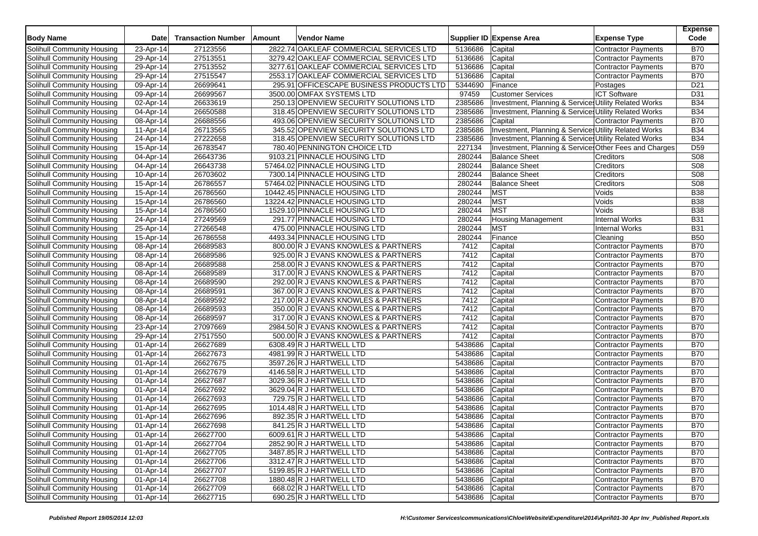| Body Name | Date | Transaction Number | Amount | Vendor Name | Supplier ID | Expense Area | Expense Type | Expense Code |
|---|---|---|---|---|---|---|---|---|
| Solihull Community Housing | 23-Apr-14 | 27123556 | 2822.74 | OAKLEAF COMMERCIAL SERVICES LTD | 5136686 | Capital | Contractor Payments | B70 |
| Solihull Community Housing | 29-Apr-14 | 27513551 | 3279.42 | OAKLEAF COMMERCIAL SERVICES LTD | 5136686 | Capital | Contractor Payments | B70 |
| Solihull Community Housing | 29-Apr-14 | 27513552 | 3277.61 | OAKLEAF COMMERCIAL SERVICES LTD | 5136686 | Capital | Contractor Payments | B70 |
| Solihull Community Housing | 29-Apr-14 | 27515547 | 2553.17 | OAKLEAF COMMERCIAL SERVICES LTD | 5136686 | Capital | Contractor Payments | B70 |
| Solihull Community Housing | 09-Apr-14 | 26699641 | 295.91 | OFFICESCAPE BUSINESS PRODUCTS LTD | 5344690 | Finance | Postages | D21 |
| Solihull Community Housing | 09-Apr-14 | 26699567 | 3500.00 | OMFAX SYSTEMS LTD | 97459 | Customer Services | ICT Software | D31 |
| Solihull Community Housing | 02-Apr-14 | 26633619 | 250.13 | OPENVIEW SECURITY SOLUTIONS LTD | 2385686 | Investment, Planning & Services | Utility Related Works | B34 |
| Solihull Community Housing | 04-Apr-14 | 26650588 | 318.45 | OPENVIEW SECURITY SOLUTIONS LTD | 2385686 | Investment, Planning & Services | Utility Related Works | B34 |
| Solihull Community Housing | 08-Apr-14 | 26688556 | 493.06 | OPENVIEW SECURITY SOLUTIONS LTD | 2385686 | Capital | Contractor Payments | B70 |
| Solihull Community Housing | 11-Apr-14 | 26713565 | 345.52 | OPENVIEW SECURITY SOLUTIONS LTD | 2385686 | Investment, Planning & Services | Utility Related Works | B34 |
| Solihull Community Housing | 24-Apr-14 | 27222658 | 318.45 | OPENVIEW SECURITY SOLUTIONS LTD | 2385686 | Investment, Planning & Services | Utility Related Works | B34 |
| Solihull Community Housing | 15-Apr-14 | 26783547 | 780.40 | PENNINGTON CHOICE LTD | 227134 | Investment, Planning & Services | Other Fees and Charges | D59 |
| Solihull Community Housing | 04-Apr-14 | 26643736 | 9103.21 | PINNACLE HOUSING LTD | 280244 | Balance Sheet | Creditors | S08 |
| Solihull Community Housing | 04-Apr-14 | 26643738 | 57464.02 | PINNACLE HOUSING LTD | 280244 | Balance Sheet | Creditors | S08 |
| Solihull Community Housing | 10-Apr-14 | 26703602 | 7300.14 | PINNACLE HOUSING LTD | 280244 | Balance Sheet | Creditors | S08 |
| Solihull Community Housing | 15-Apr-14 | 26786557 | 57464.02 | PINNACLE HOUSING LTD | 280244 | Balance Sheet | Creditors | S08 |
| Solihull Community Housing | 15-Apr-14 | 26786560 | 10442.45 | PINNACLE HOUSING LTD | 280244 | MST | Voids | B38 |
| Solihull Community Housing | 15-Apr-14 | 26786560 | 13224.42 | PINNACLE HOUSING LTD | 280244 | MST | Voids | B38 |
| Solihull Community Housing | 15-Apr-14 | 26786560 | 1529.10 | PINNACLE HOUSING LTD | 280244 | MST | Voids | B38 |
| Solihull Community Housing | 24-Apr-14 | 27249569 | 291.77 | PINNACLE HOUSING LTD | 280244 | Housing Management | Internal Works | B31 |
| Solihull Community Housing | 25-Apr-14 | 27266548 | 475.00 | PINNACLE HOUSING LTD | 280244 | MST | Internal Works | B31 |
| Solihull Community Housing | 15-Apr-14 | 26786558 | 4493.34 | PINNACLE HOUSING LTD | 280244 | Finance | Cleaning | B50 |
| Solihull Community Housing | 08-Apr-14 | 26689583 | 800.00 | R J EVANS KNOWLES & PARTNERS | 7412 | Capital | Contractor Payments | B70 |
| Solihull Community Housing | 08-Apr-14 | 26689586 | 925.00 | R J EVANS KNOWLES & PARTNERS | 7412 | Capital | Contractor Payments | B70 |
| Solihull Community Housing | 08-Apr-14 | 26689588 | 258.00 | R J EVANS KNOWLES & PARTNERS | 7412 | Capital | Contractor Payments | B70 |
| Solihull Community Housing | 08-Apr-14 | 26689589 | 317.00 | R J EVANS KNOWLES & PARTNERS | 7412 | Capital | Contractor Payments | B70 |
| Solihull Community Housing | 08-Apr-14 | 26689590 | 292.00 | R J EVANS KNOWLES & PARTNERS | 7412 | Capital | Contractor Payments | B70 |
| Solihull Community Housing | 08-Apr-14 | 26689591 | 367.00 | R J EVANS KNOWLES & PARTNERS | 7412 | Capital | Contractor Payments | B70 |
| Solihull Community Housing | 08-Apr-14 | 26689592 | 217.00 | R J EVANS KNOWLES & PARTNERS | 7412 | Capital | Contractor Payments | B70 |
| Solihull Community Housing | 08-Apr-14 | 26689593 | 350.00 | R J EVANS KNOWLES & PARTNERS | 7412 | Capital | Contractor Payments | B70 |
| Solihull Community Housing | 08-Apr-14 | 26689597 | 317.00 | R J EVANS KNOWLES & PARTNERS | 7412 | Capital | Contractor Payments | B70 |
| Solihull Community Housing | 23-Apr-14 | 27097669 | 2984.50 | R J EVANS KNOWLES & PARTNERS | 7412 | Capital | Contractor Payments | B70 |
| Solihull Community Housing | 29-Apr-14 | 27517550 | 500.00 | R J EVANS KNOWLES & PARTNERS | 7412 | Capital | Contractor Payments | B70 |
| Solihull Community Housing | 01-Apr-14 | 26627689 | 6308.49 | R J HARTWELL LTD | 5438686 | Capital | Contractor Payments | B70 |
| Solihull Community Housing | 01-Apr-14 | 26627673 | 4981.99 | R J HARTWELL LTD | 5438686 | Capital | Contractor Payments | B70 |
| Solihull Community Housing | 01-Apr-14 | 26627675 | 3597.26 | R J HARTWELL LTD | 5438686 | Capital | Contractor Payments | B70 |
| Solihull Community Housing | 01-Apr-14 | 26627679 | 4146.58 | R J HARTWELL LTD | 5438686 | Capital | Contractor Payments | B70 |
| Solihull Community Housing | 01-Apr-14 | 26627687 | 3029.36 | R J HARTWELL LTD | 5438686 | Capital | Contractor Payments | B70 |
| Solihull Community Housing | 01-Apr-14 | 26627692 | 3629.04 | R J HARTWELL LTD | 5438686 | Capital | Contractor Payments | B70 |
| Solihull Community Housing | 01-Apr-14 | 26627693 | 729.75 | R J HARTWELL LTD | 5438686 | Capital | Contractor Payments | B70 |
| Solihull Community Housing | 01-Apr-14 | 26627695 | 1014.48 | R J HARTWELL LTD | 5438686 | Capital | Contractor Payments | B70 |
| Solihull Community Housing | 01-Apr-14 | 26627696 | 892.35 | R J HARTWELL LTD | 5438686 | Capital | Contractor Payments | B70 |
| Solihull Community Housing | 01-Apr-14 | 26627698 | 841.25 | R J HARTWELL LTD | 5438686 | Capital | Contractor Payments | B70 |
| Solihull Community Housing | 01-Apr-14 | 26627700 | 6009.61 | R J HARTWELL LTD | 5438686 | Capital | Contractor Payments | B70 |
| Solihull Community Housing | 01-Apr-14 | 26627704 | 2852.90 | R J HARTWELL LTD | 5438686 | Capital | Contractor Payments | B70 |
| Solihull Community Housing | 01-Apr-14 | 26627705 | 3487.85 | R J HARTWELL LTD | 5438686 | Capital | Contractor Payments | B70 |
| Solihull Community Housing | 01-Apr-14 | 26627706 | 3312.47 | R J HARTWELL LTD | 5438686 | Capital | Contractor Payments | B70 |
| Solihull Community Housing | 01-Apr-14 | 26627707 | 5199.85 | R J HARTWELL LTD | 5438686 | Capital | Contractor Payments | B70 |
| Solihull Community Housing | 01-Apr-14 | 26627708 | 1880.48 | R J HARTWELL LTD | 5438686 | Capital | Contractor Payments | B70 |
| Solihull Community Housing | 01-Apr-14 | 26627709 | 668.02 | R J HARTWELL LTD | 5438686 | Capital | Contractor Payments | B70 |
| Solihull Community Housing | 01-Apr-14 | 26627715 | 690.25 | R J HARTWELL LTD | 5438686 | Capital | Contractor Payments | B70 |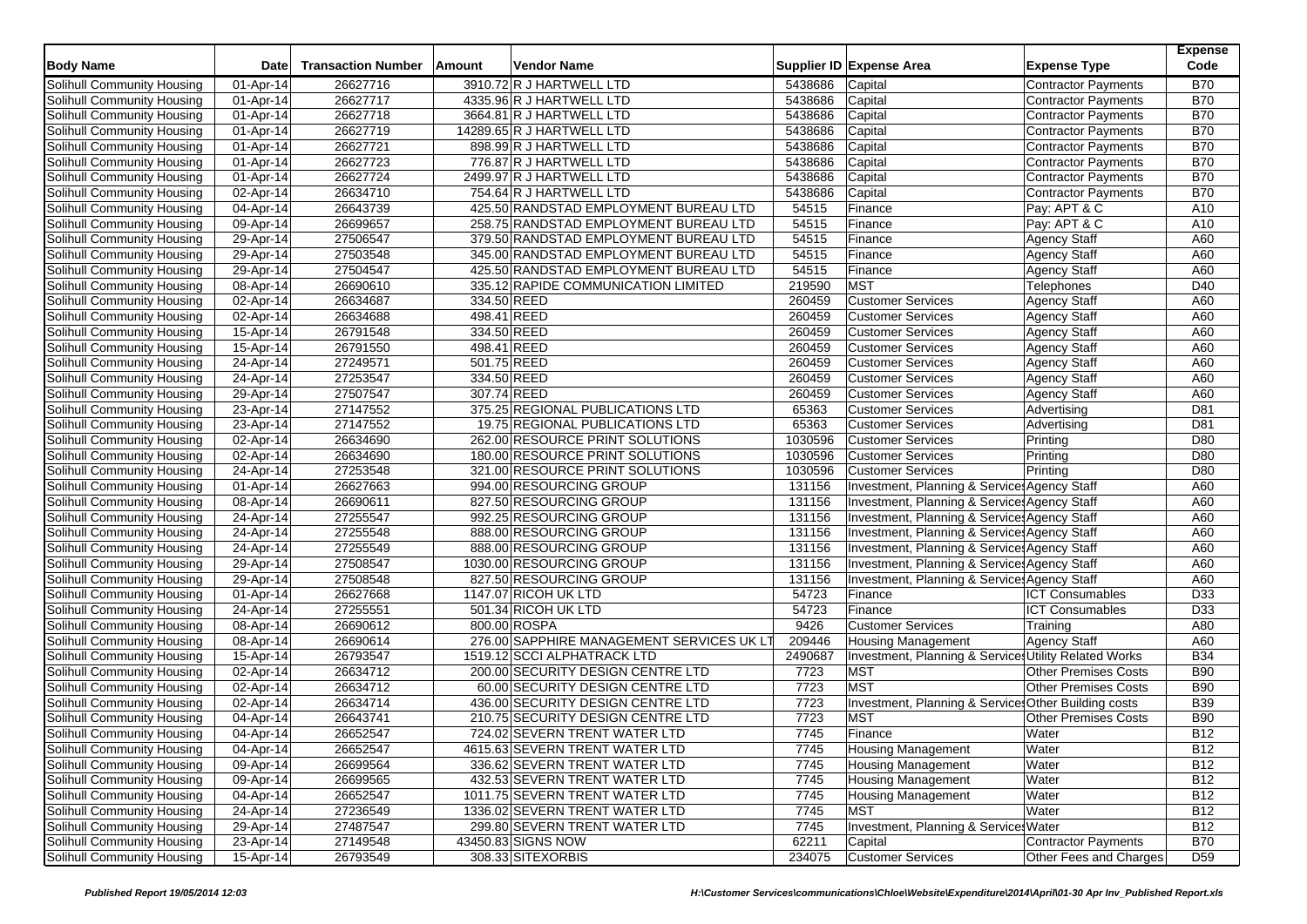| Body Name | Date | Transaction Number | Amount | Vendor Name | Supplier ID | Expense Area | Expense Type | Expense Code |
|---|---|---|---|---|---|---|---|---|
| Solihull Community Housing | 01-Apr-14 | 26627716 | 3910.72 | R J HARTWELL LTD | 5438686 | Capital | Contractor Payments | B70 |
| Solihull Community Housing | 01-Apr-14 | 26627717 | 4335.96 | R J HARTWELL LTD | 5438686 | Capital | Contractor Payments | B70 |
| Solihull Community Housing | 01-Apr-14 | 26627718 | 3664.81 | R J HARTWELL LTD | 5438686 | Capital | Contractor Payments | B70 |
| Solihull Community Housing | 01-Apr-14 | 26627719 | 14289.65 | R J HARTWELL LTD | 5438686 | Capital | Contractor Payments | B70 |
| Solihull Community Housing | 01-Apr-14 | 26627721 | 898.99 | R J HARTWELL LTD | 5438686 | Capital | Contractor Payments | B70 |
| Solihull Community Housing | 01-Apr-14 | 26627723 | 776.87 | R J HARTWELL LTD | 5438686 | Capital | Contractor Payments | B70 |
| Solihull Community Housing | 01-Apr-14 | 26627724 | 2499.97 | R J HARTWELL LTD | 5438686 | Capital | Contractor Payments | B70 |
| Solihull Community Housing | 02-Apr-14 | 26634710 | 754.64 | R J HARTWELL LTD | 5438686 | Capital | Contractor Payments | B70 |
| Solihull Community Housing | 04-Apr-14 | 26643739 | 425.50 | RANDSTAD EMPLOYMENT BUREAU LTD | 54515 | Finance | Pay: APT & C | A10 |
| Solihull Community Housing | 09-Apr-14 | 26699657 | 258.75 | RANDSTAD EMPLOYMENT BUREAU LTD | 54515 | Finance | Pay: APT & C | A10 |
| Solihull Community Housing | 29-Apr-14 | 27506547 | 379.50 | RANDSTAD EMPLOYMENT BUREAU LTD | 54515 | Finance | Agency Staff | A60 |
| Solihull Community Housing | 29-Apr-14 | 27503548 | 345.00 | RANDSTAD EMPLOYMENT BUREAU LTD | 54515 | Finance | Agency Staff | A60 |
| Solihull Community Housing | 29-Apr-14 | 27504547 | 425.50 | RANDSTAD EMPLOYMENT BUREAU LTD | 54515 | Finance | Agency Staff | A60 |
| Solihull Community Housing | 08-Apr-14 | 26690610 | 335.12 | RAPIDE COMMUNICATION LIMITED | 219590 | MST | Telephones | D40 |
| Solihull Community Housing | 02-Apr-14 | 26634687 | 334.50 | REED | 260459 | Customer Services | Agency Staff | A60 |
| Solihull Community Housing | 02-Apr-14 | 26634688 | 498.41 | REED | 260459 | Customer Services | Agency Staff | A60 |
| Solihull Community Housing | 15-Apr-14 | 26791548 | 334.50 | REED | 260459 | Customer Services | Agency Staff | A60 |
| Solihull Community Housing | 15-Apr-14 | 26791550 | 498.41 | REED | 260459 | Customer Services | Agency Staff | A60 |
| Solihull Community Housing | 24-Apr-14 | 27249571 | 501.75 | REED | 260459 | Customer Services | Agency Staff | A60 |
| Solihull Community Housing | 24-Apr-14 | 27253547 | 334.50 | REED | 260459 | Customer Services | Agency Staff | A60 |
| Solihull Community Housing | 29-Apr-14 | 27507547 | 307.74 | REED | 260459 | Customer Services | Agency Staff | A60 |
| Solihull Community Housing | 23-Apr-14 | 27147552 | 375.25 | REGIONAL PUBLICATIONS LTD | 65363 | Customer Services | Advertising | D81 |
| Solihull Community Housing | 23-Apr-14 | 27147552 | 19.75 | REGIONAL PUBLICATIONS LTD | 65363 | Customer Services | Advertising | D81 |
| Solihull Community Housing | 02-Apr-14 | 26634690 | 262.00 | RESOURCE PRINT SOLUTIONS | 1030596 | Customer Services | Printing | D80 |
| Solihull Community Housing | 02-Apr-14 | 26634690 | 180.00 | RESOURCE PRINT SOLUTIONS | 1030596 | Customer Services | Printing | D80 |
| Solihull Community Housing | 24-Apr-14 | 27253548 | 321.00 | RESOURCE PRINT SOLUTIONS | 1030596 | Customer Services | Printing | D80 |
| Solihull Community Housing | 01-Apr-14 | 26627663 | 994.00 | RESOURCING GROUP | 131156 | Investment, Planning & Services | Agency Staff | A60 |
| Solihull Community Housing | 08-Apr-14 | 26690611 | 827.50 | RESOURCING GROUP | 131156 | Investment, Planning & Services | Agency Staff | A60 |
| Solihull Community Housing | 24-Apr-14 | 27255547 | 992.25 | RESOURCING GROUP | 131156 | Investment, Planning & Services | Agency Staff | A60 |
| Solihull Community Housing | 24-Apr-14 | 27255548 | 888.00 | RESOURCING GROUP | 131156 | Investment, Planning & Services | Agency Staff | A60 |
| Solihull Community Housing | 24-Apr-14 | 27255549 | 888.00 | RESOURCING GROUP | 131156 | Investment, Planning & Services | Agency Staff | A60 |
| Solihull Community Housing | 29-Apr-14 | 27508547 | 1030.00 | RESOURCING GROUP | 131156 | Investment, Planning & Services | Agency Staff | A60 |
| Solihull Community Housing | 29-Apr-14 | 27508548 | 827.50 | RESOURCING GROUP | 131156 | Investment, Planning & Services | Agency Staff | A60 |
| Solihull Community Housing | 01-Apr-14 | 26627668 | 1147.07 | RICOH UK LTD | 54723 | Finance | ICT Consumables | D33 |
| Solihull Community Housing | 24-Apr-14 | 27255551 | 501.34 | RICOH UK LTD | 54723 | Finance | ICT Consumables | D33 |
| Solihull Community Housing | 08-Apr-14 | 26690612 | 800.00 | ROSPA | 9426 | Customer Services | Training | A80 |
| Solihull Community Housing | 08-Apr-14 | 26690614 | 276.00 | SAPPHIRE MANAGEMENT SERVICES UK LT | 209446 | Housing Management | Agency Staff | A60 |
| Solihull Community Housing | 15-Apr-14 | 26793547 | 1519.12 | SCCI ALPHATRACK LTD | 2490687 | Investment, Planning & Services | Utility Related Works | B34 |
| Solihull Community Housing | 02-Apr-14 | 26634712 | 200.00 | SECURITY DESIGN CENTRE LTD | 7723 | MST | Other Premises Costs | B90 |
| Solihull Community Housing | 02-Apr-14 | 26634712 | 60.00 | SECURITY DESIGN CENTRE LTD | 7723 | MST | Other Premises Costs | B90 |
| Solihull Community Housing | 02-Apr-14 | 26634714 | 436.00 | SECURITY DESIGN CENTRE LTD | 7723 | Investment, Planning & Services | Other Building costs | B39 |
| Solihull Community Housing | 04-Apr-14 | 26643741 | 210.75 | SECURITY DESIGN CENTRE LTD | 7723 | MST | Other Premises Costs | B90 |
| Solihull Community Housing | 04-Apr-14 | 26652547 | 724.02 | SEVERN TRENT WATER LTD | 7745 | Finance | Water | B12 |
| Solihull Community Housing | 04-Apr-14 | 26652547 | 4615.63 | SEVERN TRENT WATER LTD | 7745 | Housing Management | Water | B12 |
| Solihull Community Housing | 09-Apr-14 | 26699564 | 336.62 | SEVERN TRENT WATER LTD | 7745 | Housing Management | Water | B12 |
| Solihull Community Housing | 09-Apr-14 | 26699565 | 432.53 | SEVERN TRENT WATER LTD | 7745 | Housing Management | Water | B12 |
| Solihull Community Housing | 04-Apr-14 | 26652547 | 1011.75 | SEVERN TRENT WATER LTD | 7745 | Housing Management | Water | B12 |
| Solihull Community Housing | 24-Apr-14 | 27236549 | 1336.02 | SEVERN TRENT WATER LTD | 7745 | MST | Water | B12 |
| Solihull Community Housing | 29-Apr-14 | 27487547 | 299.80 | SEVERN TRENT WATER LTD | 7745 | Investment, Planning & Services | Water | B12 |
| Solihull Community Housing | 23-Apr-14 | 27149548 | 43450.83 | SIGNS NOW | 62211 | Capital | Contractor Payments | B70 |
| Solihull Community Housing | 15-Apr-14 | 26793549 | 308.33 | SITEXORBIS | 234075 | Customer Services | Other Fees and Charges | D59 |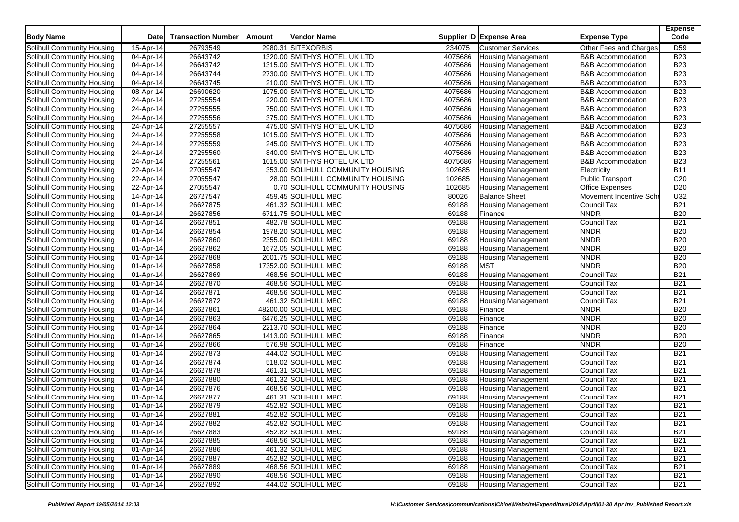| Body Name | Date | Transaction Number | Amount | Vendor Name | Supplier ID | Expense Area | Expense Type | Expense Code |
|---|---|---|---|---|---|---|---|---|
| Solihull Community Housing | 15-Apr-14 | 26793549 | 2980.31 | SITEXORBIS | 234075 | Customer Services | Other Fees and Charges | D59 |
| Solihull Community Housing | 04-Apr-14 | 26643742 | 1320.00 | SMITHYS HOTEL UK LTD | 4075686 | Housing Management | B&B Accommodation | B23 |
| Solihull Community Housing | 04-Apr-14 | 26643742 | 1315.00 | SMITHYS HOTEL UK LTD | 4075686 | Housing Management | B&B Accommodation | B23 |
| Solihull Community Housing | 04-Apr-14 | 26643744 | 2730.00 | SMITHYS HOTEL UK LTD | 4075686 | Housing Management | B&B Accommodation | B23 |
| Solihull Community Housing | 04-Apr-14 | 26643745 | 210.00 | SMITHYS HOTEL UK LTD | 4075686 | Housing Management | B&B Accommodation | B23 |
| Solihull Community Housing | 08-Apr-14 | 26690620 | 1075.00 | SMITHYS HOTEL UK LTD | 4075686 | Housing Management | B&B Accommodation | B23 |
| Solihull Community Housing | 24-Apr-14 | 27255554 | 220.00 | SMITHYS HOTEL UK LTD | 4075686 | Housing Management | B&B Accommodation | B23 |
| Solihull Community Housing | 24-Apr-14 | 27255555 | 750.00 | SMITHYS HOTEL UK LTD | 4075686 | Housing Management | B&B Accommodation | B23 |
| Solihull Community Housing | 24-Apr-14 | 27255556 | 375.00 | SMITHYS HOTEL UK LTD | 4075686 | Housing Management | B&B Accommodation | B23 |
| Solihull Community Housing | 24-Apr-14 | 27255557 | 475.00 | SMITHYS HOTEL UK LTD | 4075686 | Housing Management | B&B Accommodation | B23 |
| Solihull Community Housing | 24-Apr-14 | 27255558 | 1015.00 | SMITHYS HOTEL UK LTD | 4075686 | Housing Management | B&B Accommodation | B23 |
| Solihull Community Housing | 24-Apr-14 | 27255559 | 245.00 | SMITHYS HOTEL UK LTD | 4075686 | Housing Management | B&B Accommodation | B23 |
| Solihull Community Housing | 24-Apr-14 | 27255560 | 840.00 | SMITHYS HOTEL UK LTD | 4075686 | Housing Management | B&B Accommodation | B23 |
| Solihull Community Housing | 24-Apr-14 | 27255561 | 1015.00 | SMITHYS HOTEL UK LTD | 4075686 | Housing Management | B&B Accommodation | B23 |
| Solihull Community Housing | 22-Apr-14 | 27055547 | 353.00 | SOLIHULL COMMUNITY HOUSING | 102685 | Housing Management | Electricity | B11 |
| Solihull Community Housing | 22-Apr-14 | 27055547 | 28.00 | SOLIHULL COMMUNITY HOUSING | 102685 | Housing Management | Public Transport | C20 |
| Solihull Community Housing | 22-Apr-14 | 27055547 | 0.70 | SOLIHULL COMMUNITY HOUSING | 102685 | Housing Management | Office Expenses | D20 |
| Solihull Community Housing | 14-Apr-14 | 26727547 | 459.45 | SOLIHULL MBC | 80026 | Balance Sheet | Movement Incentive Sche | U32 |
| Solihull Community Housing | 01-Apr-14 | 26627875 | 461.32 | SOLIHULL MBC | 69188 | Housing Management | Council Tax | B21 |
| Solihull Community Housing | 01-Apr-14 | 26627856 | 6711.75 | SOLIHULL MBC | 69188 | Finance | NNDR | B20 |
| Solihull Community Housing | 01-Apr-14 | 26627851 | 482.78 | SOLIHULL MBC | 69188 | Housing Management | Council Tax | B21 |
| Solihull Community Housing | 01-Apr-14 | 26627854 | 1978.20 | SOLIHULL MBC | 69188 | Housing Management | NNDR | B20 |
| Solihull Community Housing | 01-Apr-14 | 26627860 | 2355.00 | SOLIHULL MBC | 69188 | Housing Management | NNDR | B20 |
| Solihull Community Housing | 01-Apr-14 | 26627862 | 1672.05 | SOLIHULL MBC | 69188 | Housing Management | NNDR | B20 |
| Solihull Community Housing | 01-Apr-14 | 26627868 | 2001.75 | SOLIHULL MBC | 69188 | Housing Management | NNDR | B20 |
| Solihull Community Housing | 01-Apr-14 | 26627858 | 17352.00 | SOLIHULL MBC | 69188 | MST | NNDR | B20 |
| Solihull Community Housing | 01-Apr-14 | 26627869 | 468.56 | SOLIHULL MBC | 69188 | Housing Management | Council Tax | B21 |
| Solihull Community Housing | 01-Apr-14 | 26627870 | 468.56 | SOLIHULL MBC | 69188 | Housing Management | Council Tax | B21 |
| Solihull Community Housing | 01-Apr-14 | 26627871 | 468.56 | SOLIHULL MBC | 69188 | Housing Management | Council Tax | B21 |
| Solihull Community Housing | 01-Apr-14 | 26627872 | 461.32 | SOLIHULL MBC | 69188 | Housing Management | Council Tax | B21 |
| Solihull Community Housing | 01-Apr-14 | 26627861 | 48200.00 | SOLIHULL MBC | 69188 | Finance | NNDR | B20 |
| Solihull Community Housing | 01-Apr-14 | 26627863 | 6476.25 | SOLIHULL MBC | 69188 | Finance | NNDR | B20 |
| Solihull Community Housing | 01-Apr-14 | 26627864 | 2213.70 | SOLIHULL MBC | 69188 | Finance | NNDR | B20 |
| Solihull Community Housing | 01-Apr-14 | 26627865 | 1413.00 | SOLIHULL MBC | 69188 | Finance | NNDR | B20 |
| Solihull Community Housing | 01-Apr-14 | 26627866 | 576.98 | SOLIHULL MBC | 69188 | Finance | NNDR | B20 |
| Solihull Community Housing | 01-Apr-14 | 26627873 | 444.02 | SOLIHULL MBC | 69188 | Housing Management | Council Tax | B21 |
| Solihull Community Housing | 01-Apr-14 | 26627874 | 518.02 | SOLIHULL MBC | 69188 | Housing Management | Council Tax | B21 |
| Solihull Community Housing | 01-Apr-14 | 26627878 | 461.31 | SOLIHULL MBC | 69188 | Housing Management | Council Tax | B21 |
| Solihull Community Housing | 01-Apr-14 | 26627880 | 461.32 | SOLIHULL MBC | 69188 | Housing Management | Council Tax | B21 |
| Solihull Community Housing | 01-Apr-14 | 26627876 | 468.56 | SOLIHULL MBC | 69188 | Housing Management | Council Tax | B21 |
| Solihull Community Housing | 01-Apr-14 | 26627877 | 461.31 | SOLIHULL MBC | 69188 | Housing Management | Council Tax | B21 |
| Solihull Community Housing | 01-Apr-14 | 26627879 | 452.82 | SOLIHULL MBC | 69188 | Housing Management | Council Tax | B21 |
| Solihull Community Housing | 01-Apr-14 | 26627881 | 452.82 | SOLIHULL MBC | 69188 | Housing Management | Council Tax | B21 |
| Solihull Community Housing | 01-Apr-14 | 26627882 | 452.82 | SOLIHULL MBC | 69188 | Housing Management | Council Tax | B21 |
| Solihull Community Housing | 01-Apr-14 | 26627883 | 452.82 | SOLIHULL MBC | 69188 | Housing Management | Council Tax | B21 |
| Solihull Community Housing | 01-Apr-14 | 26627885 | 468.56 | SOLIHULL MBC | 69188 | Housing Management | Council Tax | B21 |
| Solihull Community Housing | 01-Apr-14 | 26627886 | 461.32 | SOLIHULL MBC | 69188 | Housing Management | Council Tax | B21 |
| Solihull Community Housing | 01-Apr-14 | 26627887 | 452.82 | SOLIHULL MBC | 69188 | Housing Management | Council Tax | B21 |
| Solihull Community Housing | 01-Apr-14 | 26627889 | 468.56 | SOLIHULL MBC | 69188 | Housing Management | Council Tax | B21 |
| Solihull Community Housing | 01-Apr-14 | 26627890 | 468.56 | SOLIHULL MBC | 69188 | Housing Management | Council Tax | B21 |
| Solihull Community Housing | 01-Apr-14 | 26627892 | 444.02 | SOLIHULL MBC | 69188 | Housing Management | Council Tax | B21 |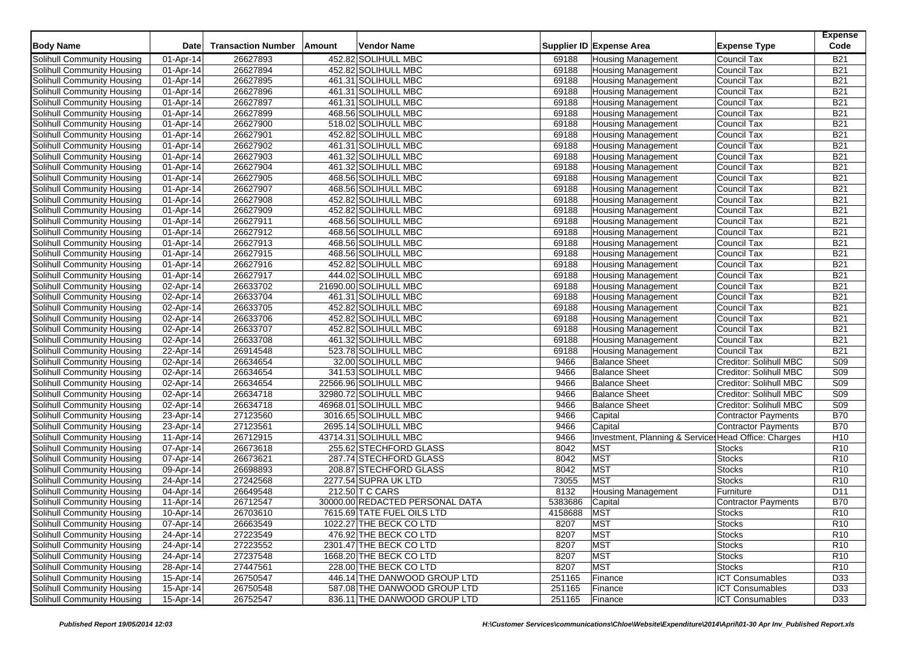| Body Name | Date | Transaction Number | Amount | Vendor Name | Supplier ID | Expense Area | Expense Type | Expense Code |
|---|---|---|---|---|---|---|---|---|
| Solihull Community Housing | 01-Apr-14 | 26627893 | 452.82 | SOLIHULL MBC | 69188 | Housing Management | Council Tax | B21 |
| Solihull Community Housing | 01-Apr-14 | 26627894 | 452.82 | SOLIHULL MBC | 69188 | Housing Management | Council Tax | B21 |
| Solihull Community Housing | 01-Apr-14 | 26627895 | 461.31 | SOLIHULL MBC | 69188 | Housing Management | Council Tax | B21 |
| Solihull Community Housing | 01-Apr-14 | 26627896 | 461.31 | SOLIHULL MBC | 69188 | Housing Management | Council Tax | B21 |
| Solihull Community Housing | 01-Apr-14 | 26627897 | 461.31 | SOLIHULL MBC | 69188 | Housing Management | Council Tax | B21 |
| Solihull Community Housing | 01-Apr-14 | 26627899 | 468.56 | SOLIHULL MBC | 69188 | Housing Management | Council Tax | B21 |
| Solihull Community Housing | 01-Apr-14 | 26627900 | 518.02 | SOLIHULL MBC | 69188 | Housing Management | Council Tax | B21 |
| Solihull Community Housing | 01-Apr-14 | 26627901 | 452.82 | SOLIHULL MBC | 69188 | Housing Management | Council Tax | B21 |
| Solihull Community Housing | 01-Apr-14 | 26627902 | 461.31 | SOLIHULL MBC | 69188 | Housing Management | Council Tax | B21 |
| Solihull Community Housing | 01-Apr-14 | 26627903 | 461.32 | SOLIHULL MBC | 69188 | Housing Management | Council Tax | B21 |
| Solihull Community Housing | 01-Apr-14 | 26627904 | 461.32 | SOLIHULL MBC | 69188 | Housing Management | Council Tax | B21 |
| Solihull Community Housing | 01-Apr-14 | 26627905 | 468.56 | SOLIHULL MBC | 69188 | Housing Management | Council Tax | B21 |
| Solihull Community Housing | 01-Apr-14 | 26627907 | 468.56 | SOLIHULL MBC | 69188 | Housing Management | Council Tax | B21 |
| Solihull Community Housing | 01-Apr-14 | 26627908 | 452.82 | SOLIHULL MBC | 69188 | Housing Management | Council Tax | B21 |
| Solihull Community Housing | 01-Apr-14 | 26627909 | 452.82 | SOLIHULL MBC | 69188 | Housing Management | Council Tax | B21 |
| Solihull Community Housing | 01-Apr-14 | 26627911 | 468.56 | SOLIHULL MBC | 69188 | Housing Management | Council Tax | B21 |
| Solihull Community Housing | 01-Apr-14 | 26627912 | 468.56 | SOLIHULL MBC | 69188 | Housing Management | Council Tax | B21 |
| Solihull Community Housing | 01-Apr-14 | 26627913 | 468.56 | SOLIHULL MBC | 69188 | Housing Management | Council Tax | B21 |
| Solihull Community Housing | 01-Apr-14 | 26627915 | 468.56 | SOLIHULL MBC | 69188 | Housing Management | Council Tax | B21 |
| Solihull Community Housing | 01-Apr-14 | 26627916 | 452.82 | SOLIHULL MBC | 69188 | Housing Management | Council Tax | B21 |
| Solihull Community Housing | 01-Apr-14 | 26627917 | 444.02 | SOLIHULL MBC | 69188 | Housing Management | Council Tax | B21 |
| Solihull Community Housing | 02-Apr-14 | 26633702 | 21690.00 | SOLIHULL MBC | 69188 | Housing Management | Council Tax | B21 |
| Solihull Community Housing | 02-Apr-14 | 26633704 | 461.31 | SOLIHULL MBC | 69188 | Housing Management | Council Tax | B21 |
| Solihull Community Housing | 02-Apr-14 | 26633705 | 452.82 | SOLIHULL MBC | 69188 | Housing Management | Council Tax | B21 |
| Solihull Community Housing | 02-Apr-14 | 26633706 | 452.82 | SOLIHULL MBC | 69188 | Housing Management | Council Tax | B21 |
| Solihull Community Housing | 02-Apr-14 | 26633707 | 452.82 | SOLIHULL MBC | 69188 | Housing Management | Council Tax | B21 |
| Solihull Community Housing | 02-Apr-14 | 26633708 | 461.32 | SOLIHULL MBC | 69188 | Housing Management | Council Tax | B21 |
| Solihull Community Housing | 22-Apr-14 | 26914548 | 523.78 | SOLIHULL MBC | 69188 | Housing Management | Council Tax | B21 |
| Solihull Community Housing | 02-Apr-14 | 26634654 | 32.00 | SOLIHULL MBC | 9466 | Balance Sheet | Creditor: Solihull MBC | S09 |
| Solihull Community Housing | 02-Apr-14 | 26634654 | 341.53 | SOLIHULL MBC | 9466 | Balance Sheet | Creditor: Solihull MBC | S09 |
| Solihull Community Housing | 02-Apr-14 | 26634654 | 22566.96 | SOLIHULL MBC | 9466 | Balance Sheet | Creditor: Solihull MBC | S09 |
| Solihull Community Housing | 02-Apr-14 | 26634718 | 32980.72 | SOLIHULL MBC | 9466 | Balance Sheet | Creditor: Solihull MBC | S09 |
| Solihull Community Housing | 02-Apr-14 | 26634718 | 46968.01 | SOLIHULL MBC | 9466 | Balance Sheet | Creditor: Solihull MBC | S09 |
| Solihull Community Housing | 23-Apr-14 | 27123560 | 3016.65 | SOLIHULL MBC | 9466 | Capital | Contractor Payments | B70 |
| Solihull Community Housing | 23-Apr-14 | 27123561 | 2695.14 | SOLIHULL MBC | 9466 | Capital | Contractor Payments | B70 |
| Solihull Community Housing | 11-Apr-14 | 26712915 | 43714.31 | SOLIHULL MBC | 9466 | Investment, Planning & Service | Head Office: Charges | H10 |
| Solihull Community Housing | 07-Apr-14 | 26673618 | 255.62 | STECHFORD GLASS | 8042 | MST | Stocks | R10 |
| Solihull Community Housing | 07-Apr-14 | 26673621 | 287.74 | STECHFORD GLASS | 8042 | MST | Stocks | R10 |
| Solihull Community Housing | 09-Apr-14 | 26698893 | 208.87 | STECHFORD GLASS | 8042 | MST | Stocks | R10 |
| Solihull Community Housing | 24-Apr-14 | 27242568 | 2277.54 | SUPRA UK LTD | 73055 | MST | Stocks | R10 |
| Solihull Community Housing | 04-Apr-14 | 26649548 | 212.50 | T C CARS | 8132 | Housing Management | Furniture | D11 |
| Solihull Community Housing | 11-Apr-14 | 26712547 | 30000.00 | REDACTED PERSONAL DATA | 5383686 | Capital | Contractor Payments | B70 |
| Solihull Community Housing | 10-Apr-14 | 26703610 | 7615.69 | TATE FUEL OILS LTD | 4158688 | MST | Stocks | R10 |
| Solihull Community Housing | 07-Apr-14 | 26663549 | 1022.27 | THE BECK CO LTD | 8207 | MST | Stocks | R10 |
| Solihull Community Housing | 24-Apr-14 | 27223549 | 476.92 | THE BECK CO LTD | 8207 | MST | Stocks | R10 |
| Solihull Community Housing | 24-Apr-14 | 27223552 | 2301.47 | THE BECK CO LTD | 8207 | MST | Stocks | R10 |
| Solihull Community Housing | 24-Apr-14 | 27237548 | 1668.20 | THE BECK CO LTD | 8207 | MST | Stocks | R10 |
| Solihull Community Housing | 28-Apr-14 | 27447561 | 228.00 | THE BECK CO LTD | 8207 | MST | Stocks | R10 |
| Solihull Community Housing | 15-Apr-14 | 26750547 | 446.14 | THE DANWOOD GROUP LTD | 251165 | Finance | ICT Consumables | D33 |
| Solihull Community Housing | 15-Apr-14 | 26750548 | 587.08 | THE DANWOOD GROUP LTD | 251165 | Finance | ICT Consumables | D33 |
| Solihull Community Housing | 15-Apr-14 | 26752547 | 836.11 | THE DANWOOD GROUP LTD | 251165 | Finance | ICT Consumables | D33 |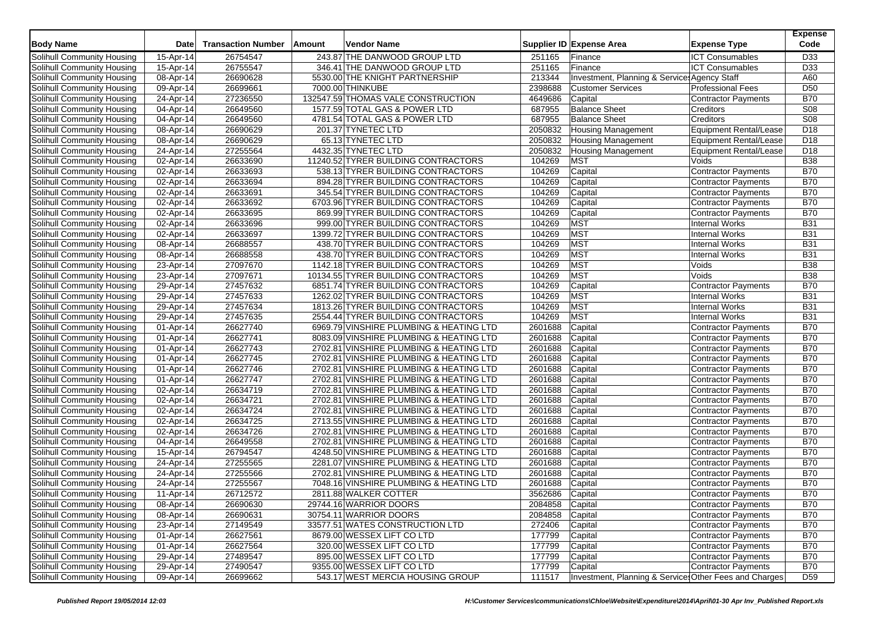| Body Name | Date | Transaction Number | Amount | Vendor Name | Supplier ID | Expense Area | Expense Type | Expense Code |
|---|---|---|---|---|---|---|---|---|
| Solihull Community Housing | 15-Apr-14 | 26754547 | 243.87 | THE DANWOOD GROUP LTD | 251165 | Finance | ICT Consumables | D33 |
| Solihull Community Housing | 15-Apr-14 | 26755547 | 346.41 | THE DANWOOD GROUP LTD | 251165 | Finance | ICT Consumables | D33 |
| Solihull Community Housing | 08-Apr-14 | 26690628 | 5530.00 | THE KNIGHT PARTNERSHIP | 213344 | Investment, Planning & Services | Agency Staff | A60 |
| Solihull Community Housing | 09-Apr-14 | 26699661 | 7000.00 | THINKUBE | 2398688 | Customer Services | Professional Fees | D50 |
| Solihull Community Housing | 24-Apr-14 | 27236550 | 132547.59 | THOMAS VALE CONSTRUCTION | 4649686 | Capital | Contractor Payments | B70 |
| Solihull Community Housing | 04-Apr-14 | 26649560 | 1577.59 | TOTAL GAS & POWER LTD | 687955 | Balance Sheet | Creditors | S08 |
| Solihull Community Housing | 04-Apr-14 | 26649560 | 4781.54 | TOTAL GAS & POWER LTD | 687955 | Balance Sheet | Creditors | S08 |
| Solihull Community Housing | 08-Apr-14 | 26690629 | 201.37 | TYNETEC LTD | 2050832 | Housing Management | Equipment Rental/Lease | D18 |
| Solihull Community Housing | 08-Apr-14 | 26690629 | 65.13 | TYNETEC LTD | 2050832 | Housing Management | Equipment Rental/Lease | D18 |
| Solihull Community Housing | 24-Apr-14 | 27255564 | 4432.35 | TYNETEC LTD | 2050832 | Housing Management | Equipment Rental/Lease | D18 |
| Solihull Community Housing | 02-Apr-14 | 26633690 | 11240.52 | TYRER BUILDING CONTRACTORS | 104269 | MST | Voids | B38 |
| Solihull Community Housing | 02-Apr-14 | 26633693 | 538.13 | TYRER BUILDING CONTRACTORS | 104269 | Capital | Contractor Payments | B70 |
| Solihull Community Housing | 02-Apr-14 | 26633694 | 894.28 | TYRER BUILDING CONTRACTORS | 104269 | Capital | Contractor Payments | B70 |
| Solihull Community Housing | 02-Apr-14 | 26633691 | 345.54 | TYRER BUILDING CONTRACTORS | 104269 | Capital | Contractor Payments | B70 |
| Solihull Community Housing | 02-Apr-14 | 26633692 | 6703.96 | TYRER BUILDING CONTRACTORS | 104269 | Capital | Contractor Payments | B70 |
| Solihull Community Housing | 02-Apr-14 | 26633695 | 869.99 | TYRER BUILDING CONTRACTORS | 104269 | Capital | Contractor Payments | B70 |
| Solihull Community Housing | 02-Apr-14 | 26633696 | 999.00 | TYRER BUILDING CONTRACTORS | 104269 | MST | Internal Works | B31 |
| Solihull Community Housing | 02-Apr-14 | 26633697 | 1399.72 | TYRER BUILDING CONTRACTORS | 104269 | MST | Internal Works | B31 |
| Solihull Community Housing | 08-Apr-14 | 26688557 | 438.70 | TYRER BUILDING CONTRACTORS | 104269 | MST | Internal Works | B31 |
| Solihull Community Housing | 08-Apr-14 | 26688558 | 438.70 | TYRER BUILDING CONTRACTORS | 104269 | MST | Internal Works | B31 |
| Solihull Community Housing | 23-Apr-14 | 27097670 | 1142.18 | TYRER BUILDING CONTRACTORS | 104269 | MST | Voids | B38 |
| Solihull Community Housing | 23-Apr-14 | 27097671 | 10134.55 | TYRER BUILDING CONTRACTORS | 104269 | MST | Voids | B38 |
| Solihull Community Housing | 29-Apr-14 | 27457632 | 6851.74 | TYRER BUILDING CONTRACTORS | 104269 | Capital | Contractor Payments | B70 |
| Solihull Community Housing | 29-Apr-14 | 27457633 | 1262.02 | TYRER BUILDING CONTRACTORS | 104269 | MST | Internal Works | B31 |
| Solihull Community Housing | 29-Apr-14 | 27457634 | 1813.26 | TYRER BUILDING CONTRACTORS | 104269 | MST | Internal Works | B31 |
| Solihull Community Housing | 29-Apr-14 | 27457635 | 2554.44 | TYRER BUILDING CONTRACTORS | 104269 | MST | Internal Works | B31 |
| Solihull Community Housing | 01-Apr-14 | 26627740 | 6969.79 | VINSHIRE PLUMBING & HEATING LTD | 2601688 | Capital | Contractor Payments | B70 |
| Solihull Community Housing | 01-Apr-14 | 26627741 | 8083.09 | VINSHIRE PLUMBING & HEATING LTD | 2601688 | Capital | Contractor Payments | B70 |
| Solihull Community Housing | 01-Apr-14 | 26627743 | 2702.81 | VINSHIRE PLUMBING & HEATING LTD | 2601688 | Capital | Contractor Payments | B70 |
| Solihull Community Housing | 01-Apr-14 | 26627745 | 2702.81 | VINSHIRE PLUMBING & HEATING LTD | 2601688 | Capital | Contractor Payments | B70 |
| Solihull Community Housing | 01-Apr-14 | 26627746 | 2702.81 | VINSHIRE PLUMBING & HEATING LTD | 2601688 | Capital | Contractor Payments | B70 |
| Solihull Community Housing | 01-Apr-14 | 26627747 | 2702.81 | VINSHIRE PLUMBING & HEATING LTD | 2601688 | Capital | Contractor Payments | B70 |
| Solihull Community Housing | 02-Apr-14 | 26634719 | 2702.81 | VINSHIRE PLUMBING & HEATING LTD | 2601688 | Capital | Contractor Payments | B70 |
| Solihull Community Housing | 02-Apr-14 | 26634721 | 2702.81 | VINSHIRE PLUMBING & HEATING LTD | 2601688 | Capital | Contractor Payments | B70 |
| Solihull Community Housing | 02-Apr-14 | 26634724 | 2702.81 | VINSHIRE PLUMBING & HEATING LTD | 2601688 | Capital | Contractor Payments | B70 |
| Solihull Community Housing | 02-Apr-14 | 26634725 | 2713.55 | VINSHIRE PLUMBING & HEATING LTD | 2601688 | Capital | Contractor Payments | B70 |
| Solihull Community Housing | 02-Apr-14 | 26634726 | 2702.81 | VINSHIRE PLUMBING & HEATING LTD | 2601688 | Capital | Contractor Payments | B70 |
| Solihull Community Housing | 04-Apr-14 | 26649558 | 2702.81 | VINSHIRE PLUMBING & HEATING LTD | 2601688 | Capital | Contractor Payments | B70 |
| Solihull Community Housing | 15-Apr-14 | 26794547 | 4248.50 | VINSHIRE PLUMBING & HEATING LTD | 2601688 | Capital | Contractor Payments | B70 |
| Solihull Community Housing | 24-Apr-14 | 27255565 | 2281.07 | VINSHIRE PLUMBING & HEATING LTD | 2601688 | Capital | Contractor Payments | B70 |
| Solihull Community Housing | 24-Apr-14 | 27255566 | 2702.81 | VINSHIRE PLUMBING & HEATING LTD | 2601688 | Capital | Contractor Payments | B70 |
| Solihull Community Housing | 24-Apr-14 | 27255567 | 7048.16 | VINSHIRE PLUMBING & HEATING LTD | 2601688 | Capital | Contractor Payments | B70 |
| Solihull Community Housing | 11-Apr-14 | 26712572 | 2811.88 | WALKER COTTER | 3562686 | Capital | Contractor Payments | B70 |
| Solihull Community Housing | 08-Apr-14 | 26690630 | 29744.16 | WARRIOR DOORS | 2084858 | Capital | Contractor Payments | B70 |
| Solihull Community Housing | 08-Apr-14 | 26690631 | 30754.11 | WARRIOR DOORS | 2084858 | Capital | Contractor Payments | B70 |
| Solihull Community Housing | 23-Apr-14 | 27149549 | 33577.51 | WATES CONSTRUCTION LTD | 272406 | Capital | Contractor Payments | B70 |
| Solihull Community Housing | 01-Apr-14 | 26627561 | 8679.00 | WESSEX LIFT CO LTD | 177799 | Capital | Contractor Payments | B70 |
| Solihull Community Housing | 01-Apr-14 | 26627564 | 320.00 | WESSEX LIFT CO LTD | 177799 | Capital | Contractor Payments | B70 |
| Solihull Community Housing | 29-Apr-14 | 27489547 | 895.00 | WESSEX LIFT CO LTD | 177799 | Capital | Contractor Payments | B70 |
| Solihull Community Housing | 29-Apr-14 | 27490547 | 9355.00 | WESSEX LIFT CO LTD | 177799 | Capital | Contractor Payments | B70 |
| Solihull Community Housing | 09-Apr-14 | 26699662 | 543.17 | WEST MERCIA HOUSING GROUP | 111517 | Investment, Planning & Services | Other Fees and Charges | D59 |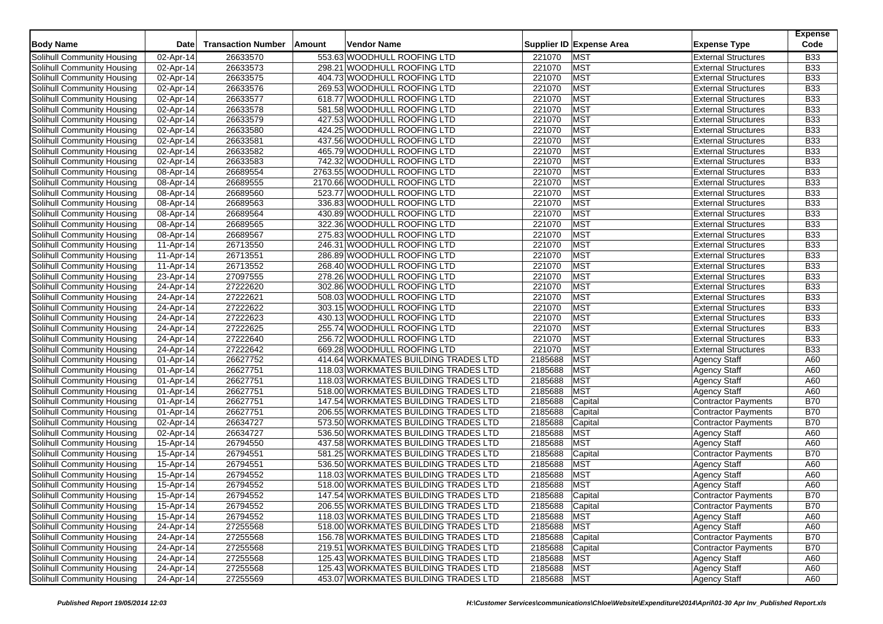| Body Name | Date | Transaction Number | Amount | Vendor Name | Supplier ID | Expense Area | Expense Type | Expense Code |
|---|---|---|---|---|---|---|---|---|
| Solihull Community Housing | 02-Apr-14 | 26633570 | 553.63 | WOODHULL ROOFING LTD | 221070 | MST | External Structures | B33 |
| Solihull Community Housing | 02-Apr-14 | 26633573 | 298.21 | WOODHULL ROOFING LTD | 221070 | MST | External Structures | B33 |
| Solihull Community Housing | 02-Apr-14 | 26633575 | 404.73 | WOODHULL ROOFING LTD | 221070 | MST | External Structures | B33 |
| Solihull Community Housing | 02-Apr-14 | 26633576 | 269.53 | WOODHULL ROOFING LTD | 221070 | MST | External Structures | B33 |
| Solihull Community Housing | 02-Apr-14 | 26633577 | 618.77 | WOODHULL ROOFING LTD | 221070 | MST | External Structures | B33 |
| Solihull Community Housing | 02-Apr-14 | 26633578 | 581.58 | WOODHULL ROOFING LTD | 221070 | MST | External Structures | B33 |
| Solihull Community Housing | 02-Apr-14 | 26633579 | 427.53 | WOODHULL ROOFING LTD | 221070 | MST | External Structures | B33 |
| Solihull Community Housing | 02-Apr-14 | 26633580 | 424.25 | WOODHULL ROOFING LTD | 221070 | MST | External Structures | B33 |
| Solihull Community Housing | 02-Apr-14 | 26633581 | 437.56 | WOODHULL ROOFING LTD | 221070 | MST | External Structures | B33 |
| Solihull Community Housing | 02-Apr-14 | 26633582 | 465.79 | WOODHULL ROOFING LTD | 221070 | MST | External Structures | B33 |
| Solihull Community Housing | 02-Apr-14 | 26633583 | 742.32 | WOODHULL ROOFING LTD | 221070 | MST | External Structures | B33 |
| Solihull Community Housing | 08-Apr-14 | 26689554 | 2763.55 | WOODHULL ROOFING LTD | 221070 | MST | External Structures | B33 |
| Solihull Community Housing | 08-Apr-14 | 26689555 | 2170.66 | WOODHULL ROOFING LTD | 221070 | MST | External Structures | B33 |
| Solihull Community Housing | 08-Apr-14 | 26689560 | 523.77 | WOODHULL ROOFING LTD | 221070 | MST | External Structures | B33 |
| Solihull Community Housing | 08-Apr-14 | 26689563 | 336.83 | WOODHULL ROOFING LTD | 221070 | MST | External Structures | B33 |
| Solihull Community Housing | 08-Apr-14 | 26689564 | 430.89 | WOODHULL ROOFING LTD | 221070 | MST | External Structures | B33 |
| Solihull Community Housing | 08-Apr-14 | 26689565 | 322.36 | WOODHULL ROOFING LTD | 221070 | MST | External Structures | B33 |
| Solihull Community Housing | 08-Apr-14 | 26689567 | 275.83 | WOODHULL ROOFING LTD | 221070 | MST | External Structures | B33 |
| Solihull Community Housing | 11-Apr-14 | 26713550 | 246.31 | WOODHULL ROOFING LTD | 221070 | MST | External Structures | B33 |
| Solihull Community Housing | 11-Apr-14 | 26713551 | 286.89 | WOODHULL ROOFING LTD | 221070 | MST | External Structures | B33 |
| Solihull Community Housing | 11-Apr-14 | 26713552 | 268.40 | WOODHULL ROOFING LTD | 221070 | MST | External Structures | B33 |
| Solihull Community Housing | 23-Apr-14 | 27097555 | 278.26 | WOODHULL ROOFING LTD | 221070 | MST | External Structures | B33 |
| Solihull Community Housing | 24-Apr-14 | 27222620 | 302.86 | WOODHULL ROOFING LTD | 221070 | MST | External Structures | B33 |
| Solihull Community Housing | 24-Apr-14 | 27222621 | 508.03 | WOODHULL ROOFING LTD | 221070 | MST | External Structures | B33 |
| Solihull Community Housing | 24-Apr-14 | 27222622 | 303.15 | WOODHULL ROOFING LTD | 221070 | MST | External Structures | B33 |
| Solihull Community Housing | 24-Apr-14 | 27222623 | 430.13 | WOODHULL ROOFING LTD | 221070 | MST | External Structures | B33 |
| Solihull Community Housing | 24-Apr-14 | 27222625 | 255.74 | WOODHULL ROOFING LTD | 221070 | MST | External Structures | B33 |
| Solihull Community Housing | 24-Apr-14 | 27222640 | 256.72 | WOODHULL ROOFING LTD | 221070 | MST | External Structures | B33 |
| Solihull Community Housing | 24-Apr-14 | 27222642 | 669.28 | WOODHULL ROOFING LTD | 221070 | MST | External Structures | B33 |
| Solihull Community Housing | 01-Apr-14 | 26627752 | 414.64 | WORKMATES BUILDING TRADES LTD | 2185688 | MST | Agency Staff | A60 |
| Solihull Community Housing | 01-Apr-14 | 26627751 | 118.03 | WORKMATES BUILDING TRADES LTD | 2185688 | MST | Agency Staff | A60 |
| Solihull Community Housing | 01-Apr-14 | 26627751 | 118.03 | WORKMATES BUILDING TRADES LTD | 2185688 | MST | Agency Staff | A60 |
| Solihull Community Housing | 01-Apr-14 | 26627751 | 518.00 | WORKMATES BUILDING TRADES LTD | 2185688 | MST | Agency Staff | A60 |
| Solihull Community Housing | 01-Apr-14 | 26627751 | 147.54 | WORKMATES BUILDING TRADES LTD | 2185688 | Capital | Contractor Payments | B70 |
| Solihull Community Housing | 01-Apr-14 | 26627751 | 206.55 | WORKMATES BUILDING TRADES LTD | 2185688 | Capital | Contractor Payments | B70 |
| Solihull Community Housing | 02-Apr-14 | 26634727 | 573.50 | WORKMATES BUILDING TRADES LTD | 2185688 | Capital | Contractor Payments | B70 |
| Solihull Community Housing | 02-Apr-14 | 26634727 | 536.50 | WORKMATES BUILDING TRADES LTD | 2185688 | MST | Agency Staff | A60 |
| Solihull Community Housing | 15-Apr-14 | 26794550 | 437.58 | WORKMATES BUILDING TRADES LTD | 2185688 | MST | Agency Staff | A60 |
| Solihull Community Housing | 15-Apr-14 | 26794551 | 581.25 | WORKMATES BUILDING TRADES LTD | 2185688 | Capital | Contractor Payments | B70 |
| Solihull Community Housing | 15-Apr-14 | 26794551 | 536.50 | WORKMATES BUILDING TRADES LTD | 2185688 | MST | Agency Staff | A60 |
| Solihull Community Housing | 15-Apr-14 | 26794552 | 118.03 | WORKMATES BUILDING TRADES LTD | 2185688 | MST | Agency Staff | A60 |
| Solihull Community Housing | 15-Apr-14 | 26794552 | 518.00 | WORKMATES BUILDING TRADES LTD | 2185688 | MST | Agency Staff | A60 |
| Solihull Community Housing | 15-Apr-14 | 26794552 | 147.54 | WORKMATES BUILDING TRADES LTD | 2185688 | Capital | Contractor Payments | B70 |
| Solihull Community Housing | 15-Apr-14 | 26794552 | 206.55 | WORKMATES BUILDING TRADES LTD | 2185688 | Capital | Contractor Payments | B70 |
| Solihull Community Housing | 15-Apr-14 | 26794552 | 118.03 | WORKMATES BUILDING TRADES LTD | 2185688 | MST | Agency Staff | A60 |
| Solihull Community Housing | 24-Apr-14 | 27255568 | 518.00 | WORKMATES BUILDING TRADES LTD | 2185688 | MST | Agency Staff | A60 |
| Solihull Community Housing | 24-Apr-14 | 27255568 | 156.78 | WORKMATES BUILDING TRADES LTD | 2185688 | Capital | Contractor Payments | B70 |
| Solihull Community Housing | 24-Apr-14 | 27255568 | 219.51 | WORKMATES BUILDING TRADES LTD | 2185688 | Capital | Contractor Payments | B70 |
| Solihull Community Housing | 24-Apr-14 | 27255568 | 125.43 | WORKMATES BUILDING TRADES LTD | 2185688 | MST | Agency Staff | A60 |
| Solihull Community Housing | 24-Apr-14 | 27255568 | 125.43 | WORKMATES BUILDING TRADES LTD | 2185688 | MST | Agency Staff | A60 |
| Solihull Community Housing | 24-Apr-14 | 27255569 | 453.07 | WORKMATES BUILDING TRADES LTD | 2185688 | MST | Agency Staff | A60 |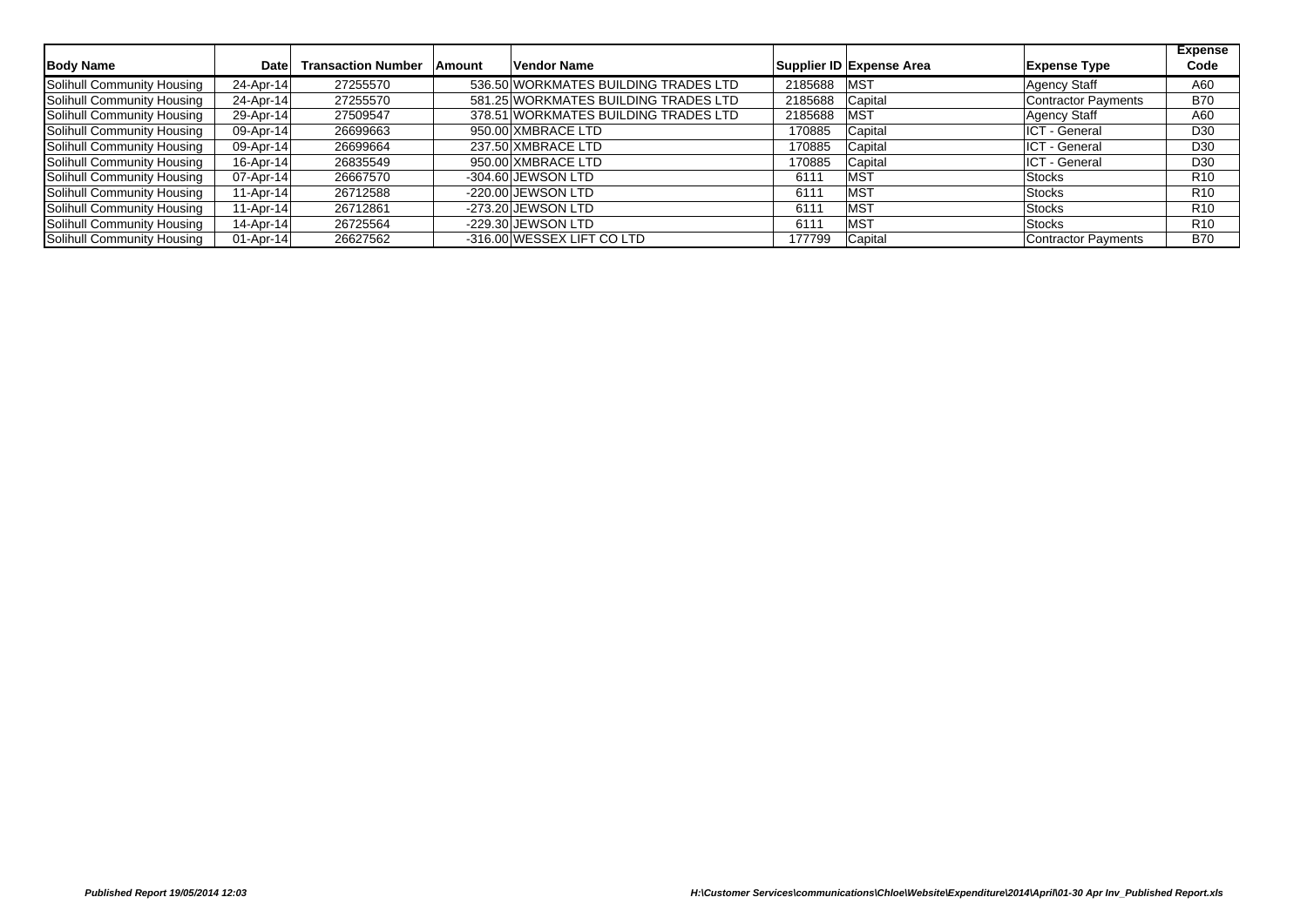| Body Name | Date | Transaction Number | Amount | Vendor Name | Supplier ID | Expense Area | Expense Type | Expense Code |
|---|---|---|---|---|---|---|---|---|
| Solihull Community Housing | 24-Apr-14 | 27255570 | 536.50 | WORKMATES BUILDING TRADES LTD | 2185688 | MST | Agency Staff | A60 |
| Solihull Community Housing | 24-Apr-14 | 27255570 | 581.25 | WORKMATES BUILDING TRADES LTD | 2185688 | Capital | Contractor Payments | B70 |
| Solihull Community Housing | 29-Apr-14 | 27509547 | 378.51 | WORKMATES BUILDING TRADES LTD | 2185688 | MST | Agency Staff | A60 |
| Solihull Community Housing | 09-Apr-14 | 26699663 | 950.00 | XMBRACE LTD | 170885 | Capital | ICT - General | D30 |
| Solihull Community Housing | 09-Apr-14 | 26699664 | 237.50 | XMBRACE LTD | 170885 | Capital | ICT - General | D30 |
| Solihull Community Housing | 16-Apr-14 | 26835549 | 950.00 | XMBRACE LTD | 170885 | Capital | ICT - General | D30 |
| Solihull Community Housing | 07-Apr-14 | 26667570 | -304.60 | JEWSON LTD | 6111 | MST | Stocks | R10 |
| Solihull Community Housing | 11-Apr-14 | 26712588 | -220.00 | JEWSON LTD | 6111 | MST | Stocks | R10 |
| Solihull Community Housing | 11-Apr-14 | 26712861 | -273.20 | JEWSON LTD | 6111 | MST | Stocks | R10 |
| Solihull Community Housing | 14-Apr-14 | 26725564 | -229.30 | JEWSON LTD | 6111 | MST | Stocks | R10 |
| Solihull Community Housing | 01-Apr-14 | 26627562 | -316.00 | WESSEX LIFT CO LTD | 177799 | Capital | Contractor Payments | B70 |

*Published Report 19/05/2014 12:03*

*H:\Customer Services\communications\Chloe\Website\Expenditure\2014\April\01-30 Apr Inv_Published Report.xls*